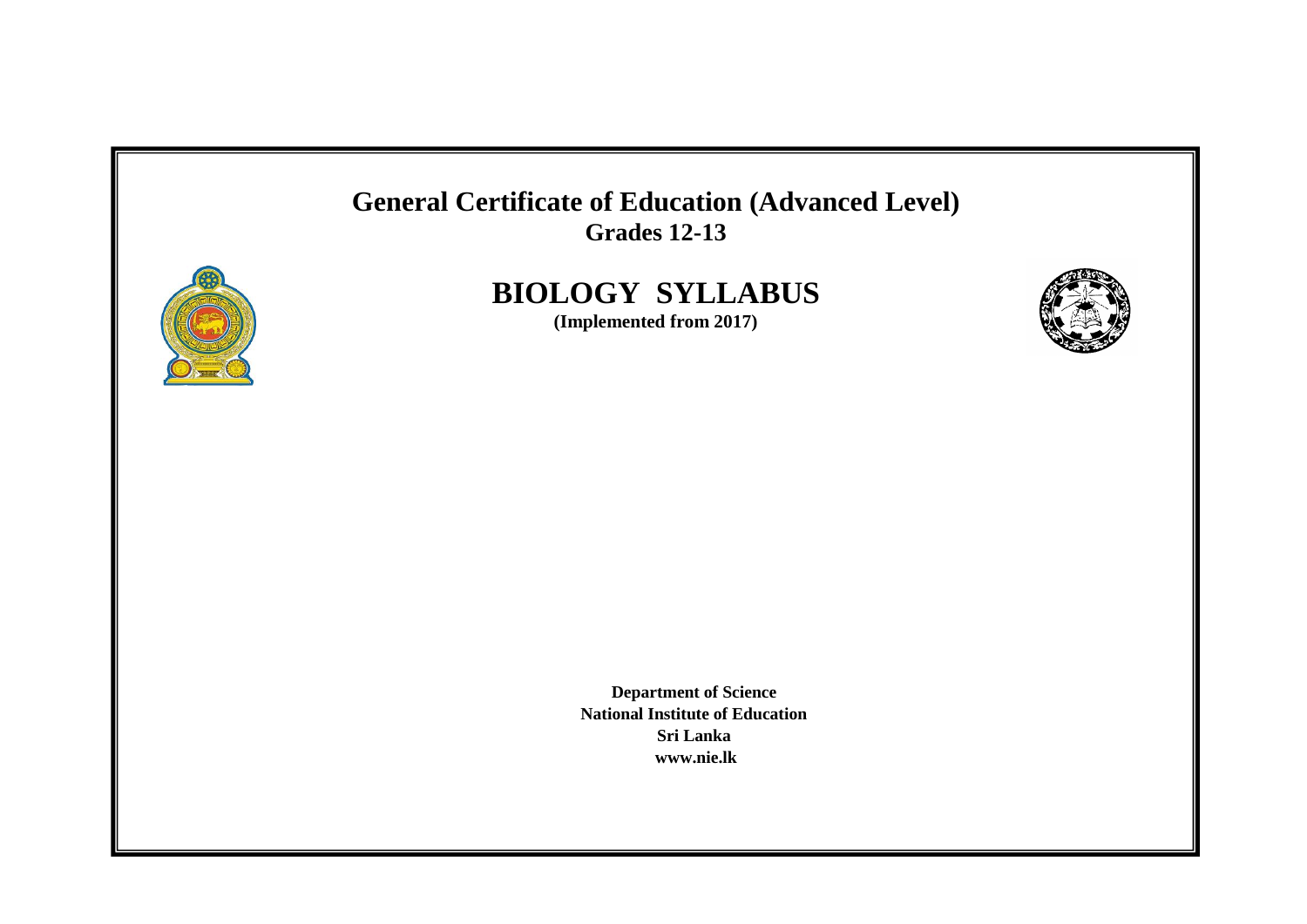# General Certificate of Education (Advanced Level)

**Grades 12-13**

# BIOLOGY SYLLABUS

**(Implemented from 2017)**

**Department of Science**
**National Institute of Education**
**Sri Lanka**
**www.nie.lk**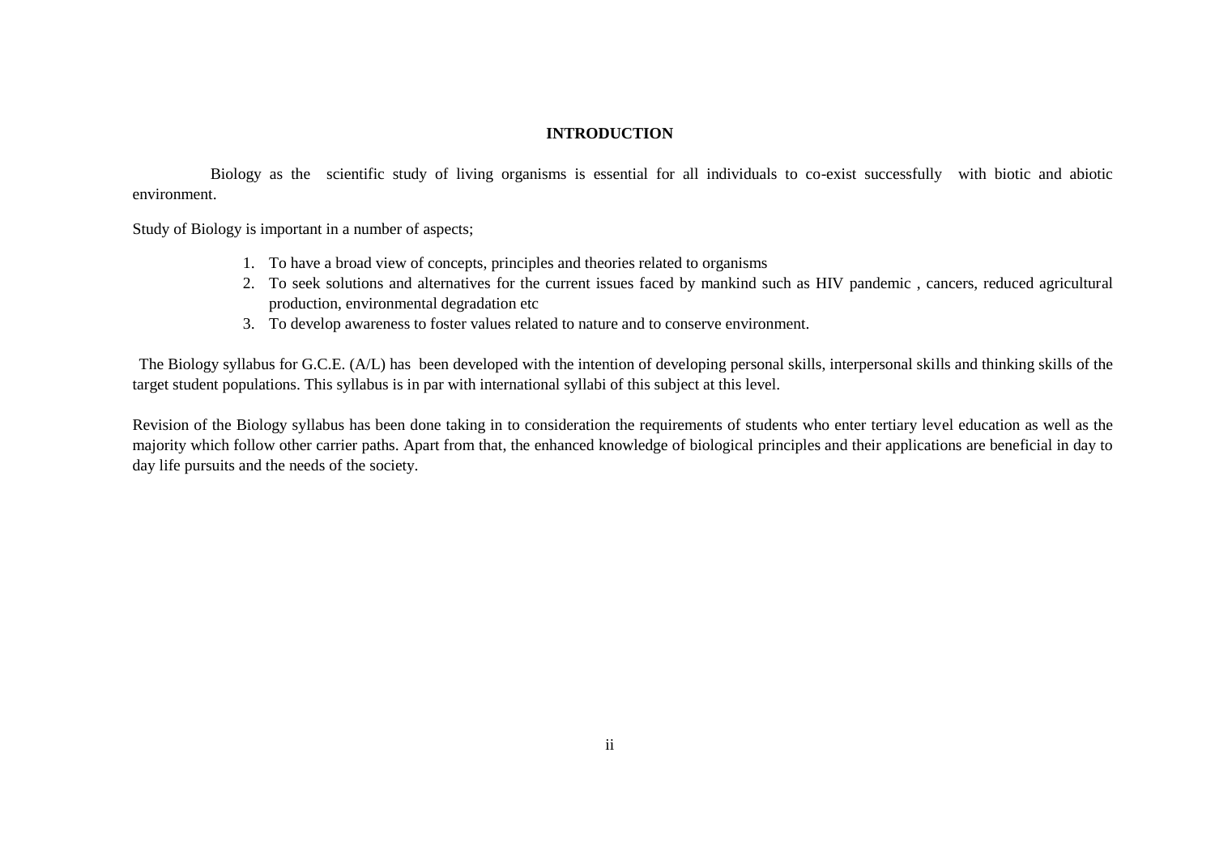# INTRODUCTION

Biology as the scientific study of living organisms is essential for all individuals to co-exist successfully with biotic and abiotic environment.

Study of Biology is important in a number of aspects;

1. To have a broad view of concepts, principles and theories related to organisms
2. To seek solutions and alternatives for the current issues faced by mankind such as HIV pandemic , cancers, reduced agricultural production, environmental degradation etc
3. To develop awareness to foster values related to nature and to conserve environment.

The Biology syllabus for G.C.E. (A/L) has been developed with the intention of developing personal skills, interpersonal skills and thinking skills of the target student populations. This syllabus is in par with international syllabi of this subject at this level.

Revision of the Biology syllabus has been done taking in to consideration the requirements of students who enter tertiary level education as well as the majority which follow other carrier paths. Apart from that, the enhanced knowledge of biological principles and their applications are beneficial in day to day life pursuits and the needs of the society.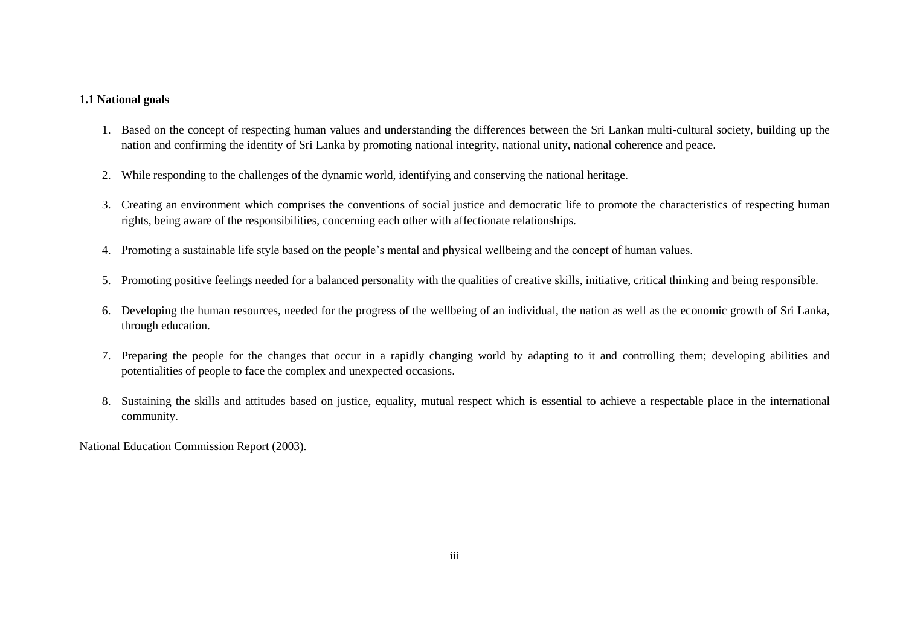### 1.1 National goals

1. Based on the concept of respecting human values and understanding the differences between the Sri Lankan multi-cultural society, building up the nation and confirming the identity of Sri Lanka by promoting national integrity, national unity, national coherence and peace.

2. While responding to the challenges of the dynamic world, identifying and conserving the national heritage.

3. Creating an environment which comprises the conventions of social justice and democratic life to promote the characteristics of respecting human rights, being aware of the responsibilities, concerning each other with affectionate relationships.

4. Promoting a sustainable life style based on the people's mental and physical wellbeing and the concept of human values.

5. Promoting positive feelings needed for a balanced personality with the qualities of creative skills, initiative, critical thinking and being responsible.

6. Developing the human resources, needed for the progress of the wellbeing of an individual, the nation as well as the economic growth of Sri Lanka, through education.

7. Preparing the people for the changes that occur in a rapidly changing world by adapting to it and controlling them; developing abilities and potentialities of people to face the complex and unexpected occasions.

8. Sustaining the skills and attitudes based on justice, equality, mutual respect which is essential to achieve a respectable place in the international community.

National Education Commission Report (2003).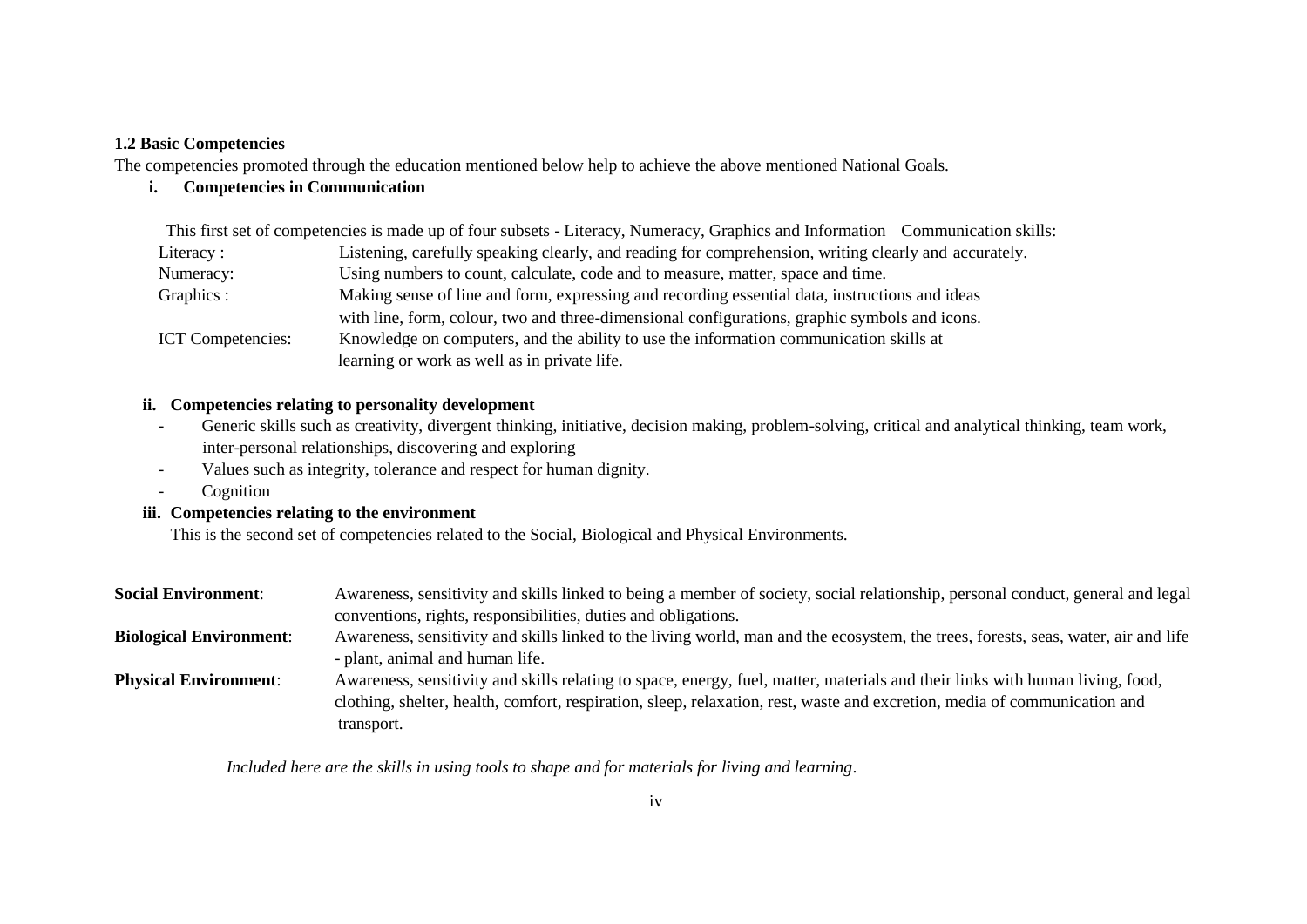### 1.2 Basic Competencies

The competencies promoted through the education mentioned below help to achieve the above mentioned National Goals.

**i. Competencies in Communication**

This first set of competencies is made up of four subsets - Literacy, Numeracy, Graphics and Information Communication skills:

Literacy : Listening, carefully speaking clearly, and reading for comprehension, writing clearly and accurately.

Numeracy: Using numbers to count, calculate, code and to measure, matter, space and time.

Graphics : Making sense of line and form, expressing and recording essential data, instructions and ideas with line, form, colour, two and three-dimensional configurations, graphic symbols and icons.

ICT Competencies: Knowledge on computers, and the ability to use the information communication skills at learning or work as well as in private life.

**ii. Competencies relating to personality development**

- Generic skills such as creativity, divergent thinking, initiative, decision making, problem-solving, critical and analytical thinking, team work, inter-personal relationships, discovering and exploring
- Values such as integrity, tolerance and respect for human dignity.
- Cognition

**iii. Competencies relating to the environment**

This is the second set of competencies related to the Social, Biological and Physical Environments.

**Social Environment**: Awareness, sensitivity and skills linked to being a member of society, social relationship, personal conduct, general and legal conventions, rights, responsibilities, duties and obligations.

**Biological Environment**: Awareness, sensitivity and skills linked to the living world, man and the ecosystem, the trees, forests, seas, water, air and life - plant, animal and human life.

**Physical Environment**: Awareness, sensitivity and skills relating to space, energy, fuel, matter, materials and their links with human living, food, clothing, shelter, health, comfort, respiration, sleep, relaxation, rest, waste and excretion, media of communication and transport.

*Included here are the skills in using tools to shape and for materials for living and learning*.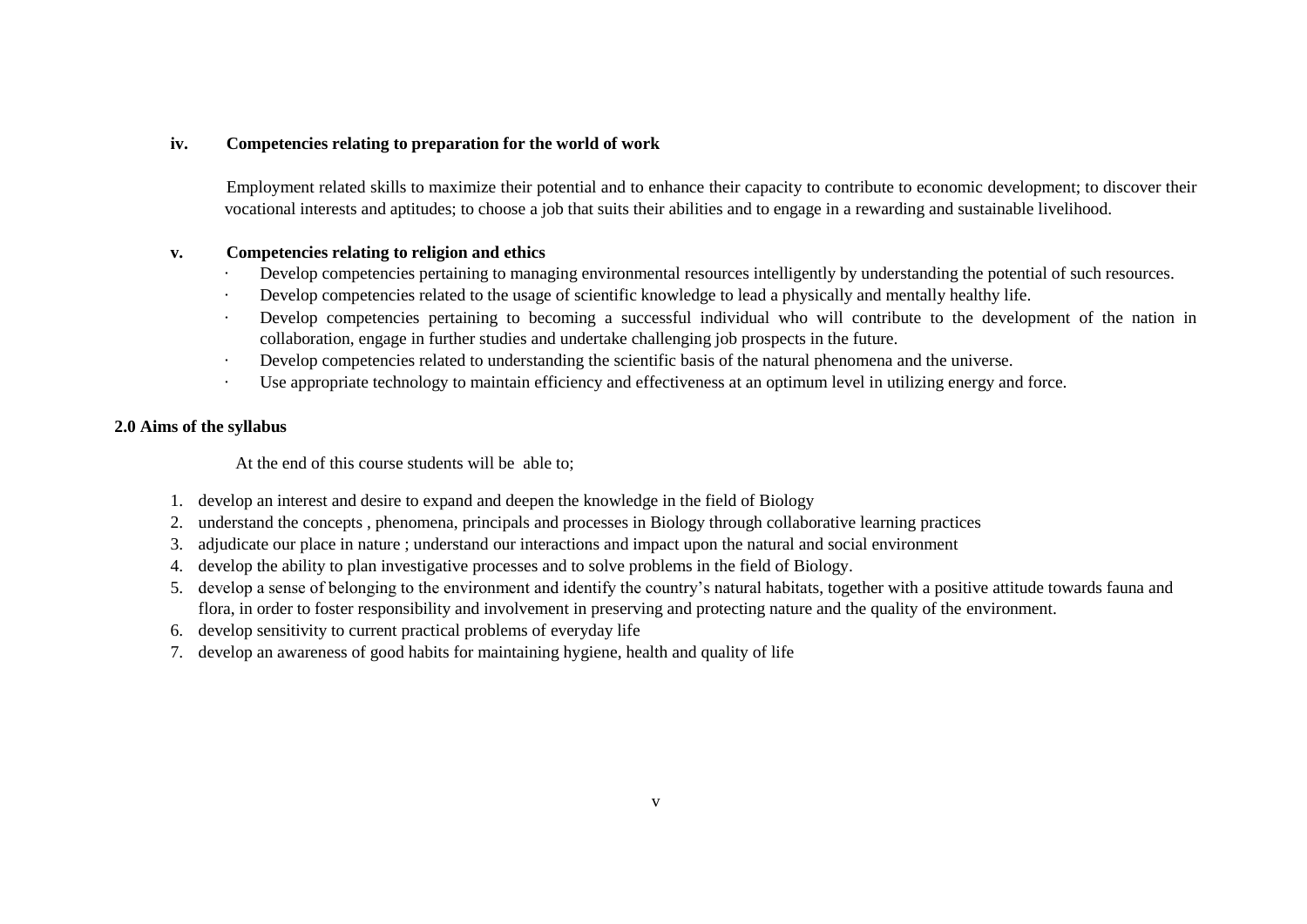**iv. Competencies relating to preparation for the world of work**

Employment related skills to maximize their potential and to enhance their capacity to contribute to economic development; to discover their vocational interests and aptitudes; to choose a job that suits their abilities and to engage in a rewarding and sustainable livelihood.

**v. Competencies relating to religion and ethics**

- Develop competencies pertaining to managing environmental resources intelligently by understanding the potential of such resources.
- Develop competencies related to the usage of scientific knowledge to lead a physically and mentally healthy life.
- Develop competencies pertaining to becoming a successful individual who will contribute to the development of the nation in collaboration, engage in further studies and undertake challenging job prospects in the future.
- Develop competencies related to understanding the scientific basis of the natural phenomena and the universe.
- Use appropriate technology to maintain efficiency and effectiveness at an optimum level in utilizing energy and force.

## 2.0 Aims of the syllabus

At the end of this course students will be able to;

1. develop an interest and desire to expand and deepen the knowledge in the field of Biology
2. understand the concepts , phenomena, principals and processes in Biology through collaborative learning practices
3. adjudicate our place in nature ; understand our interactions and impact upon the natural and social environment
4. develop the ability to plan investigative processes and to solve problems in the field of Biology.
5. develop a sense of belonging to the environment and identify the country's natural habitats, together with a positive attitude towards fauna and flora, in order to foster responsibility and involvement in preserving and protecting nature and the quality of the environment.
6. develop sensitivity to current practical problems of everyday life
7. develop an awareness of good habits for maintaining hygiene, health and quality of life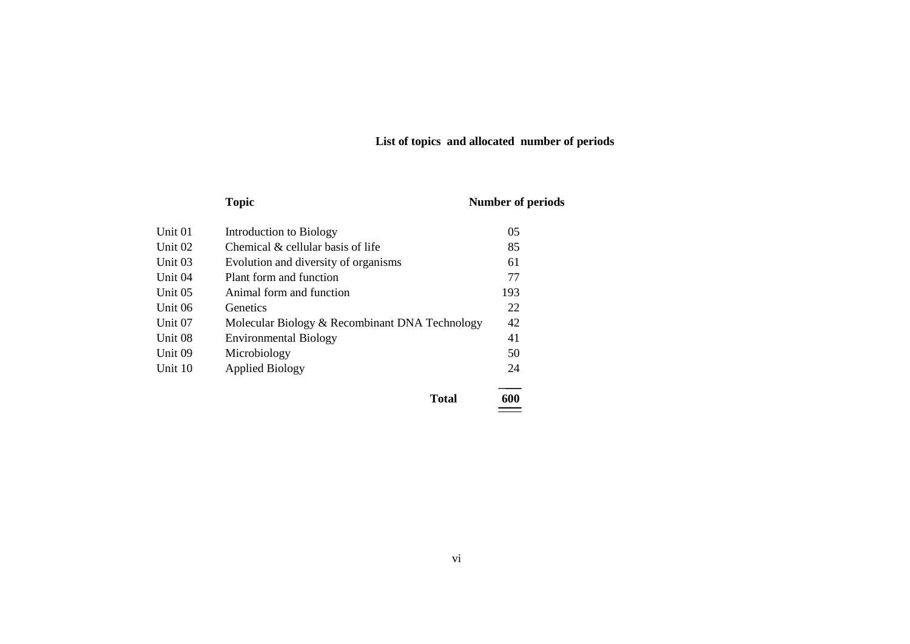## List of topics and allocated number of periods

| | Topic | Number of periods |
|---|---|---|
| Unit 01 | Introduction to Biology | 05 |
| Unit 02 | Chemical & cellular basis of life | 85 |
| Unit 03 | Evolution and diversity of organisms | 61 |
| Unit 04 | Plant form and function | 77 |
| Unit 05 | Animal form and function | 193 |
| Unit 06 | Genetics | 22 |
| Unit 07 | Molecular Biology & Recombinant DNA Technology | 42 |
| Unit 08 | Environmental Biology | 41 |
| Unit 09 | Microbiology | 50 |
| Unit 10 | Applied Biology | 24 |
| | **Total** | **600** |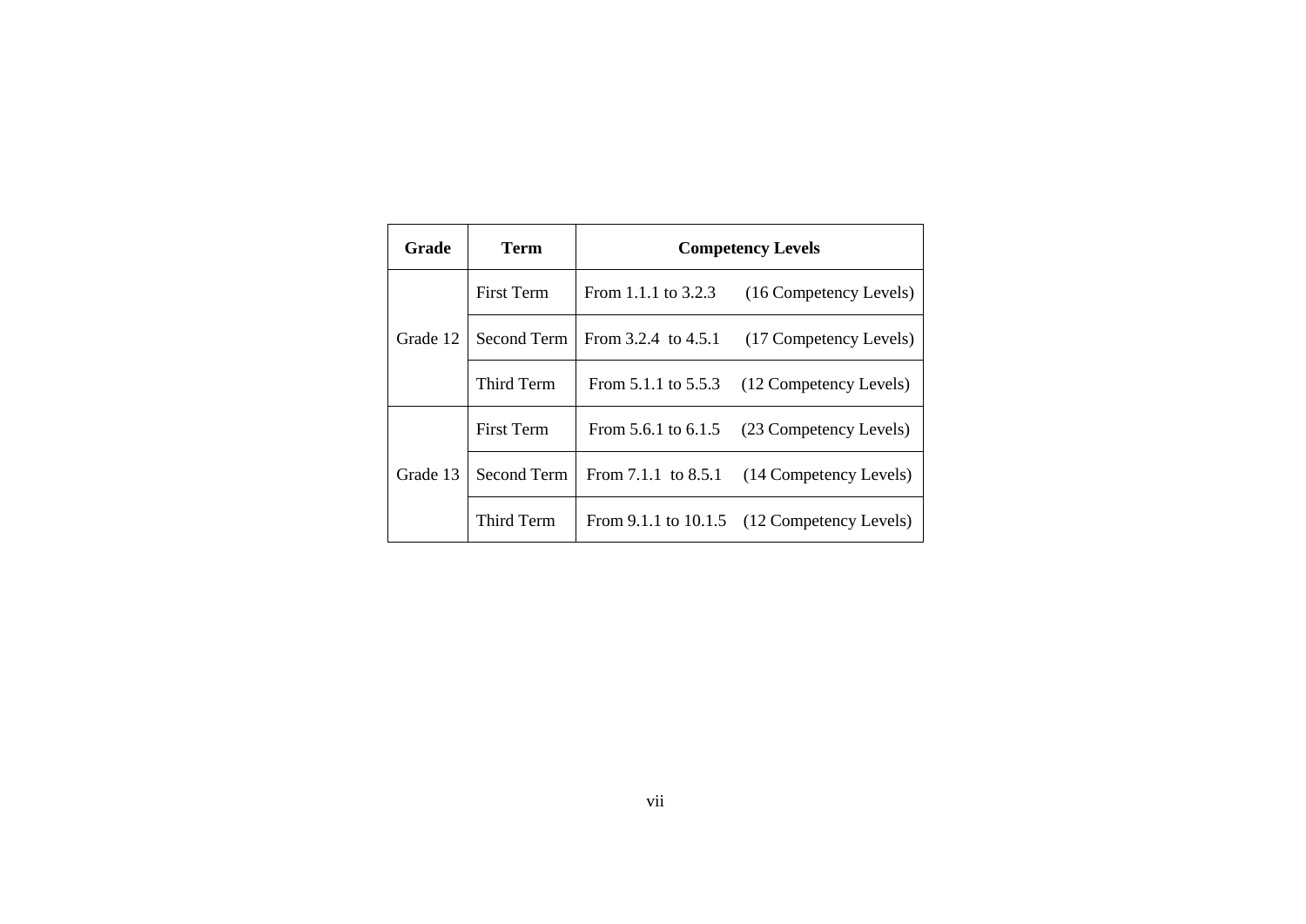| Grade | Term | Competency Levels |
|---|---|---|
| Grade 12 | First Term | From 1.1.1 to 3.2.3 (16 Competency Levels) |
| | Second Term | From 3.2.4 to 4.5.1 (17 Competency Levels) |
| | Third Term | From 5.1.1 to 5.5.3 (12 Competency Levels) |
| Grade 13 | First Term | From 5.6.1 to 6.1.5 (23 Competency Levels) |
| | Second Term | From 7.1.1 to 8.5.1 (14 Competency Levels) |
| | Third Term | From 9.1.1 to 10.1.5 (12 Competency Levels) |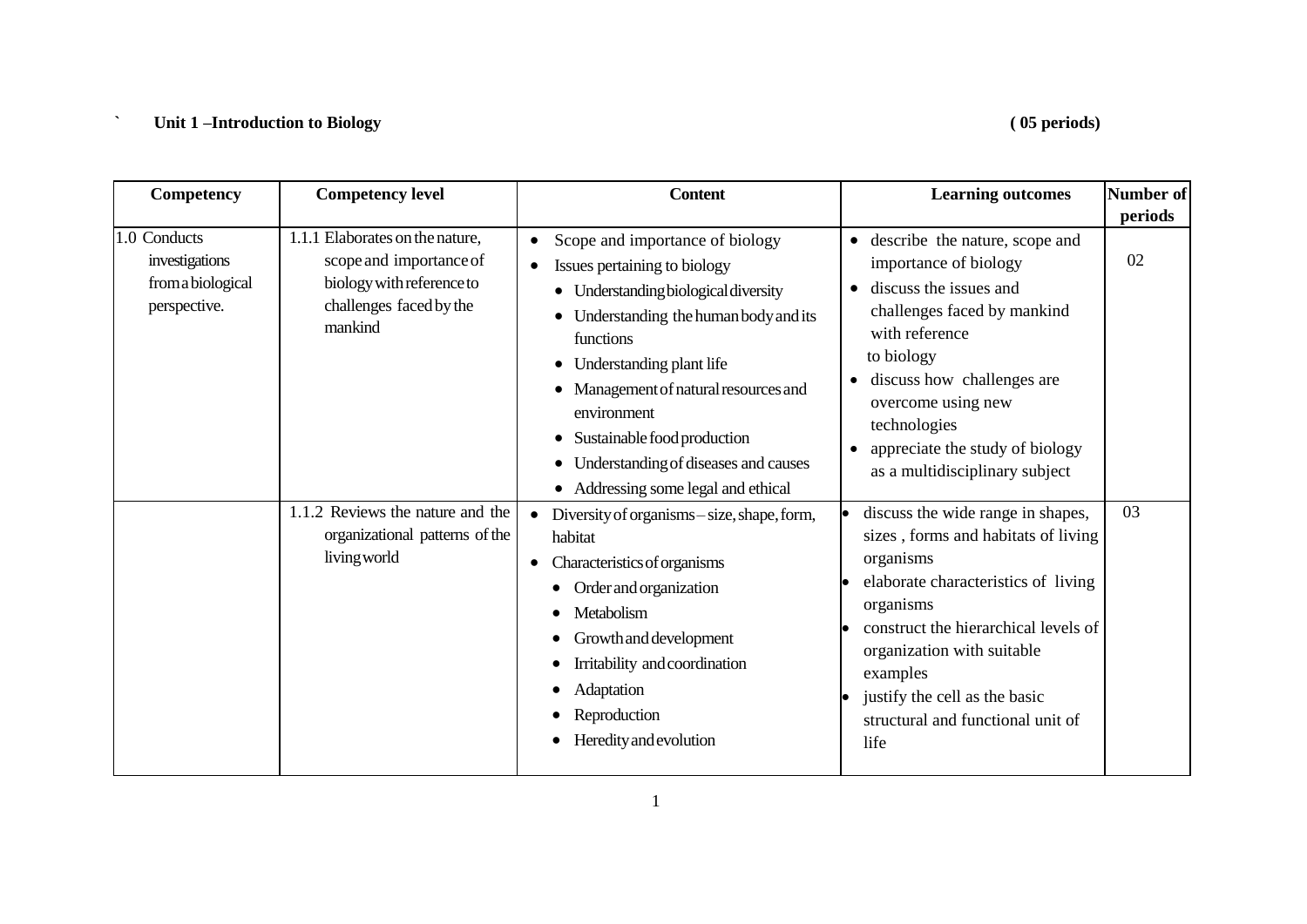## Unit 1 –Introduction to Biology ( 05 periods)

| Competency | Competency level | Content | Learning outcomes | Number of periods |
|---|---|---|---|---|
| 1.0 Conducts investigations from a biological perspective. | 1.1.1 Elaborates on the nature, scope and importance of biology with reference to challenges faced by the mankind | • Scope and importance of biology<br>• Issues pertaining to biology<br>  • Understanding biological diversity<br>  • Understanding the human body and its functions<br>  • Understanding plant life<br>  • Management of natural resources and environment<br>  • Sustainable food production<br>  • Understanding of diseases and causes<br>  • Addressing some legal and ethical | • describe the nature, scope and importance of biology<br>• discuss the issues and challenges faced by mankind with reference to biology<br>• discuss how challenges are overcome using new technologies<br>• appreciate the study of biology as a multidisciplinary subject | 02 |
| | 1.1.2 Reviews the nature and the organizational patterns of the living world | • Diversity of organisms – size, shape, form, habitat<br>• Characteristics of organisms<br>  • Order and organization<br>  • Metabolism<br>  • Growth and development<br>  • Irritability and coordination<br>  • Adaptation<br>  • Reproduction<br>  • Heredity and evolution | • discuss the wide range in shapes, sizes , forms and habitats of living organisms<br>• elaborate characteristics of living organisms<br>• construct the hierarchical levels of organization with suitable examples<br>• justify the cell as the basic structural and functional unit of life | 03 |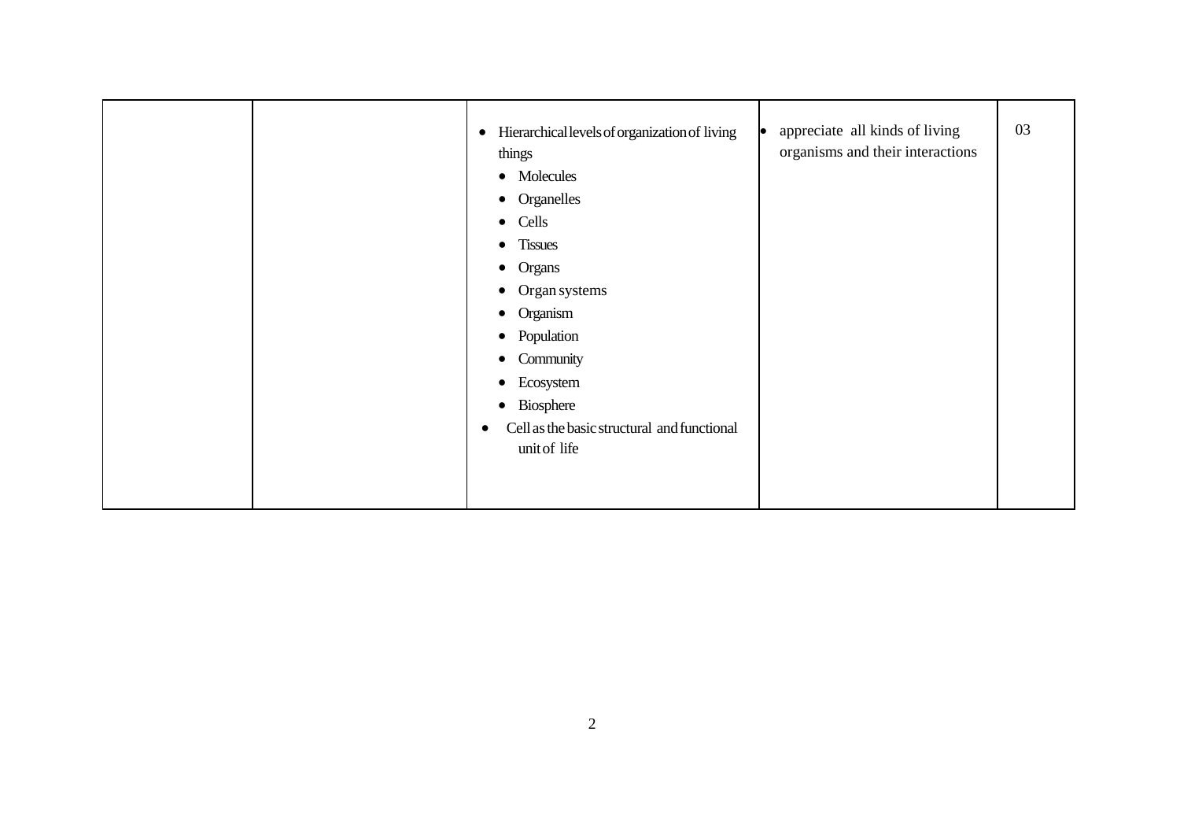| | | | | |
|---|---|---|---|---|
| | | • Hierarchical levels of organization of living things<br>• Molecules<br>• Organelles<br>• Cells<br>• Tissues<br>• Organs<br>• Organ systems<br>• Organism<br>• Population<br>• Community<br>• Ecosystem<br>• Biosphere<br>• Cell as the basic structural and functional unit of life | • appreciate all kinds of living organisms and their interactions | 03 |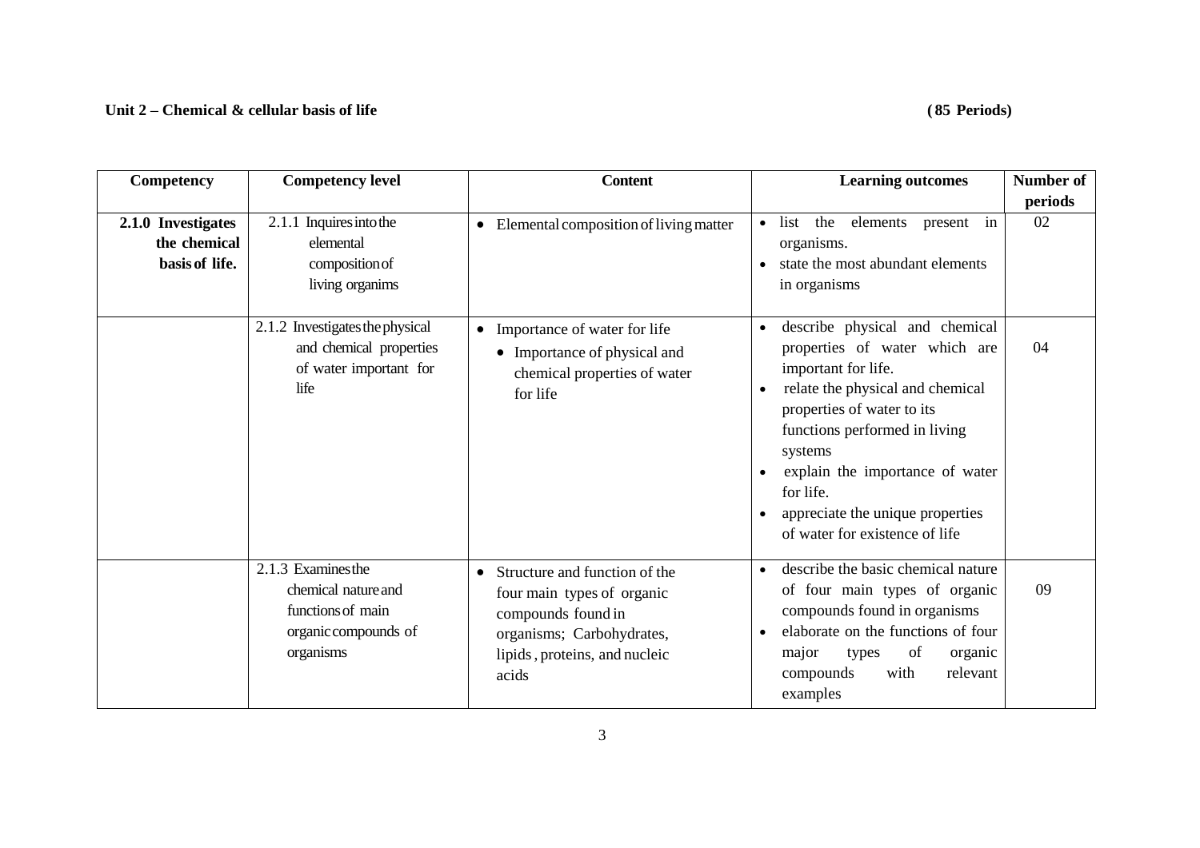**Unit 2 – Chemical & cellular basis of life** **(85 Periods)**

| Competency | Competency level | Content | Learning outcomes | Number of periods |
|---|---|---|---|---|
| **2.1.0 Investigates the chemical basis of life.** | 2.1.1 Inquires into the elemental composition of living organims | • Elemental composition of living matter | • list the elements present in organisms.<br>• state the most abundant elements in organisms | 02 |
| | 2.1.2 Investigates the physical and chemical properties of water important for life | • Importance of water for life<br>• Importance of physical and chemical properties of water for life | • describe physical and chemical properties of water which are important for life.<br>• relate the physical and chemical properties of water to its functions performed in living systems<br>• explain the importance of water for life.<br>• appreciate the unique properties of water for existence of life | 04 |
| | 2.1.3 Examines the chemical nature and functions of main organic compounds of organisms | • Structure and function of the four main types of organic compounds found in organisms; Carbohydrates, lipids , proteins, and nucleic acids | • describe the basic chemical nature of four main types of organic compounds found in organisms<br>• elaborate on the functions of four major types of organic compounds with relevant examples | 09 |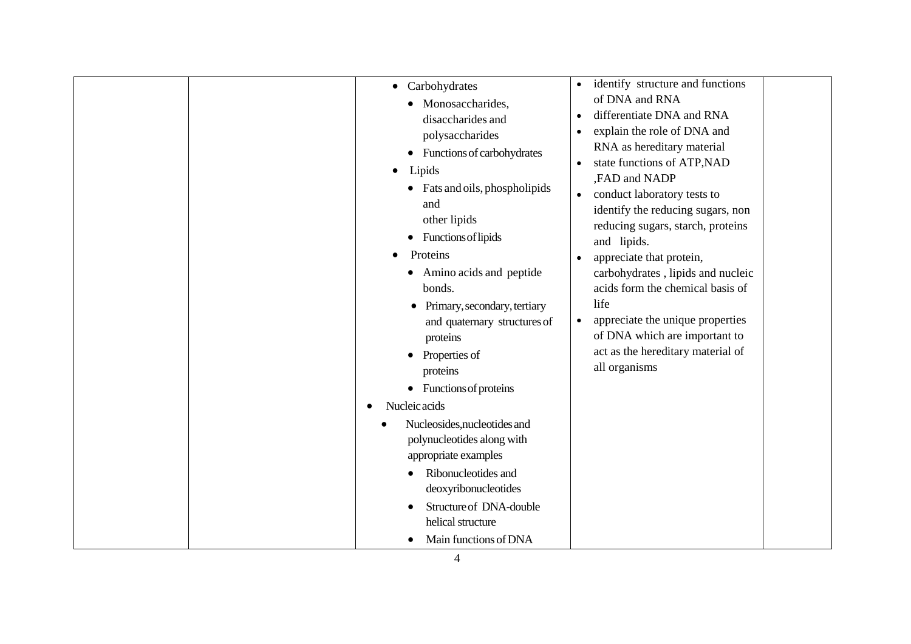|  |  |  |  |  |
|---|---|---|---|---|
|  |  | • Carbohydrates<br>• Monosaccharides, disaccharides and polysaccharides<br>• Functions of carbohydrates<br>• Lipids<br>• Fats and oils, phospholipids and other lipids<br>• Functions of lipids<br>• Proteins<br>• Amino acids and peptide bonds.<br>• Primary, secondary, tertiary and quaternary structures of proteins<br>• Properties of proteins<br>• Functions of proteins<br>• Nucleic acids<br>• Nucleosides,nucleotides and polynucleotides along with appropriate examples<br>• Ribonucleotides and deoxyribonucleotides<br>• Structure of DNA-double helical structure<br>• Main functions of DNA | • identify structure and functions of DNA and RNA<br>• differentiate DNA and RNA<br>• explain the role of DNA and RNA as hereditary material<br>• state functions of ATP,NAD ,FAD and NADP<br>• conduct laboratory tests to identify the reducing sugars, non reducing sugars, starch, proteins and lipids.<br>• appreciate that protein, carbohydrates , lipids and nucleic acids form the chemical basis of life<br>• appreciate the unique properties of DNA which are important to act as the hereditary material of all organisms |  |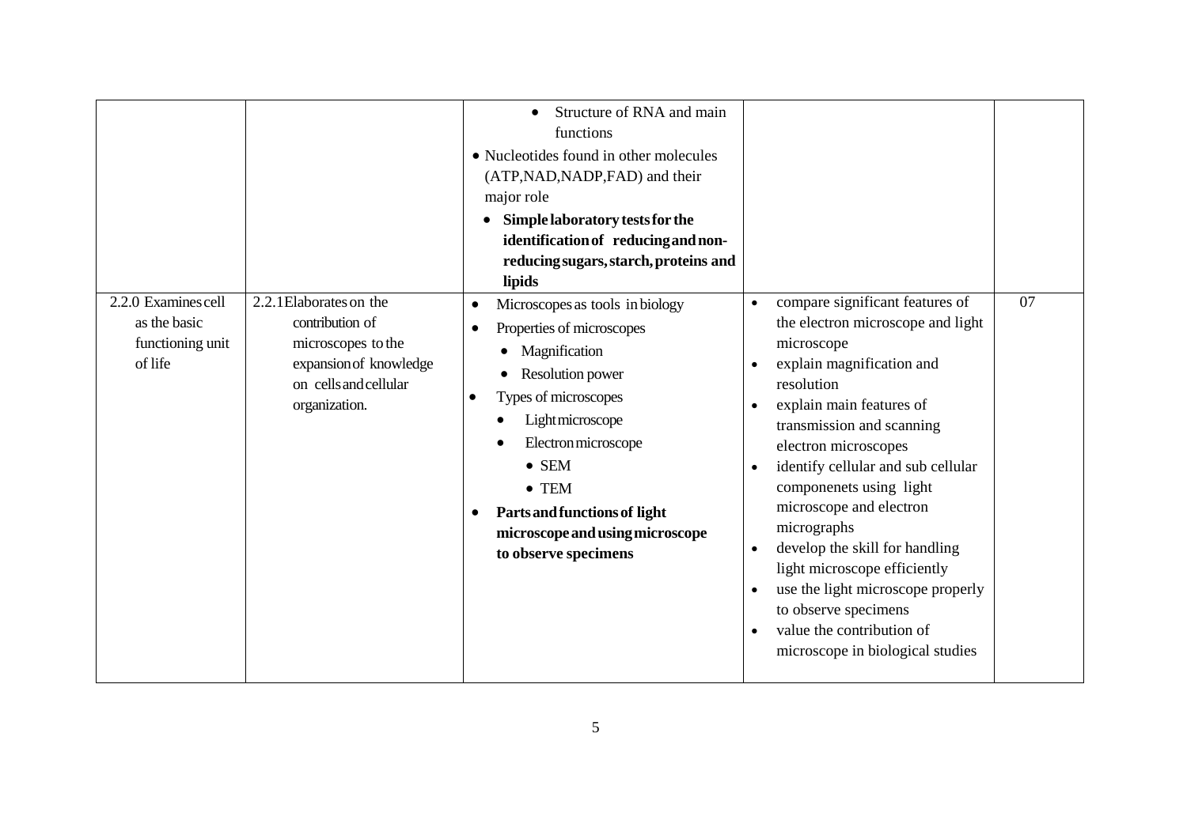| | | | | |
|---|---|---|---|---|
| | | • Structure of RNA and main functions<br>• Nucleotides found in other molecules (ATP,NAD,NADP,FAD) and their major role<br>• **Simple laboratory tests for the identification of reducing and non-reducing sugars, starch, proteins and lipids** | | |
| 2.2.0 Examines cell as the basic functioning unit of life | 2.2.1 Elaborates on the contribution of microscopes to the expansion of knowledge on cells and cellular organization. | • Microscopes as tools in biology<br>• Properties of microscopes<br>&nbsp;&nbsp;• Magnification<br>&nbsp;&nbsp;• Resolution power<br>• Types of microscopes<br>&nbsp;&nbsp;• Light microscope<br>&nbsp;&nbsp;• Electron microscope<br>&nbsp;&nbsp;&nbsp;&nbsp;• SEM<br>&nbsp;&nbsp;&nbsp;&nbsp;• TEM<br>• **Parts and functions of light microscope and using microscope to observe specimens** | • compare significant features of the electron microscope and light microscope<br>• explain magnification and resolution<br>• explain main features of transmission and scanning electron microscopes<br>• identify cellular and sub cellular componenets using light microscope and electron micrographs<br>• develop the skill for handling light microscope efficiently<br>• use the light microscope properly to observe specimens<br>• value the contribution of microscope in biological studies | 07 |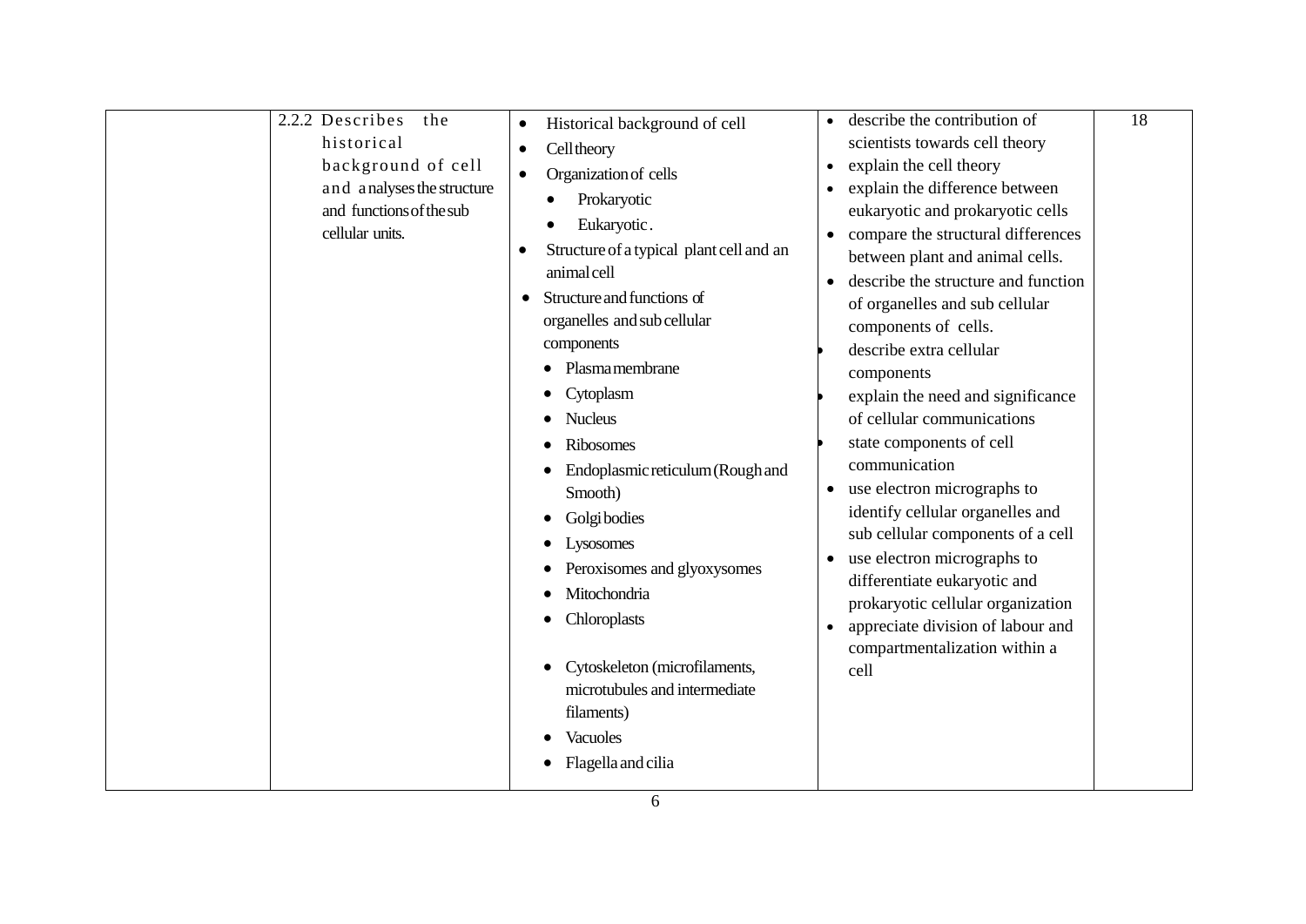| | | | | |
|---|---|---|---|---|
| | 2.2.2 Describes the historical background of cell and analyses the structure and functions of the sub cellular units. | • Historical background of cell<br>• Cell theory<br>• Organization of cells<br>  • Prokaryotic<br>  • Eukaryotic.<br>• Structure of a typical plant cell and an animal cell<br>• Structure and functions of organelles and sub cellular components<br>  • Plasma membrane<br>  • Cytoplasm<br>  • Nucleus<br>  • Ribosomes<br>  • Endoplasmic reticulum (Rough and Smooth)<br>  • Golgi bodies<br>  • Lysosomes<br>  • Peroxisomes and glyoxysomes<br>  • Mitochondria<br>  • Chloroplasts<br>  • Cytoskeleton (microfilaments, microtubules and intermediate filaments)<br>  • Vacuoles<br>  • Flagella and cilia | • describe the contribution of scientists towards cell theory<br>• explain the cell theory<br>• explain the difference between eukaryotic and prokaryotic cells<br>• compare the structural differences between plant and animal cells.<br>• describe the structure and function of organelles and sub cellular components of cells.<br>• describe extra cellular components<br>• explain the need and significance of cellular communications<br>• state components of cell communication<br>• use electron micrographs to identify cellular organelles and sub cellular components of a cell<br>• use electron micrographs to differentiate eukaryotic and prokaryotic cellular organization<br>• appreciate division of labour and compartmentalization within a cell | 18 |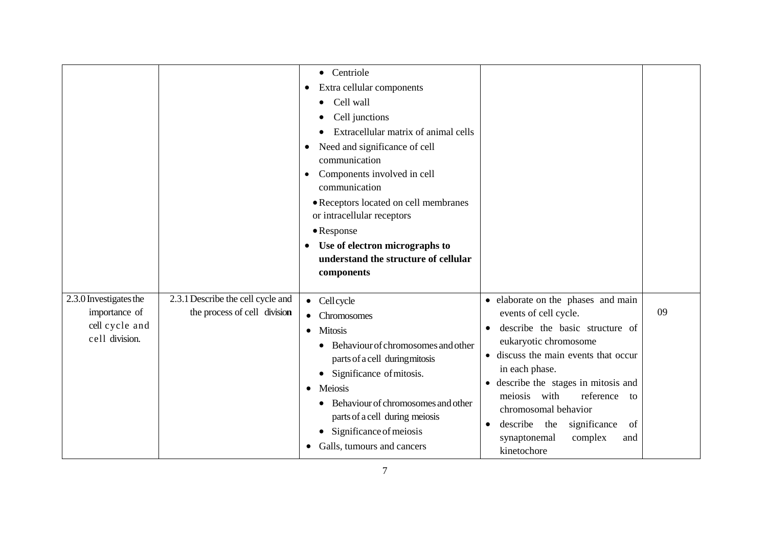| | | | | |
|---|---|---|---|---|
| | | • Centriole<br>• Extra cellular components<br>• Cell wall<br>• Cell junctions<br>• Extracellular matrix of animal cells<br>• Need and significance of cell communication<br>• Components involved in cell communication<br>• Receptors located on cell membranes or intracellular receptors<br>• Response<br>• **Use of electron micrographs to understand the structure of cellular components** | | |
| 2.3.0 Investigates the importance of cell cycle and cell division. | 2.3.1 Describe the cell cycle and the process of cell division | • Cell cycle<br>• Chromosomes<br>• Mitosis<br>• Behaviour of chromosomes and other parts of a cell during mitosis<br>• Significance of mitosis.<br>• Meiosis<br>• Behaviour of chromosomes and other parts of a cell during meiosis<br>• Significance of meiosis<br>• Galls, tumours and cancers | • elaborate on the phases and main events of cell cycle.<br>• describe the basic structure of eukaryotic chromosome<br>• discuss the main events that occur in each phase.<br>• describe the stages in mitosis and meiosis with reference to chromosomal behavior<br>• describe the significance of synaptonemal complex and kinetochore | 09 |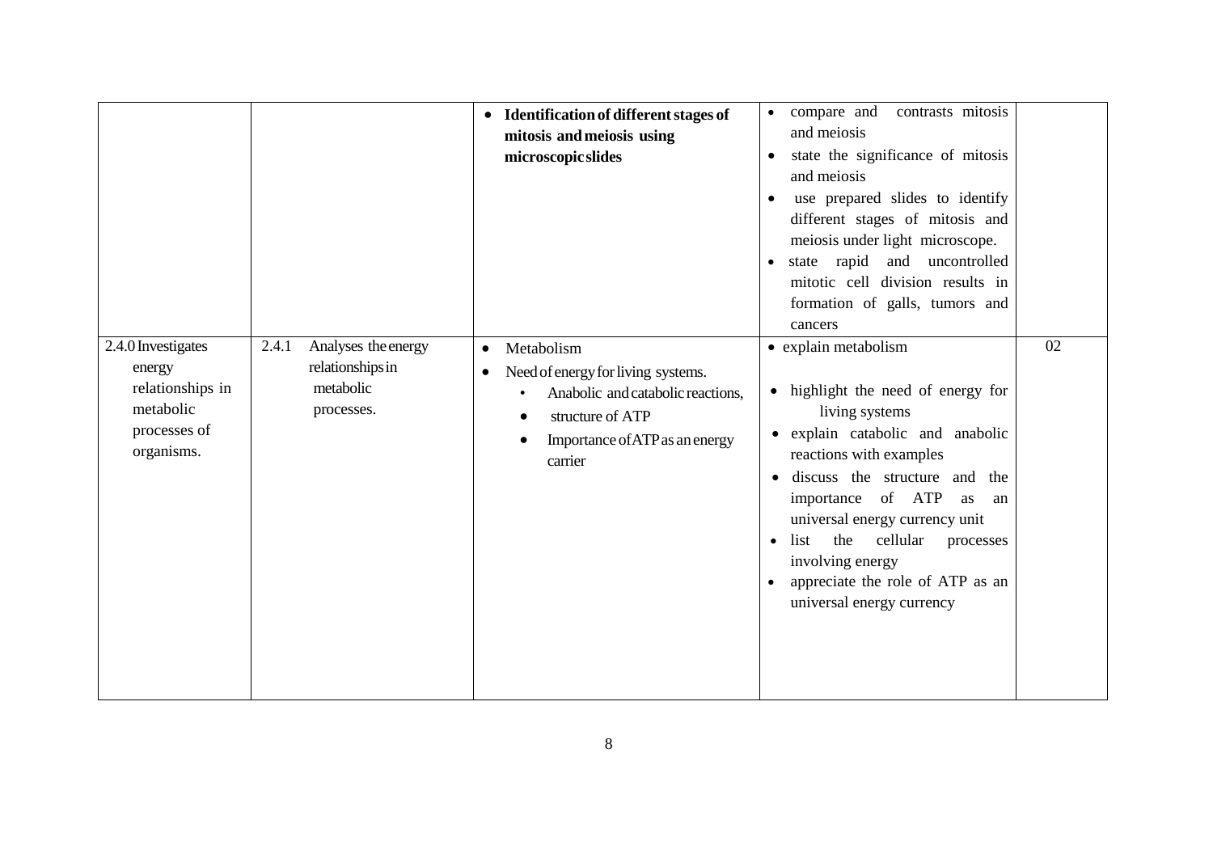| | | | | |
|---|---|---|---|---|
| | | • **Identification of different stages of mitosis and meiosis using microscopic slides** | • compare and contrasts mitosis and meiosis<br>• state the significance of mitosis and meiosis<br>• use prepared slides to identify different stages of mitosis and meiosis under light microscope.<br>• state rapid and uncontrolled mitotic cell division results in formation of galls, tumors and cancers | |
| 2.4.0 Investigates energy relationships in metabolic processes of organisms. | 2.4.1 Analyses the energy relationships in metabolic processes. | • Metabolism<br>• Need of energy for living systems.<br>  • Anabolic and catabolic reactions,<br>  • structure of ATP<br>  • Importance of ATP as an energy carrier | • explain metabolism<br>• highlight the need of energy for living systems<br>• explain catabolic and anabolic reactions with examples<br>• discuss the structure and the importance of ATP as an universal energy currency unit<br>• list the cellular processes involving energy<br>• appreciate the role of ATP as an universal energy currency | 02 |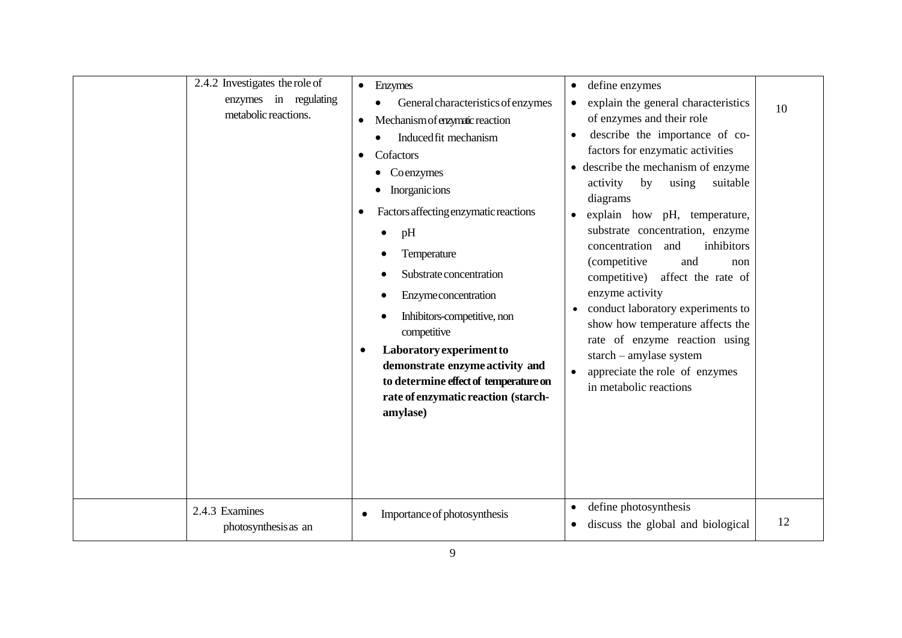| | | | | |
|---|---|---|---|---|
| | 2.4.2 Investigates the role of enzymes in regulating metabolic reactions. | • Enzymes<br>  • General characteristics of enzymes<br>• Mechanism of enzymatic reaction<br>  • Induced fit mechanism<br>• Cofactors<br>  • Co enzymes<br>  • Inorganic ions<br>• Factors affecting enzymatic reactions<br>  • pH<br>  • Temperature<br>  • Substrate concentration<br>  • Enzyme concentration<br>  • Inhibitors-competitive, non competitive<br>• **Laboratory experiment to demonstrate enzyme activity and to determine effect of temperature on rate of enzymatic reaction (starch-amylase)** | • define enzymes<br>• explain the general characteristics of enzymes and their role<br>• describe the importance of co-factors for enzymatic activities<br>• describe the mechanism of enzyme activity by using suitable diagrams<br>• explain how pH, temperature, substrate concentration, enzyme concentration and inhibitors (competitive and non competitive) affect the rate of enzyme activity<br>• conduct laboratory experiments to show how temperature affects the rate of enzyme reaction using starch – amylase system<br>• appreciate the role of enzymes in metabolic reactions | 10 |
| | 2.4.3 Examines photosynthesis as an | • Importance of photosynthesis | • define photosynthesis<br>• discuss the global and biological | 12 |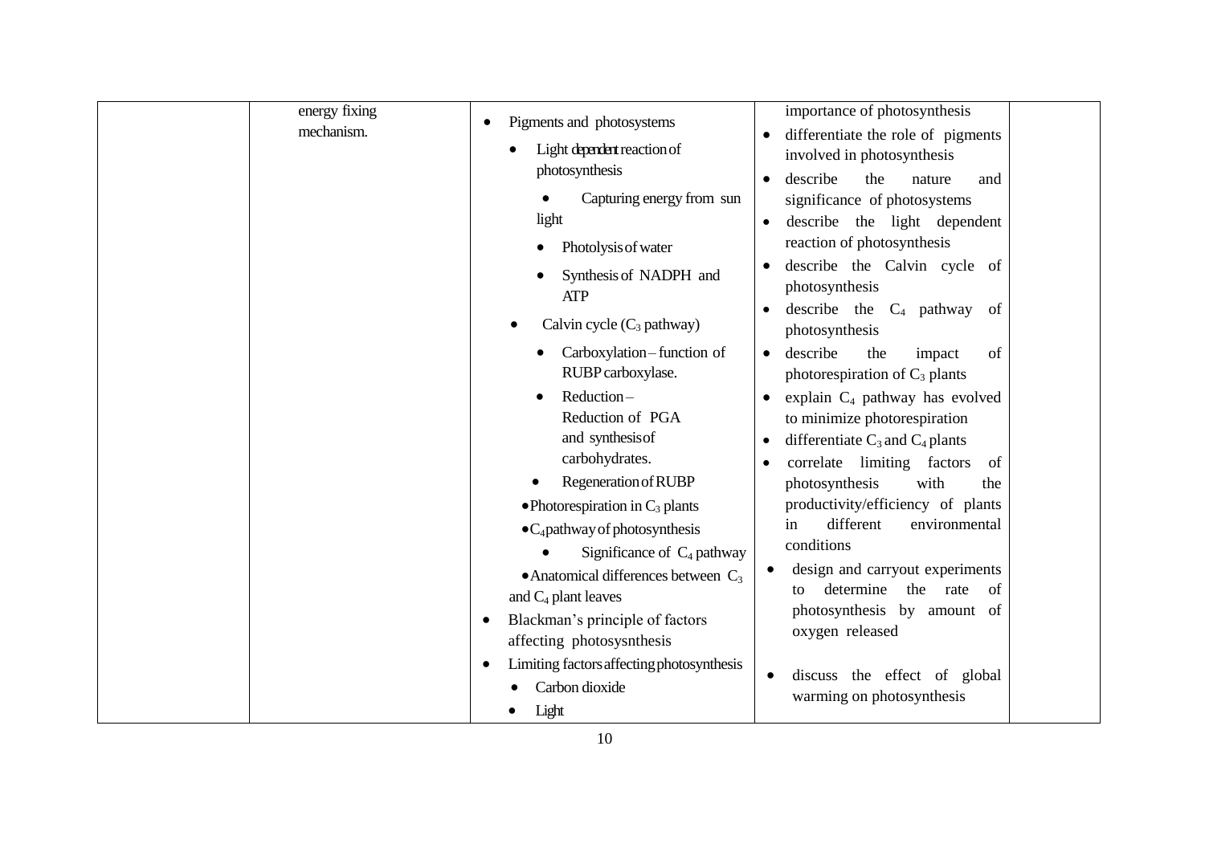| | | | | |
|---|---|---|---|---|
| | energy fixing mechanism. | • Pigments and photosystems<br>• Light dependent reaction of photosynthesis<br>• Capturing energy from sun light<br>• Photolysis of water<br>• Synthesis of NADPH and ATP<br>• Calvin cycle ($C_3$ pathway)<br>• Carboxylation – function of RUBP carboxylase.<br>• Reduction – Reduction of PGA and synthesis of carbohydrates.<br>• Regeneration of RUBP<br>• Photorespiration in $C_3$ plants<br>• $C_4$ pathway of photosynthesis<br>• Significance of $C_4$ pathway<br>• Anatomical differences between $C_3$ and $C_4$ plant leaves<br>• Blackman's principle of factors affecting photosysnthesis<br>• Limiting factors affecting photosynthesis<br>• Carbon dioxide<br>• Light | importance of photosynthesis<br>• differentiate the role of pigments involved in photosynthesis<br>• describe the nature and significance of photosystems<br>• describe the light dependent reaction of photosynthesis<br>• describe the Calvin cycle of photosynthesis<br>• describe the $C_4$ pathway of photosynthesis<br>• describe the impact of photorespiration of $C_3$ plants<br>• explain $C_4$ pathway has evolved to minimize photorespiration<br>• differentiate $C_3$ and $C_4$ plants<br>• correlate limiting factors of photosynthesis with the productivity/efficiency of plants in different environmental conditions<br>• design and carryout experiments to determine the rate of photosynthesis by amount of oxygen released<br>• discuss the effect of global warming on photosynthesis | |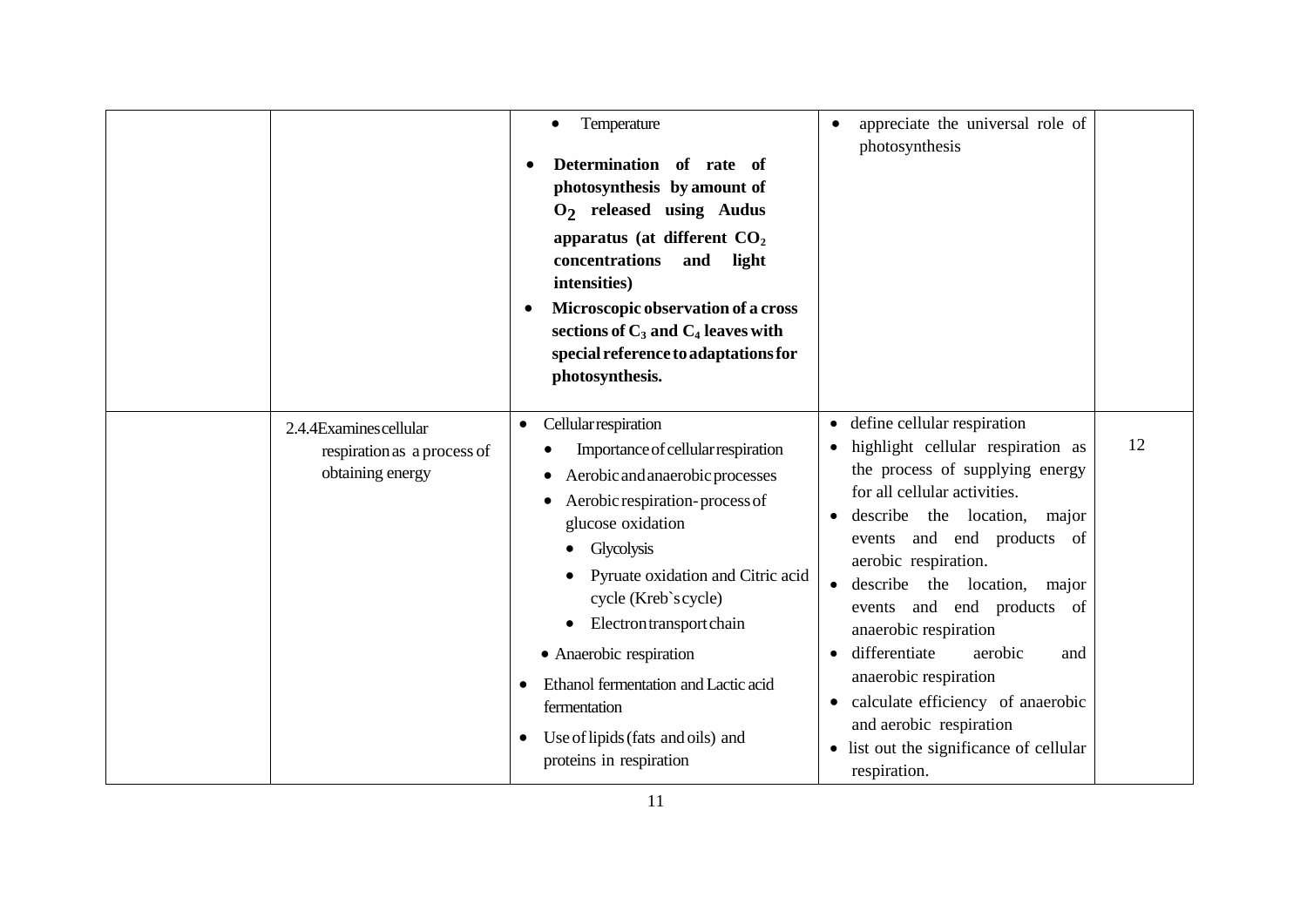|  |  |  |  |  |
|---|---|---|---|---|
|  |  | • Temperature<br>• **Determination of rate of photosynthesis by amount of $O_2$ released using Audus apparatus (at different $CO_2$ concentrations and light intensities)**<br>• **Microscopic observation of a cross sections of $C_3$ and $C_4$ leaves with special reference to adaptations for photosynthesis.** | • appreciate the universal role of photosynthesis |  |
|  | 2.4.4Examines cellular respiration as a process of obtaining energy | • Cellular respiration<br>  • Importance of cellular respiration<br>  • Aerobic and anaerobic processes<br>  • Aerobic respiration- process of glucose oxidation<br>    • Glycolysis<br>    • Pyruate oxidation and Citric acid cycle (Kreb`s cycle)<br>    • Electron transport chain<br>  • Anaerobic respiration<br>• Ethanol fermentation and Lactic acid fermentation<br>• Use of lipids (fats and oils) and proteins in respiration | • define cellular respiration<br>• highlight cellular respiration as the process of supplying energy for all cellular activities.<br>• describe the location, major events and end products of aerobic respiration.<br>• describe the location, major events and end products of anaerobic respiration<br>• differentiate aerobic and anaerobic respiration<br>• calculate efficiency of anaerobic and aerobic respiration<br>• list out the significance of cellular respiration. | 12 |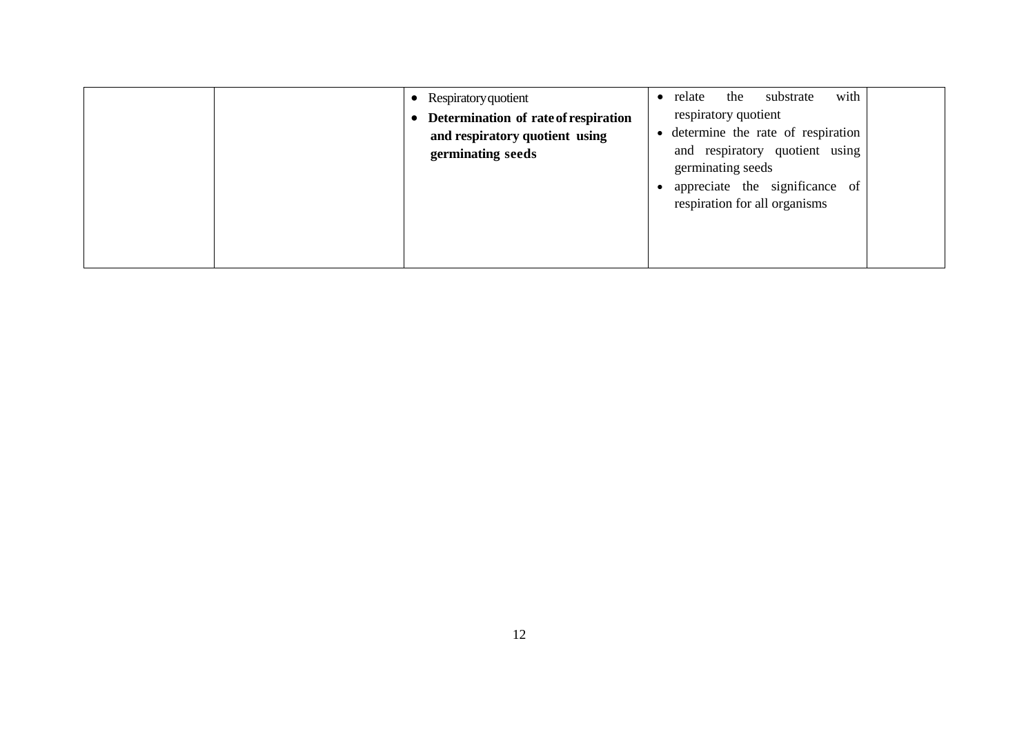| | | | | |
|---|---|---|---|---|
| | | • Respiratory quotient<br>• **Determination of rate of respiration and respiratory quotient using germinating seeds** | • relate the substrate with respiratory quotient<br>• determine the rate of respiration and respiratory quotient using germinating seeds<br>• appreciate the significance of respiration for all organisms | |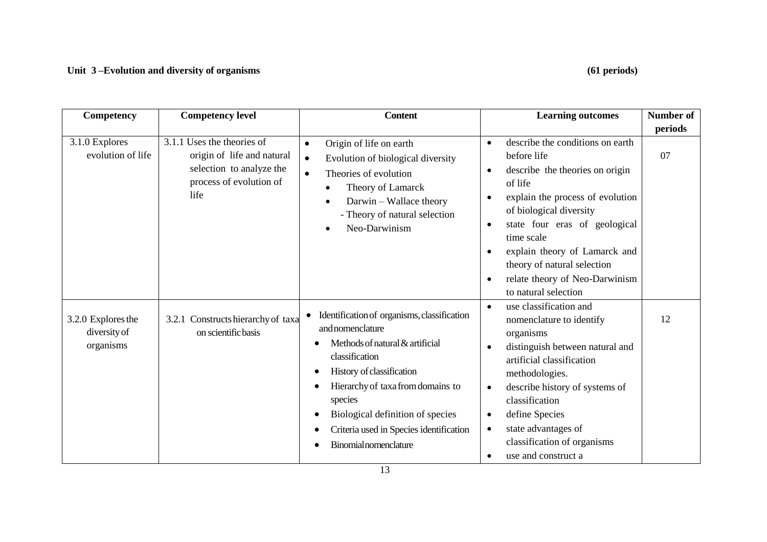**Unit 3 –Evolution and diversity of organisms** **(61 periods)**

| Competency | Competency level | Content | Learning outcomes | Number of periods |
|---|---|---|---|---|
| 3.1.0 Explores evolution of life | 3.1.1 Uses the theories of origin of life and natural selection to analyze the process of evolution of life | • Origin of life on earth<br>• Evolution of biological diversity<br>• Theories of evolution<br>&nbsp;&nbsp;• Theory of Lamarck<br>&nbsp;&nbsp;• Darwin – Wallace theory<br>&nbsp;&nbsp;&nbsp;&nbsp;- Theory of natural selection<br>&nbsp;&nbsp;• Neo-Darwinism | • describe the conditions on earth before life<br>• describe the theories on origin of life<br>• explain the process of evolution of biological diversity<br>• state four eras of geological time scale<br>• explain theory of Lamarck and theory of natural selection<br>• relate theory of Neo-Darwinism to natural selection | 07 |
| 3.2.0 Explores the diversity of organisms | 3.2.1 Constructs hierarchy of taxa on scientific basis | • Identification of organisms, classification and nomenclature<br>&nbsp;&nbsp;• Methods of natural & artificial classification<br>&nbsp;&nbsp;• History of classification<br>&nbsp;&nbsp;• Hierarchy of taxa from domains to species<br>&nbsp;&nbsp;• Biological definition of species<br>&nbsp;&nbsp;• Criteria used in Species identification<br>&nbsp;&nbsp;• Binomial nomenclature | • use classification and nomenclature to identify organisms<br>• distinguish between natural and artificial classification methodologies.<br>• describe history of systems of classification<br>• define Species<br>• state advantages of classification of organisms<br>• use and construct a | 12 |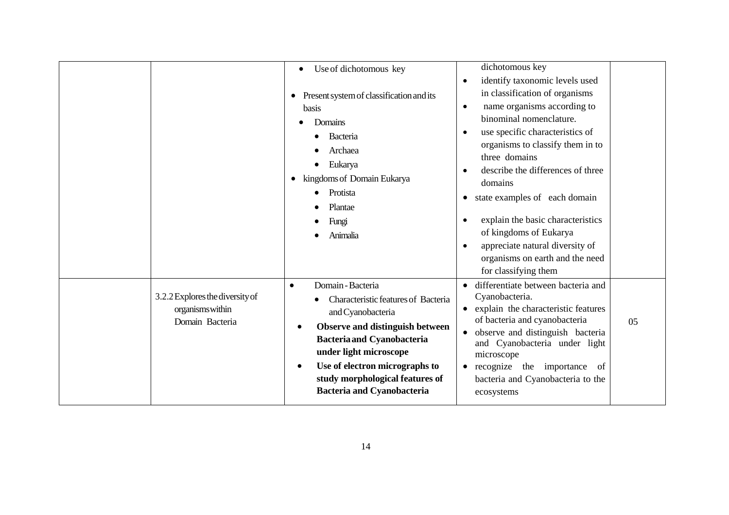| | | | | |
|---|---|---|---|---|
| | | • Use of dichotomous key<br><br>• Present system of classification and its basis<br>  • Domains<br>    • Bacteria<br>    • Archaea<br>    • Eukarya<br>• kingdoms of Domain Eukarya<br>    • Protista<br>    • Plantae<br>    • Fungi<br>    • Animalia | dichotomous key<br>• identify taxonomic levels used in classification of organisms<br>• name organisms according to binominal nomenclature.<br>• use specific characteristics of organisms to classify them in to three domains<br>• describe the differences of three domains<br>• state examples of each domain<br>• explain the basic characteristics of kingdoms of Eukarya<br>• appreciate natural diversity of organisms on earth and the need for classifying them | |
| | 3.2.2 Explores the diversity of organisms within Domain Bacteria | • Domain - Bacteria<br>  • Characteristic features of Bacteria and Cyanobacteria<br>• **Observe and distinguish between Bacteria and Cyanobacteria under light microscope**<br>• **Use of electron micrographs to study morphological features of Bacteria and Cyanobacteria** | • differentiate between bacteria and Cyanobacteria.<br>• explain the characteristic features of bacteria and cyanobacteria<br>• observe and distinguish bacteria and Cyanobacteria under light microscope<br>• recognize the importance of bacteria and Cyanobacteria to the ecosystems | 05 |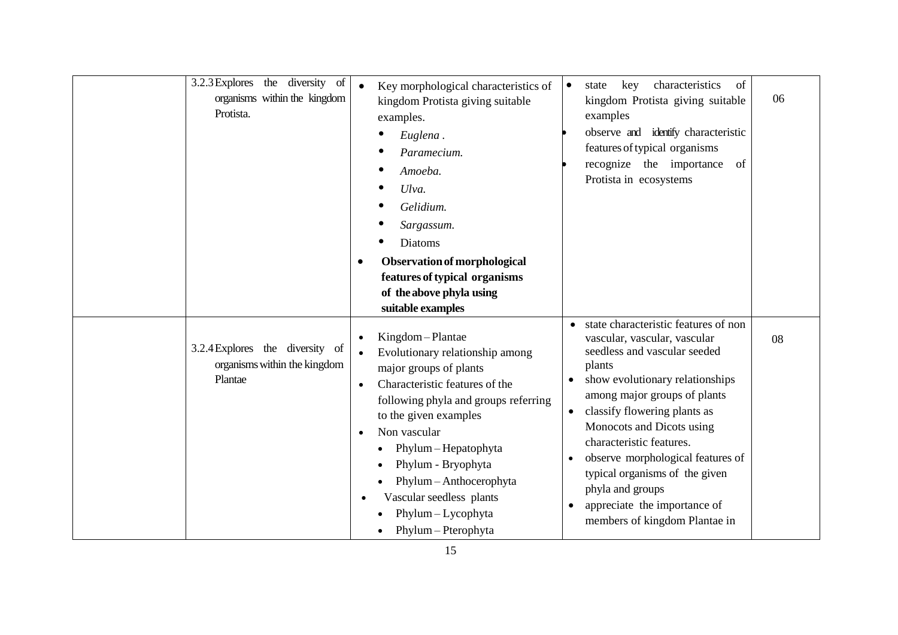| | | | | |
|---|---|---|---|---|
| | 3.2.3 Explores the diversity of organisms within the kingdom Protista. | • Key morphological characteristics of kingdom Protista giving suitable examples.<br>• *Euglena .*<br>• *Paramecium.*<br>• *Amoeba.*<br>• *Ulva.*<br>• *Gelidium.*<br>• *Sargassum.*<br>• Diatoms<br>• **Observation of morphological features of typical organisms of the above phyla using suitable examples** | • state key characteristics of kingdom Protista giving suitable examples<br>• observe and identify characteristic features of typical organisms<br>• recognize the importance of Protista in ecosystems | 06 |
| | 3.2.4 Explores the diversity of organisms within the kingdom Plantae | • Kingdom – Plantae<br>• Evolutionary relationship among major groups of plants<br>• Characteristic features of the following phyla and groups referring to the given examples<br>• Non vascular<br>  • Phylum – Hepatophyta<br>  • Phylum - Bryophyta<br>  • Phylum – Anthocerophyta<br>• Vascular seedless plants<br>  • Phylum – Lycophyta<br>  • Phylum – Pterophyta | • state characteristic features of non vascular, vascular, vascular seedless and vascular seeded plants<br>• show evolutionary relationships among major groups of plants<br>• classify flowering plants as Monocots and Dicots using characteristic features.<br>• observe morphological features of typical organisms of the given phyla and groups<br>• appreciate the importance of members of kingdom Plantae in | 08 |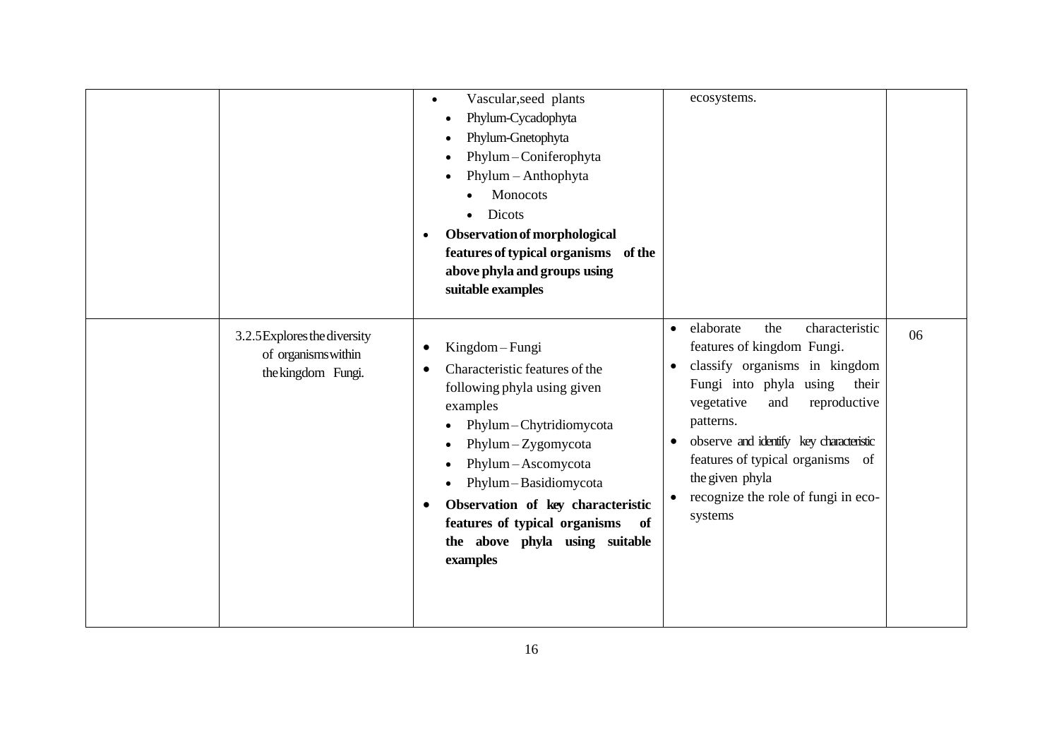|  |  |  |  |  |
|---|---|---|---|---|
|  |  | • Vascular,seed plants<br>  • Phylum-Cycadophyta<br>  • Phylum-Gnetophyta<br>  • Phylum – Coniferophyta<br>  • Phylum – Anthophyta<br>    • Monocots<br>    • Dicots<br>• **Observation of morphological features of typical organisms of the above phyla and groups using suitable examples** | ecosystems. |  |
|  | 3.2.5 Explores the diversity of organisms within the kingdom Fungi. | • Kingdom – Fungi<br>• Characteristic features of the following phyla using given examples<br>  • Phylum – Chytridiomycota<br>  • Phylum – Zygomycota<br>  • Phylum – Ascomycota<br>  • Phylum – Basidiomycota<br>• **Observation of key characteristic features of typical organisms of the above phyla using suitable examples** | • elaborate the characteristic features of kingdom Fungi.<br>• classify organisms in kingdom Fungi into phyla using their vegetative and reproductive patterns.<br>• observe and identify key characteristic features of typical organisms of the given phyla<br>• recognize the role of fungi in eco-systems | 06 |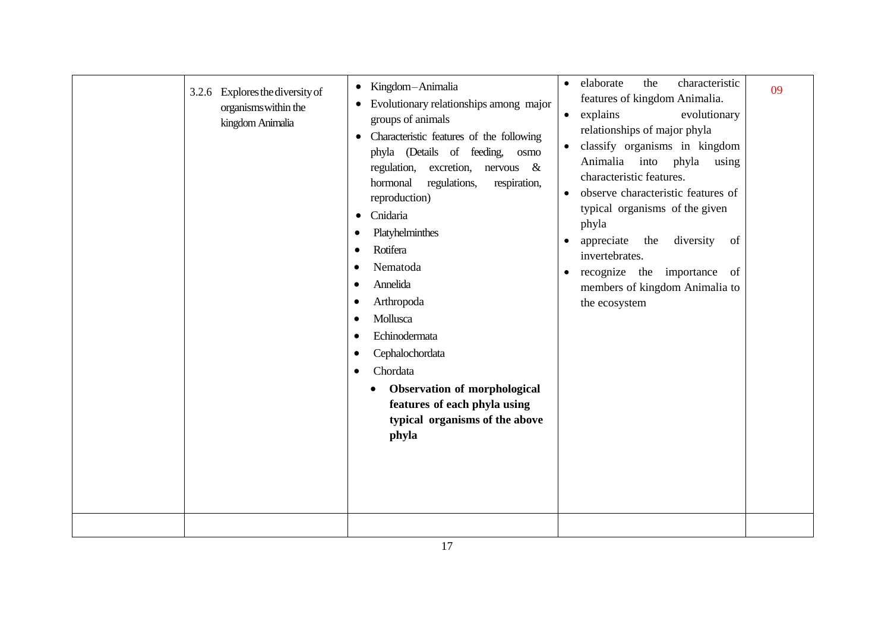| | | | | |
|---|---|---|---|---|
| | 3.2.6 Explores the diversity of organisms within the kingdom Animalia | • Kingdom – Animalia<br>• Evolutionary relationships among major groups of animals<br>• Characteristic features of the following phyla (Details of feeding, osmo regulation, excretion, nervous & hormonal regulations, respiration, reproduction)<br>• Cnidaria<br>• Platyhelminthes<br>• Rotifera<br>• Nematoda<br>• Annelida<br>• Arthropoda<br>• Mollusca<br>• Echinodermata<br>• Cephalochordata<br>• Chordata<br>  • **Observation of morphological features of each phyla using typical organisms of the above phyla** | • elaborate the characteristic features of kingdom Animalia.<br>• explains evolutionary relationships of major phyla<br>• classify organisms in kingdom Animalia into phyla using characteristic features.<br>• observe characteristic features of typical organisms of the given phyla<br>• appreciate the diversity of invertebrates.<br>• recognize the importance of members of kingdom Animalia to the ecosystem | 09 |
| | | | | |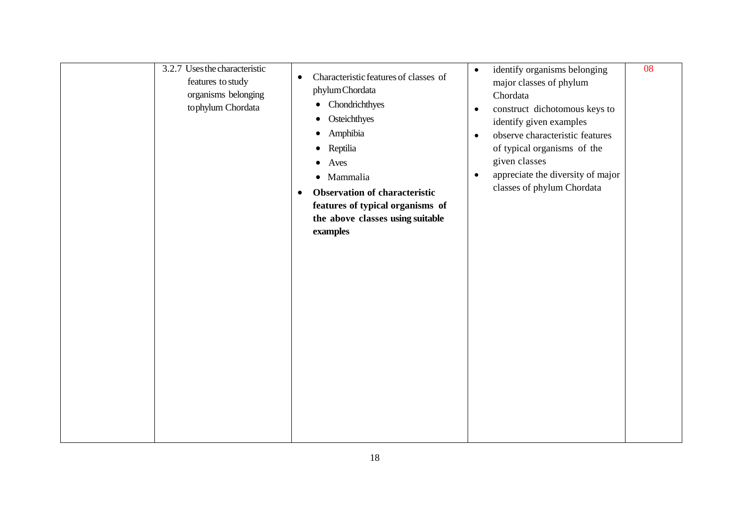|  |  |  |  |  |
|---|---|---|---|---|
|  | 3.2.7 Uses the characteristic features to study organisms belonging to phylum Chordata | • Characteristic features of classes of phylum Chordata<br>• Chondrichthyes<br>• Osteichthyes<br>• Amphibia<br>• Reptilia<br>• Aves<br>• Mammalia<br>• **Observation of characteristic features of typical organisms of the above classes using suitable examples** | • identify organisms belonging major classes of phylum Chordata<br>• construct dichotomous keys to identify given examples<br>• observe characteristic features of typical organisms of the given classes<br>• appreciate the diversity of major classes of phylum Chordata | 08 |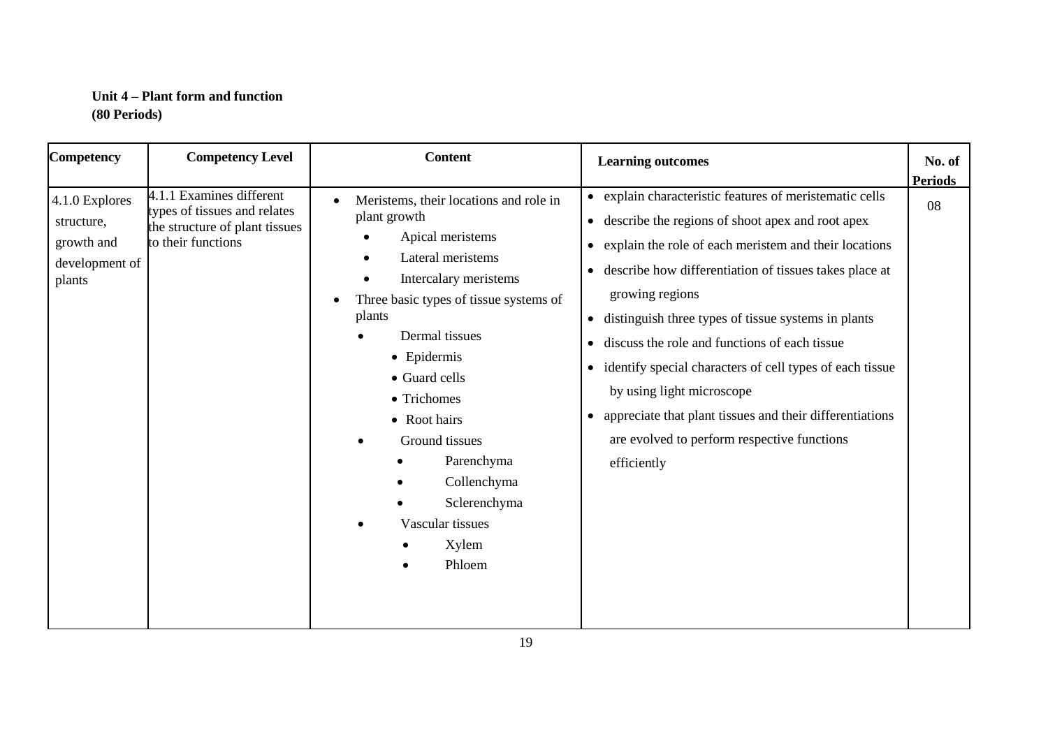**Unit 4 – Plant form and function**
**(80 Periods)**

| Competency | Competency Level | Content | Learning outcomes | No. of Periods |
|---|---|---|---|---|
| 4.1.0 Explores structure, growth and development of plants | 4.1.1 Examines different types of tissues and relates the structure of plant tissues to their functions | • Meristems, their locations and role in plant growth<br>&nbsp;&nbsp;• Apical meristems<br>&nbsp;&nbsp;• Lateral meristems<br>&nbsp;&nbsp;• Intercalary meristems<br>• Three basic types of tissue systems of plants<br>&nbsp;&nbsp;• Dermal tissues<br>&nbsp;&nbsp;&nbsp;&nbsp;• Epidermis<br>&nbsp;&nbsp;&nbsp;&nbsp;• Guard cells<br>&nbsp;&nbsp;&nbsp;&nbsp;• Trichomes<br>&nbsp;&nbsp;&nbsp;&nbsp;• Root hairs<br>&nbsp;&nbsp;• Ground tissues<br>&nbsp;&nbsp;&nbsp;&nbsp;• Parenchyma<br>&nbsp;&nbsp;&nbsp;&nbsp;• Collenchyma<br>&nbsp;&nbsp;&nbsp;&nbsp;• Sclerenchyma<br>&nbsp;&nbsp;• Vascular tissues<br>&nbsp;&nbsp;&nbsp;&nbsp;• Xylem<br>&nbsp;&nbsp;&nbsp;&nbsp;• Phloem | • explain characteristic features of meristematic cells<br>• describe the regions of shoot apex and root apex<br>• explain the role of each meristem and their locations<br>• describe how differentiation of tissues takes place at growing regions<br>• distinguish three types of tissue systems in plants<br>• discuss the role and functions of each tissue<br>• identify special characters of cell types of each tissue by using light microscope<br>• appreciate that plant tissues and their differentiations are evolved to perform respective functions efficiently | 08 |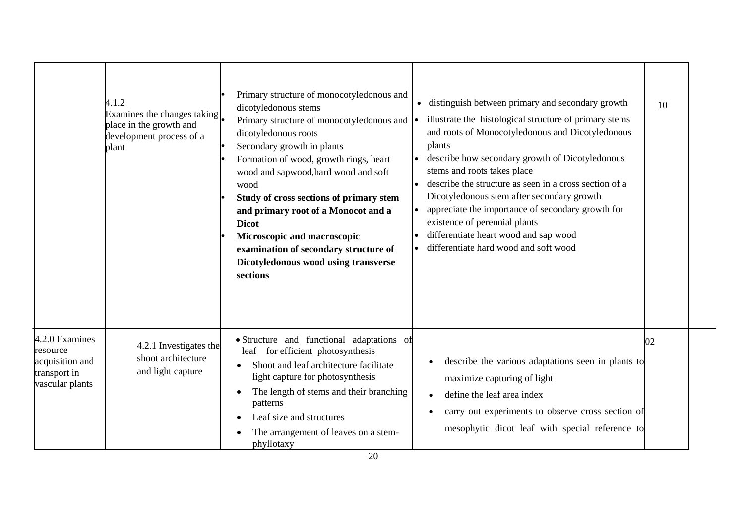| | | | | |
|---|---|---|---|---|
| | 4.1.2 Examines the changes taking place in the growth and development process of a plant | • Primary structure of monocotyledonous and dicotyledonous stems<br>• Primary structure of monocotyledonous and dicotyledonous roots<br>• Secondary growth in plants<br>• Formation of wood, growth rings, heart wood and sapwood,hard wood and soft wood<br>• **Study of cross sections of primary stem and primary root of a Monocot and a Dicot**<br>• **Microscopic and macroscopic examination of secondary structure of Dicotyledonous wood using transverse sections** | • distinguish between primary and secondary growth<br>• illustrate the histological structure of primary stems and roots of Monocotyledonous and Dicotyledonous plants<br>• describe how secondary growth of Dicotyledonous stems and roots takes place<br>• describe the structure as seen in a cross section of a Dicotyledonous stem after secondary growth<br>• appreciate the importance of secondary growth for existence of perennial plants<br>• differentiate heart wood and sap wood<br>• differentiate hard wood and soft wood | 10 |
| 4.2.0 Examines resource acquisition and transport in vascular plants | 4.2.1 Investigates the shoot architecture and light capture | • Structure and functional adaptations of leaf for efficient photosynthesis<br>• Shoot and leaf architecture facilitate light capture for photosynthesis<br>• The length of stems and their branching patterns<br>• Leaf size and structures<br>• The arrangement of leaves on a stem-phyllotaxy | • describe the various adaptations seen in plants to maximize capturing of light<br>• define the leaf area index<br>• carry out experiments to observe cross section of mesophytic dicot leaf with special reference to | 02 |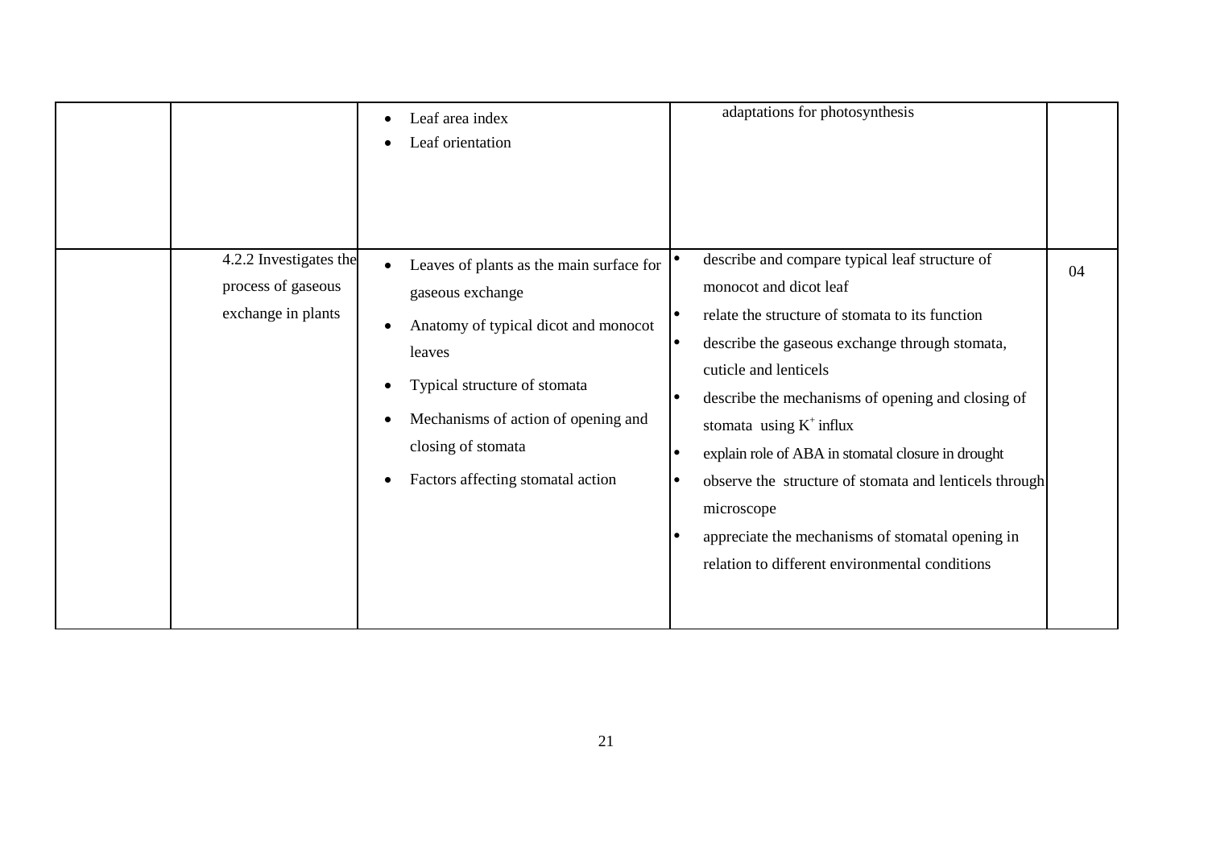| | | | | |
|---|---|---|---|---|
| | | • Leaf area index<br>• Leaf orientation | adaptations for photosynthesis | |
| | 4.2.2 Investigates the process of gaseous exchange in plants | • Leaves of plants as the main surface for gaseous exchange<br>• Anatomy of typical dicot and monocot leaves<br>• Typical structure of stomata<br>• Mechanisms of action of opening and closing of stomata<br>• Factors affecting stomatal action | • describe and compare typical leaf structure of monocot and dicot leaf<br>• relate the structure of stomata to its function<br>• describe the gaseous exchange through stomata, cuticle and lenticels<br>• describe the mechanisms of opening and closing of stomata using $K^+$ influx<br>• explain role of ABA in stomatal closure in drought<br>• observe the structure of stomata and lenticels through microscope<br>• appreciate the mechanisms of stomatal opening in relation to different environmental conditions | 04 |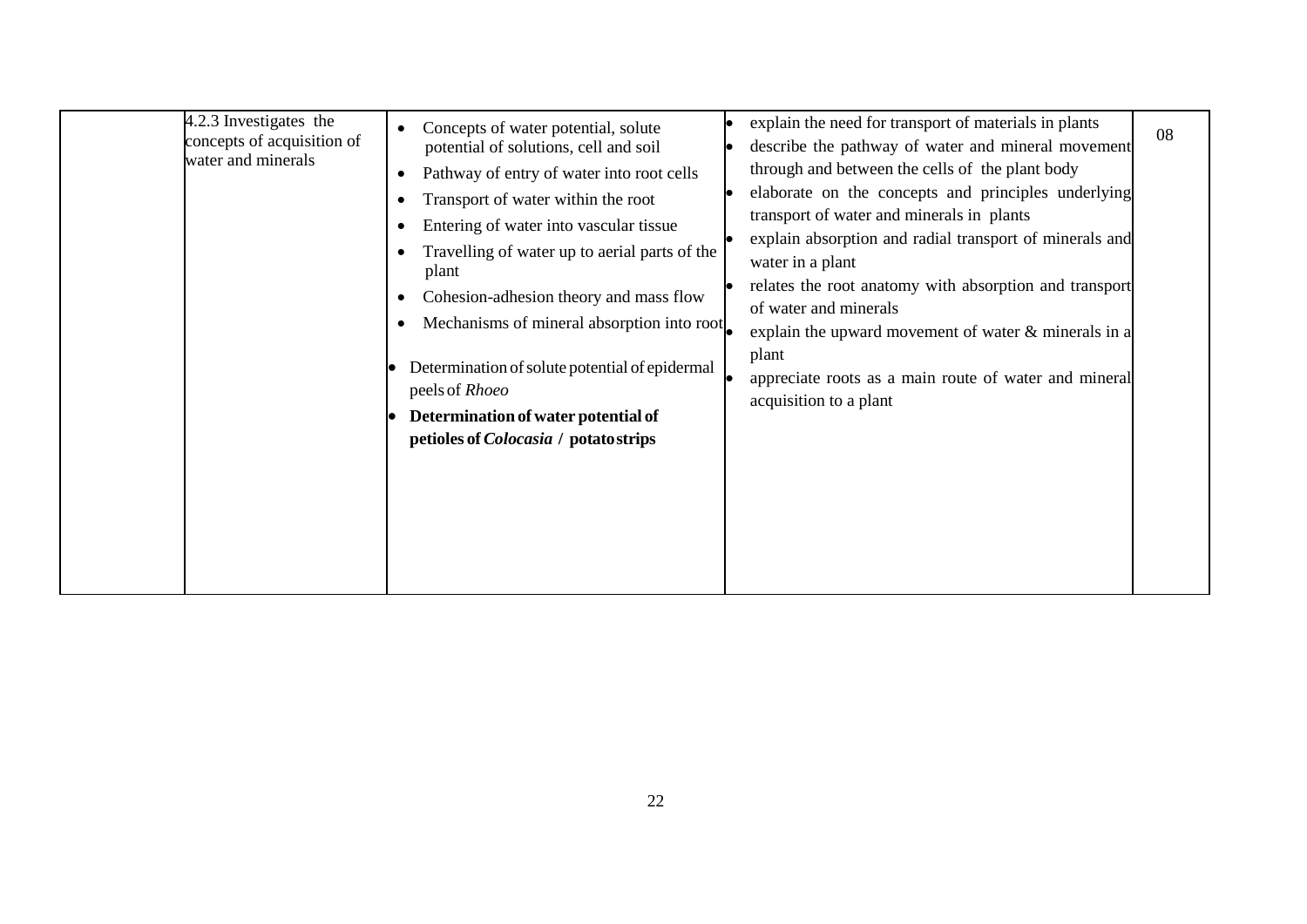| | | | | |
|---|---|---|---|---|
| | 4.2.3 Investigates the concepts of acquisition of water and minerals | • Concepts of water potential, solute potential of solutions, cell and soil<br>• Pathway of entry of water into root cells<br>• Transport of water within the root<br>• Entering of water into vascular tissue<br>• Travelling of water up to aerial parts of the plant<br>• Cohesion-adhesion theory and mass flow<br>• Mechanisms of mineral absorption into root<br><br>• Determination of solute potential of epidermal peels of *Rhoeo*<br>• **Determination of water potential of petioles of *Colocasia* / potato strips** | • explain the need for transport of materials in plants<br>• describe the pathway of water and mineral movement through and between the cells of the plant body<br>• elaborate on the concepts and principles underlying transport of water and minerals in plants<br>• explain absorption and radial transport of minerals and water in a plant<br>• relates the root anatomy with absorption and transport of water and minerals<br>• explain the upward movement of water & minerals in a plant<br>• appreciate roots as a main route of water and mineral acquisition to a plant | 08 |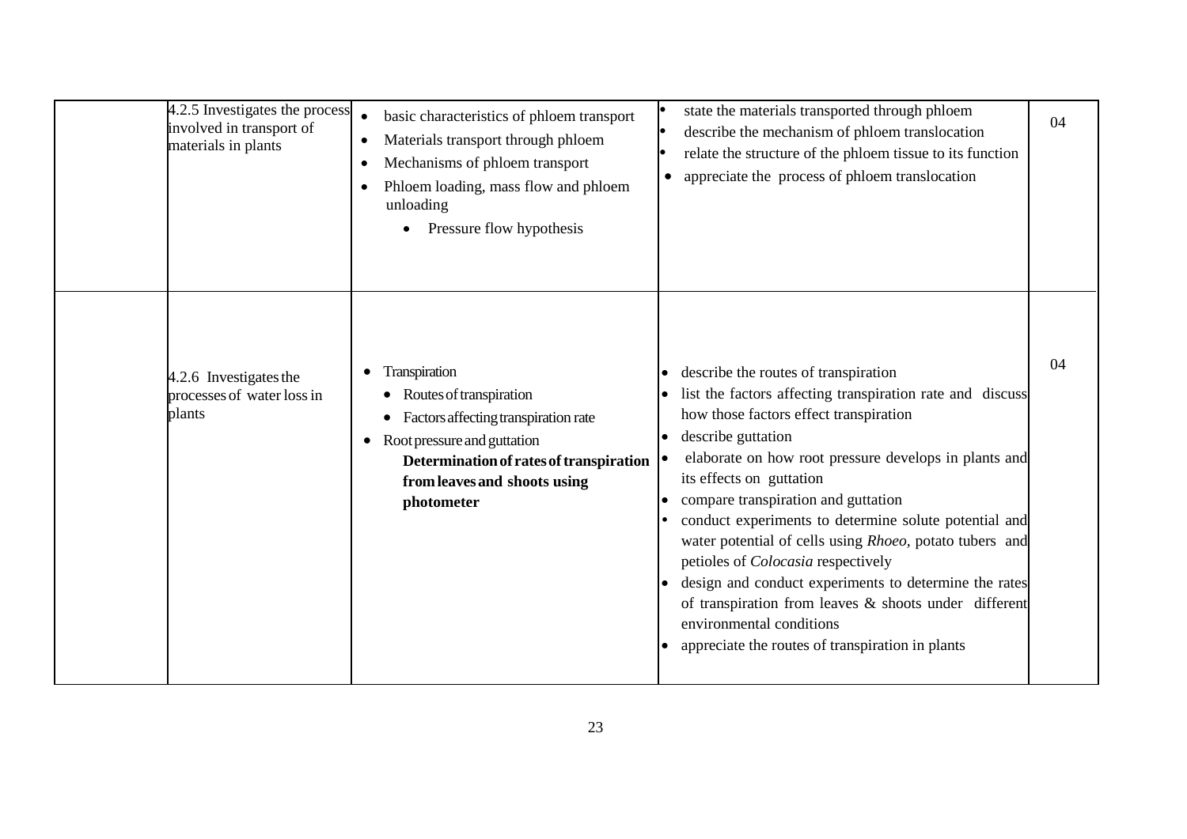| | | | | |
|---|---|---|---|---|
| | 4.2.5 Investigates the process involved in transport of materials in plants | • basic characteristics of phloem transport<br>• Materials transport through phloem<br>• Mechanisms of phloem transport<br>• Phloem loading, mass flow and phloem unloading<br>&nbsp;&nbsp;&nbsp;&nbsp;• Pressure flow hypothesis | • state the materials transported through phloem<br>• describe the mechanism of phloem translocation<br>• relate the structure of the phloem tissue to its function<br>• appreciate the process of phloem translocation | 04 |
| | 4.2.6 Investigates the processes of water loss in plants | • Transpiration<br>&nbsp;&nbsp;&nbsp;&nbsp;• Routes of transpiration<br>&nbsp;&nbsp;&nbsp;&nbsp;• Factors affecting transpiration rate<br>• Root pressure and guttation<br>&nbsp;&nbsp;&nbsp;&nbsp;**Determination of rates of transpiration from leaves and shoots using photometer** | • describe the routes of transpiration<br>• list the factors affecting transpiration rate and discuss how those factors effect transpiration<br>• describe guttation<br>• elaborate on how root pressure develops in plants and its effects on guttation<br>• compare transpiration and guttation<br>• conduct experiments to determine solute potential and water potential of cells using *Rhoeo*, potato tubers and petioles of *Colocasia* respectively<br>• design and conduct experiments to determine the rates of transpiration from leaves & shoots under different environmental conditions<br>• appreciate the routes of transpiration in plants | 04 |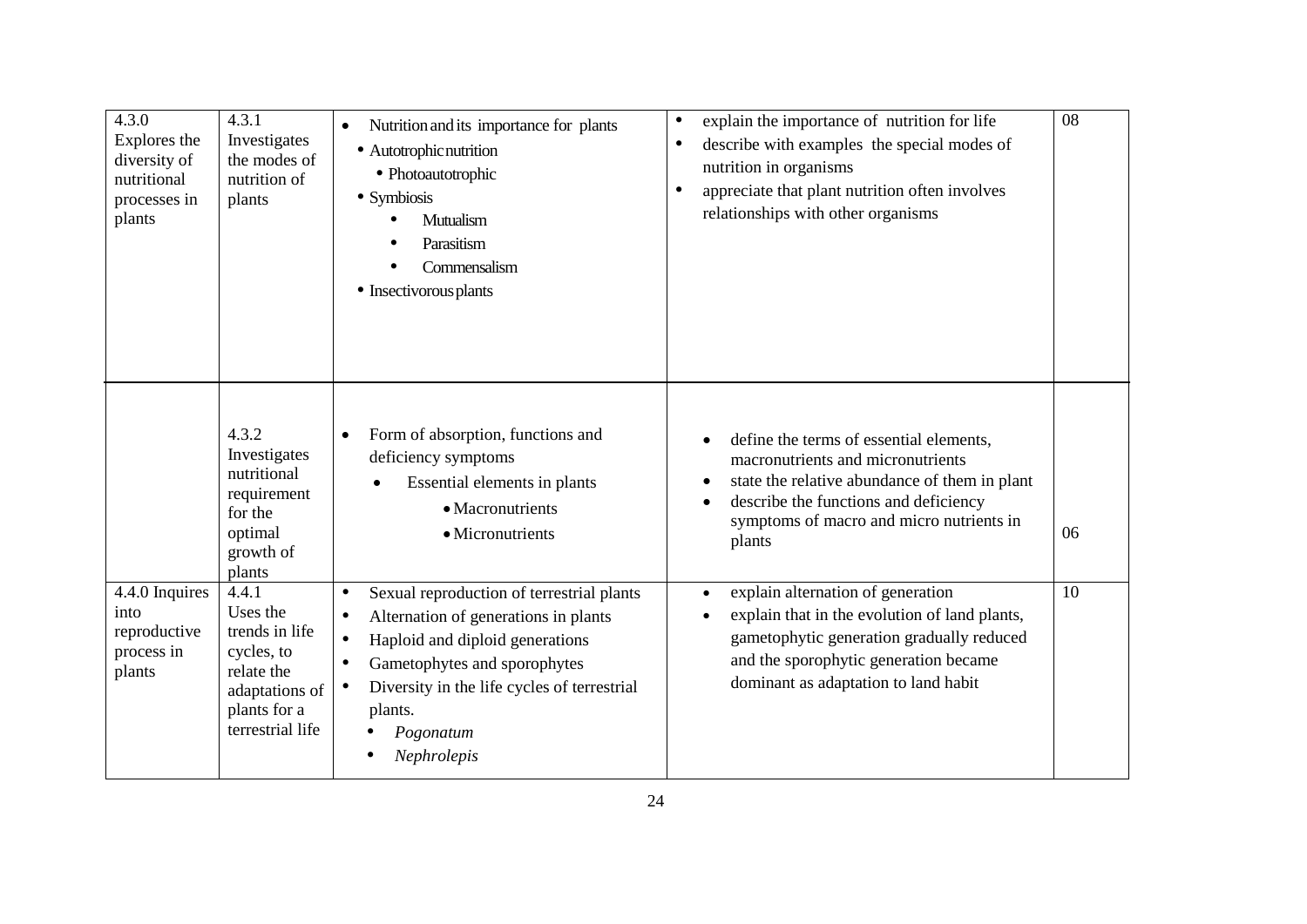| | | | | |
|---|---|---|---|---|
| 4.3.0 Explores the diversity of nutritional processes in plants | 4.3.1 Investigates the modes of nutrition of plants | • Nutrition and its importance for plants<br>• Autotrophic nutrition<br>  • Photoautotrophic<br>• Symbiosis<br>  • Mutualism<br>  • Parasitism<br>  • Commensalism<br>• Insectivorous plants | • explain the importance of nutrition for life<br>• describe with examples the special modes of nutrition in organisms<br>• appreciate that plant nutrition often involves relationships with other organisms | 08 |
| | 4.3.2 Investigates nutritional requirement for the optimal growth of plants | • Form of absorption, functions and deficiency symptoms<br>  • Essential elements in plants<br>    • Macronutrients<br>    • Micronutrients | • define the terms of essential elements, macronutrients and micronutrients<br>• state the relative abundance of them in plant<br>• describe the functions and deficiency symptoms of macro and micro nutrients in plants | 06 |
| 4.4.0 Inquires into reproductive process in plants | 4.4.1 Uses the trends in life cycles, to relate the adaptations of plants for a terrestrial life | • Sexual reproduction of terrestrial plants<br>• Alternation of generations in plants<br>• Haploid and diploid generations<br>• Gametophytes and sporophytes<br>• Diversity in the life cycles of terrestrial plants.<br>  • *Pogonatum*<br>  • *Nephrolepis* | • explain alternation of generation<br>• explain that in the evolution of land plants, gametophytic generation gradually reduced and the sporophytic generation became dominant as adaptation to land habit | 10 |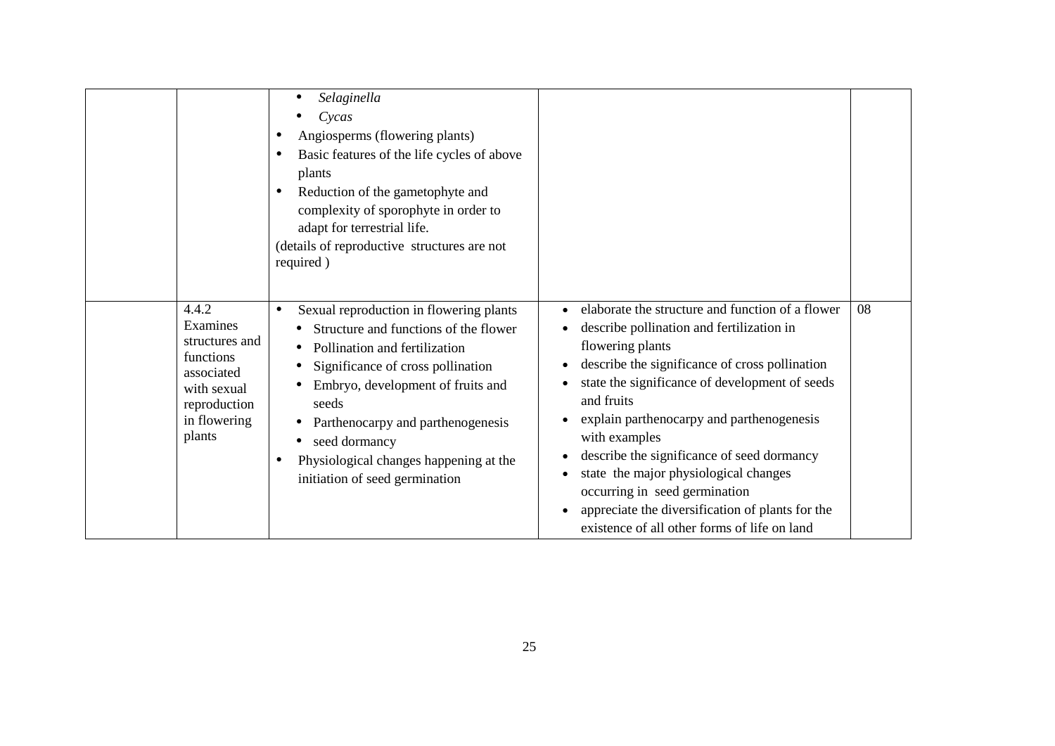| | | | | |
|---|---|---|---|---|
| | | • *Selaginella*<br>• *Cycas*<br>• Angiosperms (flowering plants)<br>• Basic features of the life cycles of above plants<br>• Reduction of the gametophyte and complexity of sporophyte in order to adapt for terrestrial life.<br>(details of reproductive structures are not required ) | | |
| | 4.4.2 Examines structures and functions associated with sexual reproduction in flowering plants | • Sexual reproduction in flowering plants<br>• Structure and functions of the flower<br>• Pollination and fertilization<br>• Significance of cross pollination<br>• Embryo, development of fruits and seeds<br>• Parthenocarpy and parthenogenesis<br>• seed dormancy<br>• Physiological changes happening at the initiation of seed germination | • elaborate the structure and function of a flower<br>• describe pollination and fertilization in flowering plants<br>• describe the significance of cross pollination<br>• state the significance of development of seeds and fruits<br>• explain parthenocarpy and parthenogenesis with examples<br>• describe the significance of seed dormancy<br>• state the major physiological changes occurring in seed germination<br>• appreciate the diversification of plants for the existence of all other forms of life on land | 08 |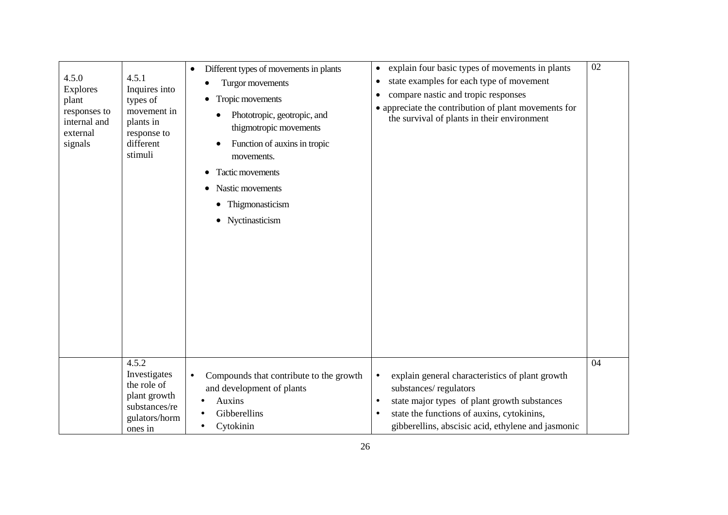| | | | | |
|---|---|---|---|---|
| 4.5.0 Explores plant responses to internal and external signals | 4.5.1 Inquires into types of movement in plants in response to different stimuli | • Different types of movements in plants<br>• Turgor movements<br>• Tropic movements<br>• Phototropic, geotropic, and thigmotropic movements<br>• Function of auxins in tropic movements.<br>• Tactic movements<br>• Nastic movements<br>• Thigmonasticism<br>• Nyctinasticism | • explain four basic types of movements in plants<br>• state examples for each type of movement<br>• compare nastic and tropic responses<br>• appreciate the contribution of plant movements for the survival of plants in their environment | 02 |
| | 4.5.2 Investigates the role of plant growth substances/regulators/hormones in | • Compounds that contribute to the growth and development of plants<br>• Auxins<br>• Gibberellins<br>• Cytokinin | • explain general characteristics of plant growth substances/ regulators<br>• state major types of plant growth substances<br>• state the functions of auxins, cytokinins, gibberellins, abscisic acid, ethylene and jasmonic | 04 |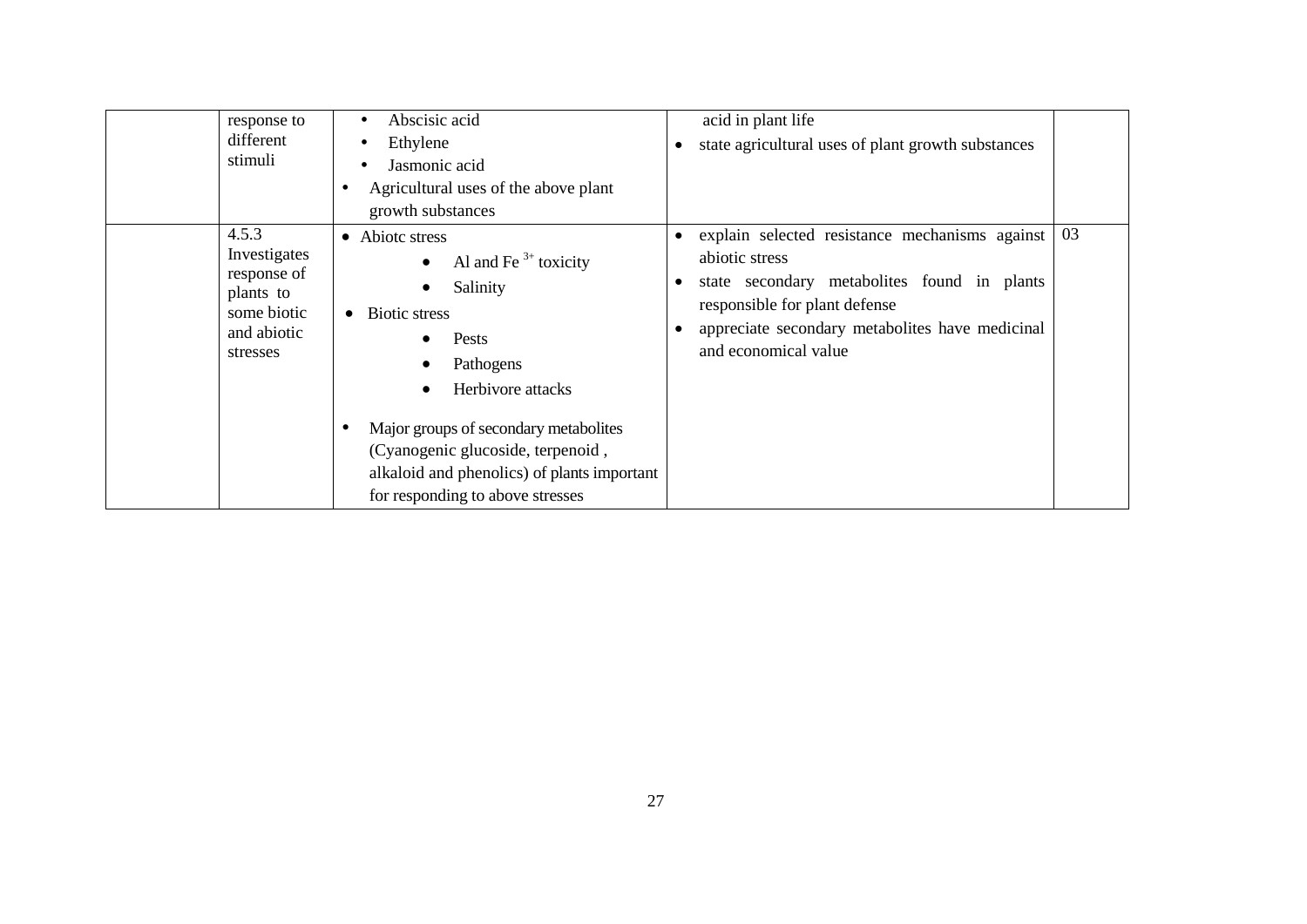| | | | | |
|---|---|---|---|---|
| | response to different stimuli | • Abscisic acid<br>• Ethylene<br>• Jasmonic acid<br>• Agricultural uses of the above plant growth substances | acid in plant life<br>• state agricultural uses of plant growth substances | |
| | 4.5.3 Investigates response of plants to some biotic and abiotic stresses | • Abiotc stress<br>  • Al and $Fe^{3+}$ toxicity<br>  • Salinity<br>• Biotic stress<br>  • Pests<br>  • Pathogens<br>  • Herbivore attacks<br>• Major groups of secondary metabolites (Cyanogenic glucoside, terpenoid , alkaloid and phenolics) of plants important for responding to above stresses | • explain selected resistance mechanisms against abiotic stress<br>• state secondary metabolites found in plants responsible for plant defense<br>• appreciate secondary metabolites have medicinal and economical value | 03 |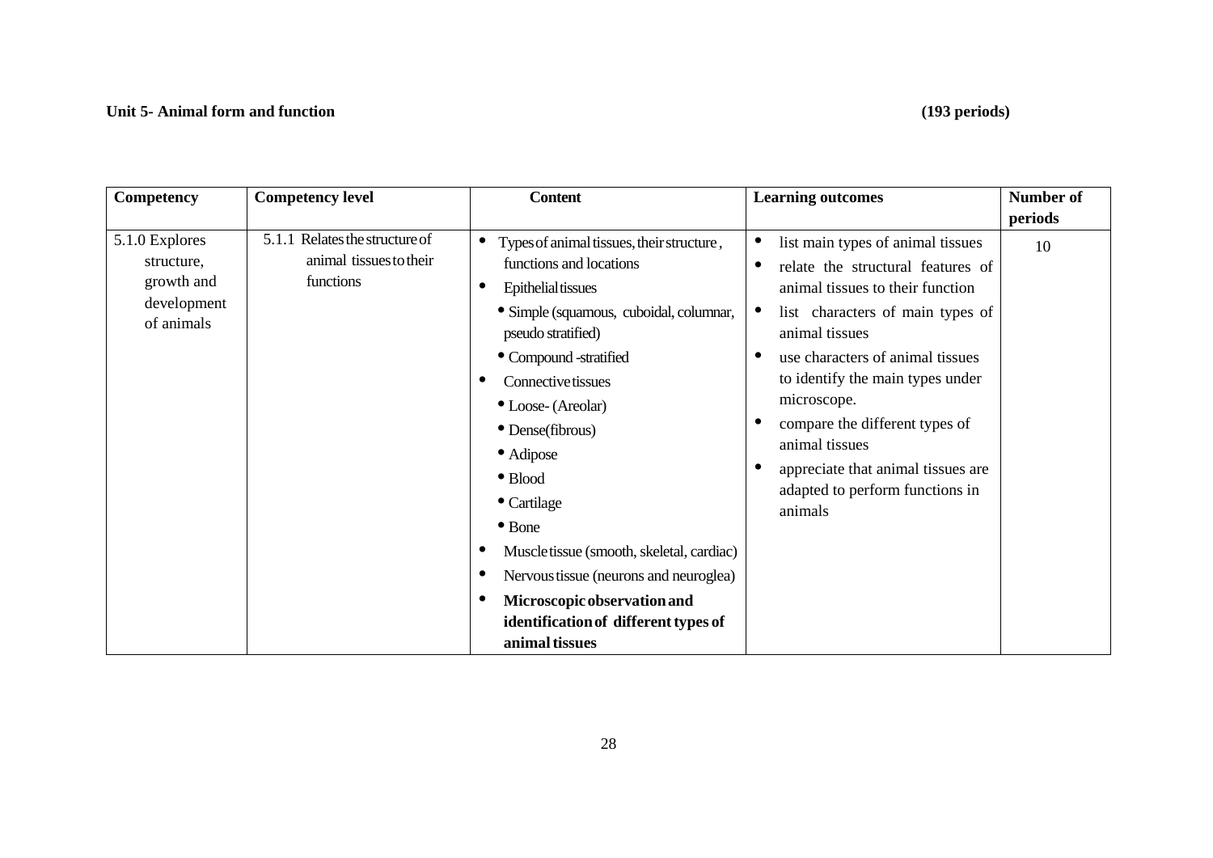**Unit 5- Animal form and function** **(193 periods)**

| Competency | Competency level | Content | Learning outcomes | Number of periods |
|---|---|---|---|---|
| 5.1.0 Explores structure, growth and development of animals | 5.1.1 Relates the structure of animal tissues to their functions | • Types of animal tissues, their structure , functions and locations<br>• Epithelial tissues<br>  • Simple (squamous, cuboidal, columnar, pseudo stratified)<br>  • Compound -stratified<br>• Connective tissues<br>  • Loose- (Areolar)<br>  • Dense(fibrous)<br>  • Adipose<br>  • Blood<br>  • Cartilage<br>  • Bone<br>• Muscle tissue (smooth, skeletal, cardiac)<br>• Nervous tissue (neurons and neuroglea)<br>• **Microscopic observation and identification of different types of animal tissues** | • list main types of animal tissues<br>• relate the structural features of animal tissues to their function<br>• list characters of main types of animal tissues<br>• use characters of animal tissues to identify the main types under microscope.<br>• compare the different types of animal tissues<br>• appreciate that animal tissues are adapted to perform functions in animals | 10 |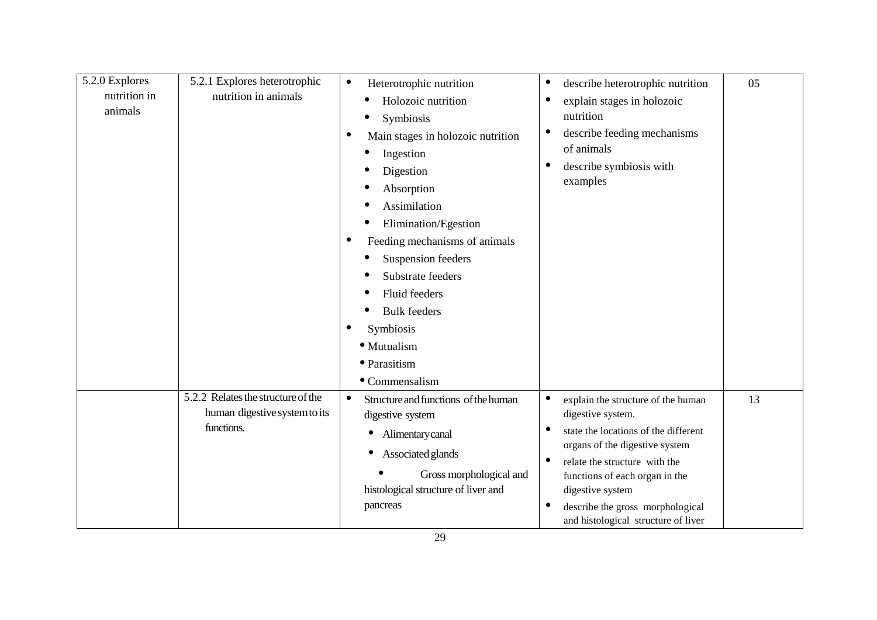| | | | | |
|---|---|---|---|---|
| 5.2.0 Explores nutrition in animals | 5.2.1 Explores heterotrophic nutrition in animals | • Heterotrophic nutrition<br>  • Holozoic nutrition<br>  • Symbiosis<br>• Main stages in holozoic nutrition<br>  • Ingestion<br>  • Digestion<br>  • Absorption<br>  • Assimilation<br>  • Elimination/Egestion<br>• Feeding mechanisms of animals<br>  • Suspension feeders<br>  • Substrate feeders<br>  • Fluid feeders<br>  • Bulk feeders<br>• Symbiosis<br>  • Mutualism<br>  • Parasitism<br>  • Commensalism | • describe heterotrophic nutrition<br>• explain stages in holozoic nutrition<br>• describe feeding mechanisms of animals<br>• describe symbiosis with examples | 05 |
| | 5.2.2 Relates the structure of the human digestive system to its functions. | • Structure and functions of the human digestive system<br>  • Alimentary canal<br>  • Associated glands<br>  • Gross morphological and histological structure of liver and pancreas | • explain the structure of the human digestive system.<br>• state the locations of the different organs of the digestive system<br>• relate the structure with the functions of each organ in the digestive system<br>• describe the gross morphological and histological structure of liver | 13 |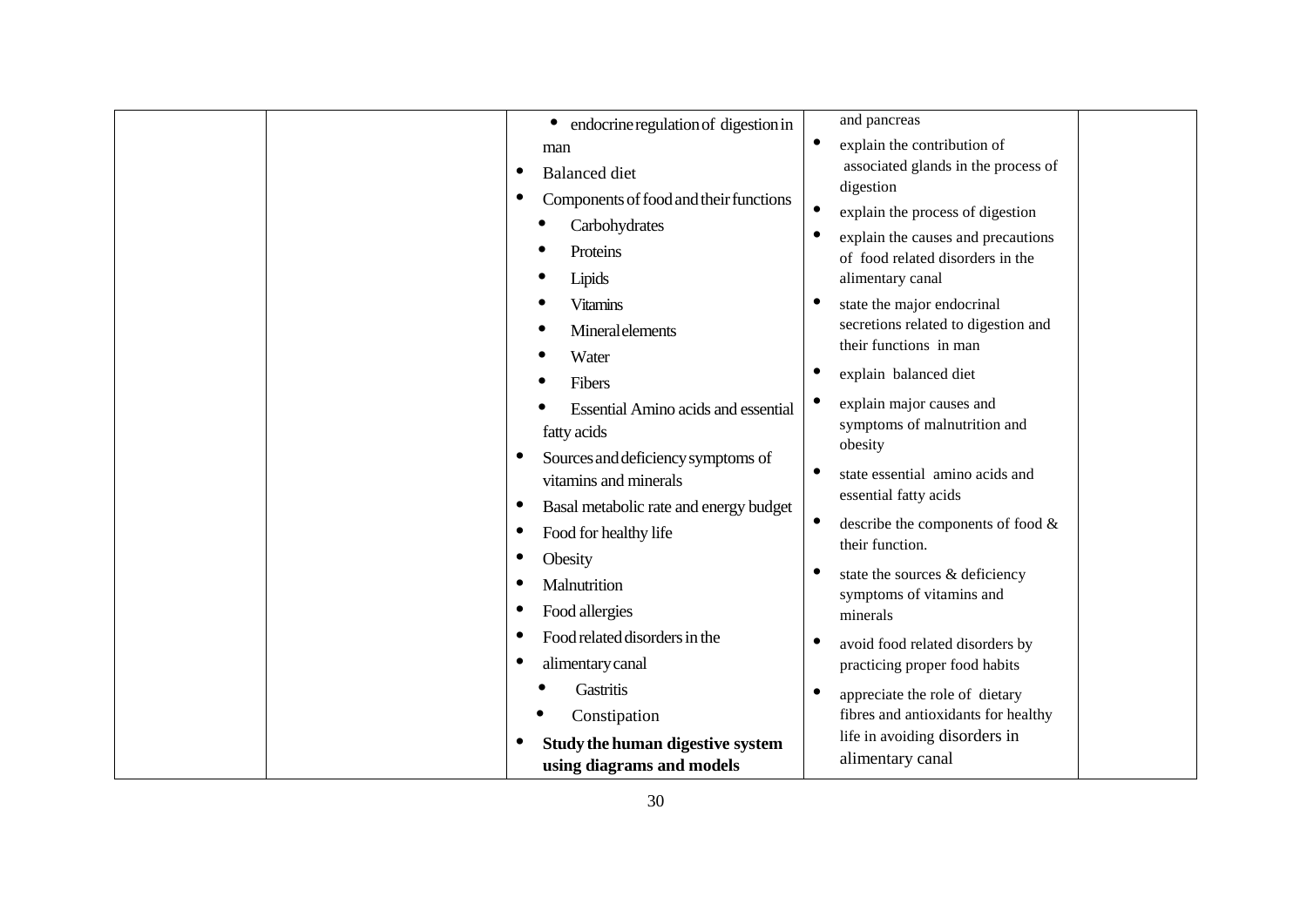| | | | | |
|---|---|---|---|---|
| | | • endocrine regulation of digestion in man<br>• Balanced diet<br>• Components of food and their functions<br>  • Carbohydrates<br>  • Proteins<br>  • Lipids<br>  • Vitamins<br>  • Mineral elements<br>  • Water<br>  • Fibers<br>  • Essential Amino acids and essential fatty acids<br>• Sources and deficiency symptoms of vitamins and minerals<br>• Basal metabolic rate and energy budget<br>• Food for healthy life<br>• Obesity<br>• Malnutrition<br>• Food allergies<br>• Food related disorders in the<br>• alimentary canal<br>  • Gastritis<br>  • Constipation<br>• **Study the human digestive system using diagrams and models** | and pancreas<br>• explain the contribution of associated glands in the process of digestion<br>• explain the process of digestion<br>• explain the causes and precautions of food related disorders in the alimentary canal<br>• state the major endocrinal secretions related to digestion and their functions in man<br>• explain balanced diet<br>• explain major causes and symptoms of malnutrition and obesity<br>• state essential amino acids and essential fatty acids<br>• describe the components of food & their function.<br>• state the sources & deficiency symptoms of vitamins and minerals<br>• avoid food related disorders by practicing proper food habits<br>• appreciate the role of dietary fibres and antioxidants for healthy life in avoiding disorders in alimentary canal | |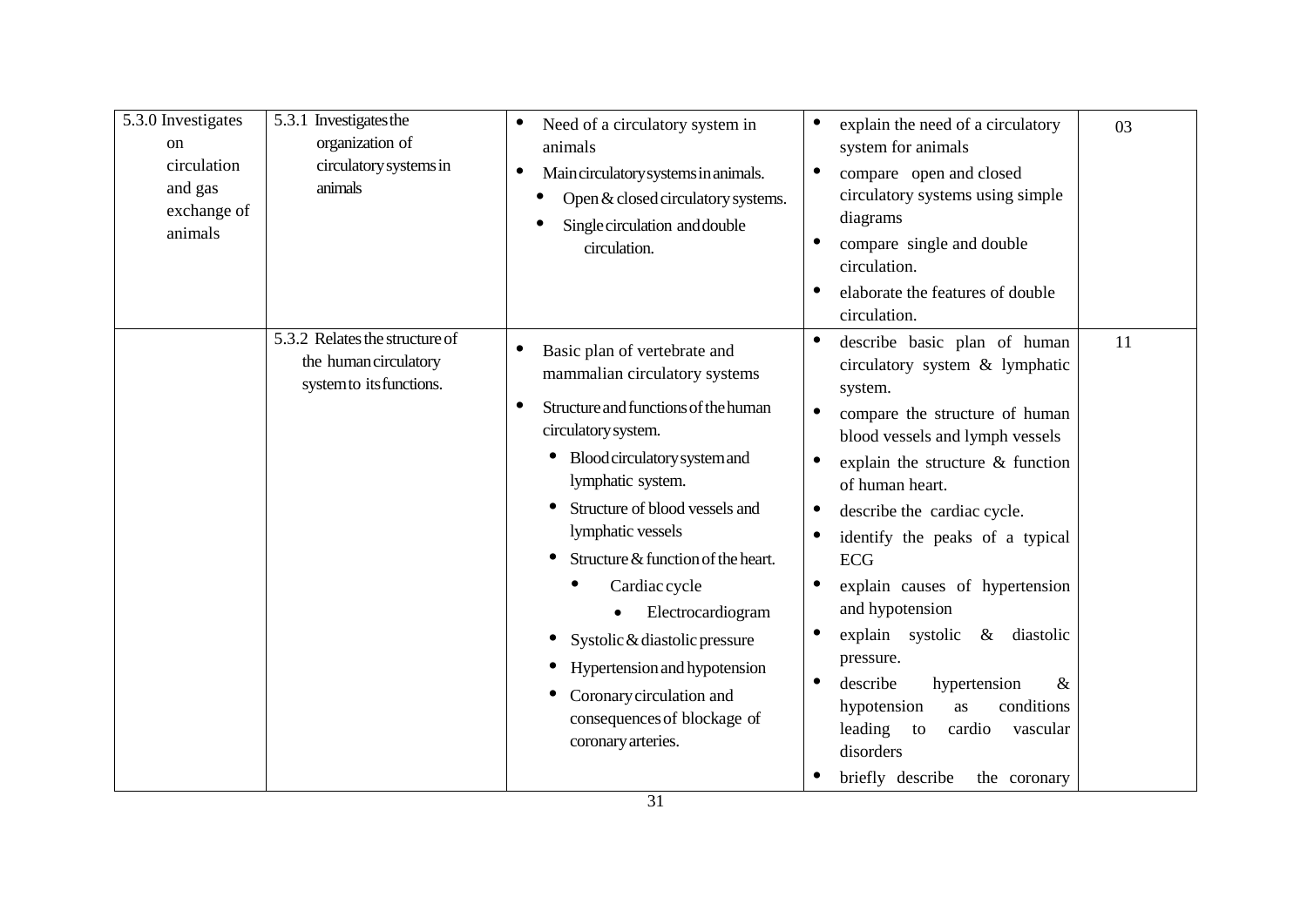| 5.3.0 Investigates on circulation and gas exchange of animals | 5.3.1 Investigates the organization of circulatory systems in animals | • Need of a circulatory system in animals<br>• Main circulatory systems in animals.<br>&nbsp;&nbsp;• Open & closed circulatory systems.<br>&nbsp;&nbsp;• Single circulation and double circulation. | • explain the need of a circulatory system for animals<br>• compare open and closed circulatory systems using simple diagrams<br>• compare single and double circulation.<br>• elaborate the features of double circulation. | 03 |
|---|---|---|---|---|
| | 5.3.2 Relates the structure of the human circulatory system to its functions. | • Basic plan of vertebrate and mammalian circulatory systems<br>• Structure and functions of the human circulatory system.<br>&nbsp;&nbsp;• Blood circulatory system and lymphatic system.<br>&nbsp;&nbsp;• Structure of blood vessels and lymphatic vessels<br>&nbsp;&nbsp;• Structure & function of the heart.<br>&nbsp;&nbsp;&nbsp;&nbsp;• Cardiac cycle<br>&nbsp;&nbsp;&nbsp;&nbsp;&nbsp;&nbsp;• Electrocardiogram<br>&nbsp;&nbsp;• Systolic & diastolic pressure<br>&nbsp;&nbsp;• Hypertension and hypotension<br>&nbsp;&nbsp;• Coronary circulation and consequences of blockage of coronary arteries. | • describe basic plan of human circulatory system & lymphatic system.<br>• compare the structure of human blood vessels and lymph vessels<br>• explain the structure & function of human heart.<br>• describe the cardiac cycle.<br>• identify the peaks of a typical ECG<br>• explain causes of hypertension and hypotension<br>• explain systolic & diastolic pressure.<br>• describe hypertension & hypotension as conditions leading to cardio vascular disorders<br>• briefly describe the coronary | 11 |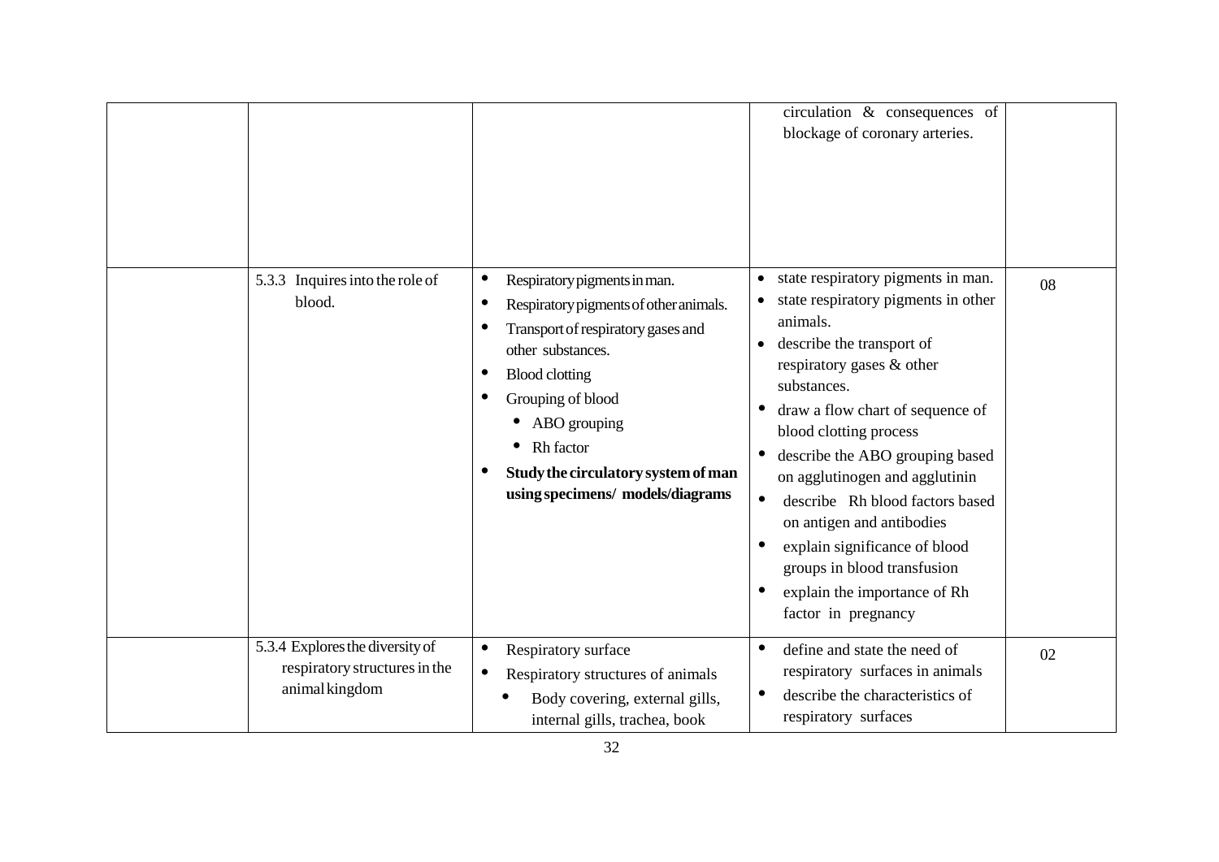| | | | | |
|---|---|---|---|---|
| | | | circulation & consequences of blockage of coronary arteries. | |
| | 5.3.3 Inquires into the role of blood. | • Respiratory pigments in man.<br>• Respiratory pigments of other animals.<br>• Transport of respiratory gases and other substances.<br>• Blood clotting<br>• Grouping of blood<br>  • ABO grouping<br>  • Rh factor<br>• **Study the circulatory system of man using specimens/ models/diagrams** | • state respiratory pigments in man.<br>• state respiratory pigments in other animals.<br>• describe the transport of respiratory gases & other substances.<br>• draw a flow chart of sequence of blood clotting process<br>• describe the ABO grouping based on agglutinogen and agglutinin<br>• describe Rh blood factors based on antigen and antibodies<br>• explain significance of blood groups in blood transfusion<br>• explain the importance of Rh factor in pregnancy | 08 |
| | 5.3.4 Explores the diversity of respiratory structures in the animal kingdom | • Respiratory surface<br>• Respiratory structures of animals<br>  • Body covering, external gills, internal gills, trachea, book | • define and state the need of respiratory surfaces in animals<br>• describe the characteristics of respiratory surfaces | 02 |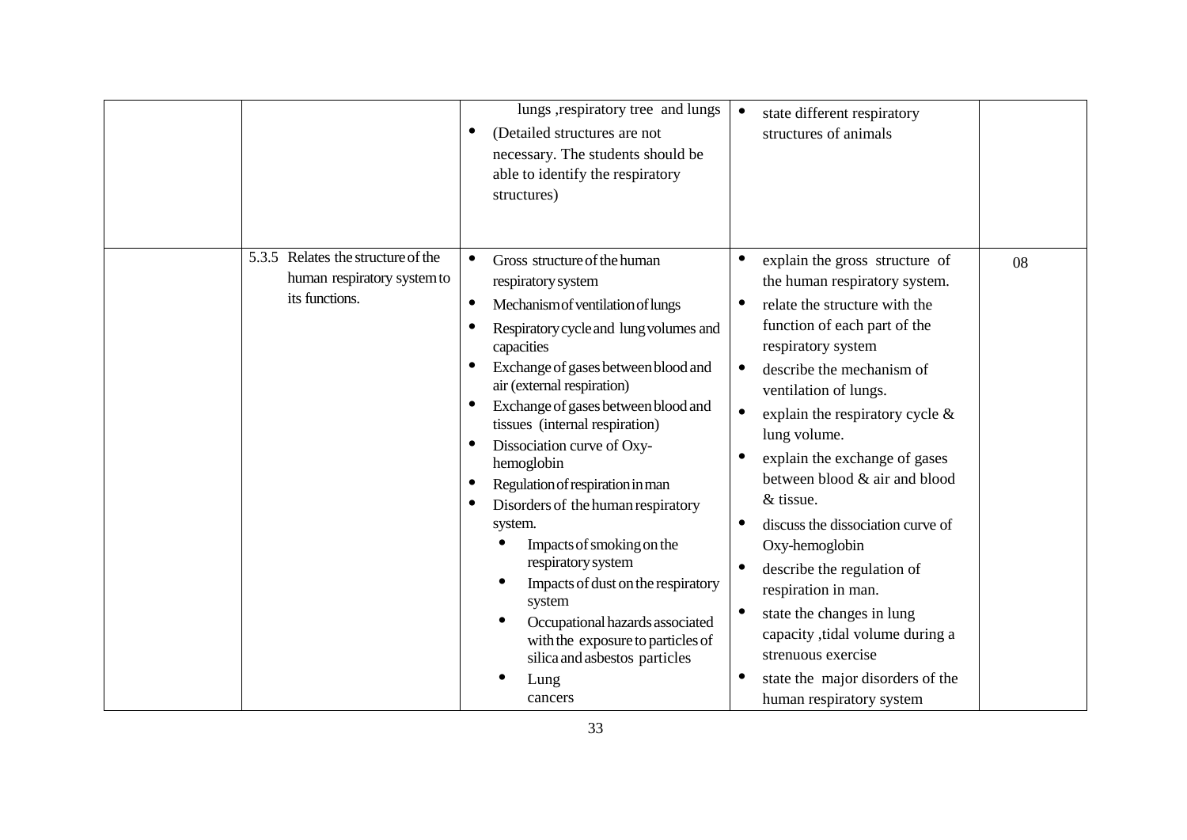| | | | | |
|---|---|---|---|---|
| | | lungs ,respiratory tree and lungs<br>• (Detailed structures are not necessary. The students should be able to identify the respiratory structures) | • state different respiratory structures of animals | |
| | 5.3.5 Relates the structure of the human respiratory system to its functions. | • Gross structure of the human respiratory system<br>• Mechanism of ventilation of lungs<br>• Respiratory cycle and lung volumes and capacities<br>• Exchange of gases between blood and air (external respiration)<br>• Exchange of gases between blood and tissues (internal respiration)<br>• Dissociation curve of Oxy-hemoglobin<br>• Regulation of respiration in man<br>• Disorders of the human respiratory system.<br>&nbsp;&nbsp;• Impacts of smoking on the respiratory system<br>&nbsp;&nbsp;• Impacts of dust on the respiratory system<br>&nbsp;&nbsp;• Occupational hazards associated with the exposure to particles of silica and asbestos particles<br>&nbsp;&nbsp;• Lung cancers | • explain the gross structure of the human respiratory system.<br>• relate the structure with the function of each part of the respiratory system<br>• describe the mechanism of ventilation of lungs.<br>• explain the respiratory cycle & lung volume.<br>• explain the exchange of gases between blood & air and blood & tissue.<br>• discuss the dissociation curve of Oxy-hemoglobin<br>• describe the regulation of respiration in man.<br>• state the changes in lung capacity ,tidal volume during a strenuous exercise<br>• state the major disorders of the human respiratory system | 08 |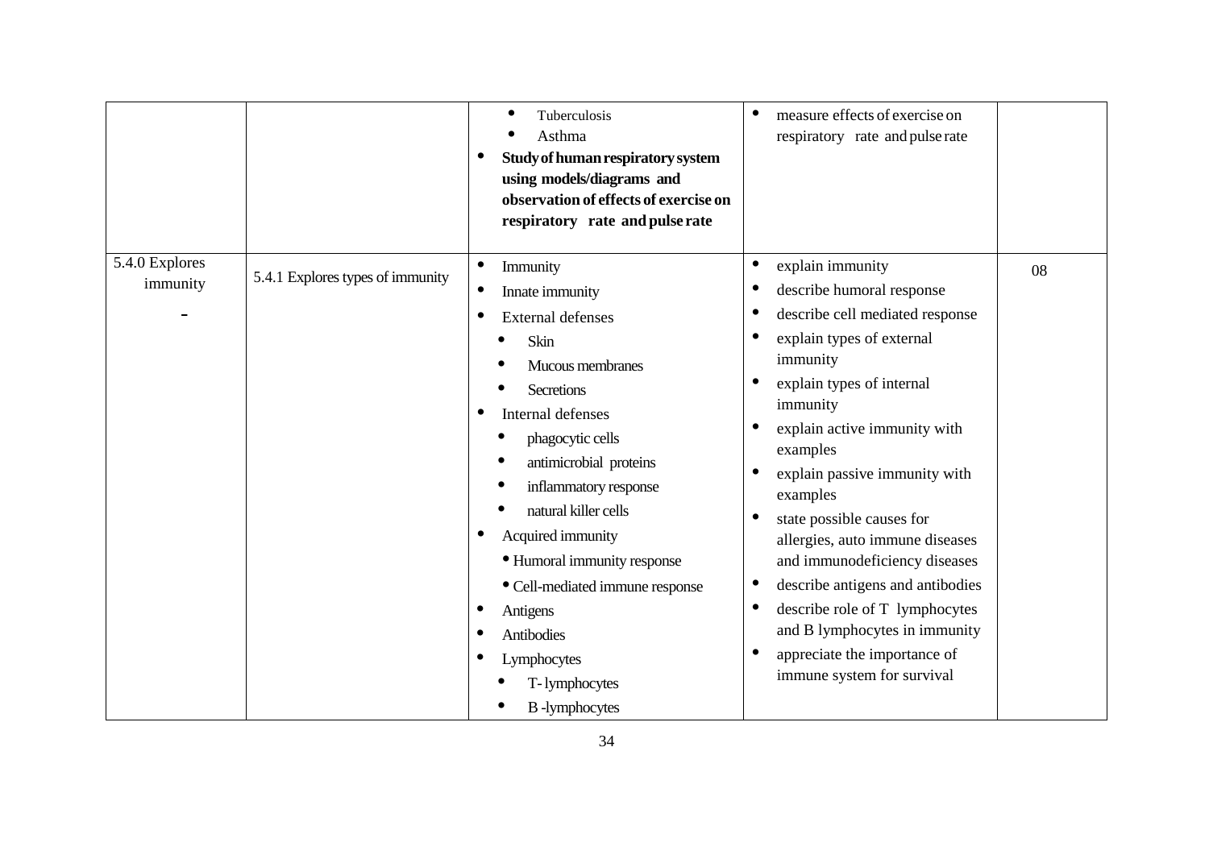| | | | | |
|---|---|---|---|---|
| | | • Tuberculosis<br>• Asthma<br>• **Study of human respiratory system using models/diagrams and observation of effects of exercise on respiratory rate and pulse rate** | • measure effects of exercise on respiratory rate and pulse rate | |
| 5.4.0 Explores immunity<br>- | 5.4.1 Explores types of immunity | • Immunity<br>• Innate immunity<br>• External defenses<br>  • Skin<br>  • Mucous membranes<br>  • Secretions<br>• Internal defenses<br>  • phagocytic cells<br>  • antimicrobial proteins<br>  • inflammatory response<br>  • natural killer cells<br>• Acquired immunity<br>  • Humoral immunity response<br>  • Cell-mediated immune response<br>• Antigens<br>• Antibodies<br>• Lymphocytes<br>  • T- lymphocytes<br>  • B -lymphocytes | • explain immunity<br>• describe humoral response<br>• describe cell mediated response<br>• explain types of external immunity<br>• explain types of internal immunity<br>• explain active immunity with examples<br>• explain passive immunity with examples<br>• state possible causes for allergies, auto immune diseases and immunodeficiency diseases<br>• describe antigens and antibodies<br>• describe role of T lymphocytes and B lymphocytes in immunity<br>• appreciate the importance of immune system for survival | 08 |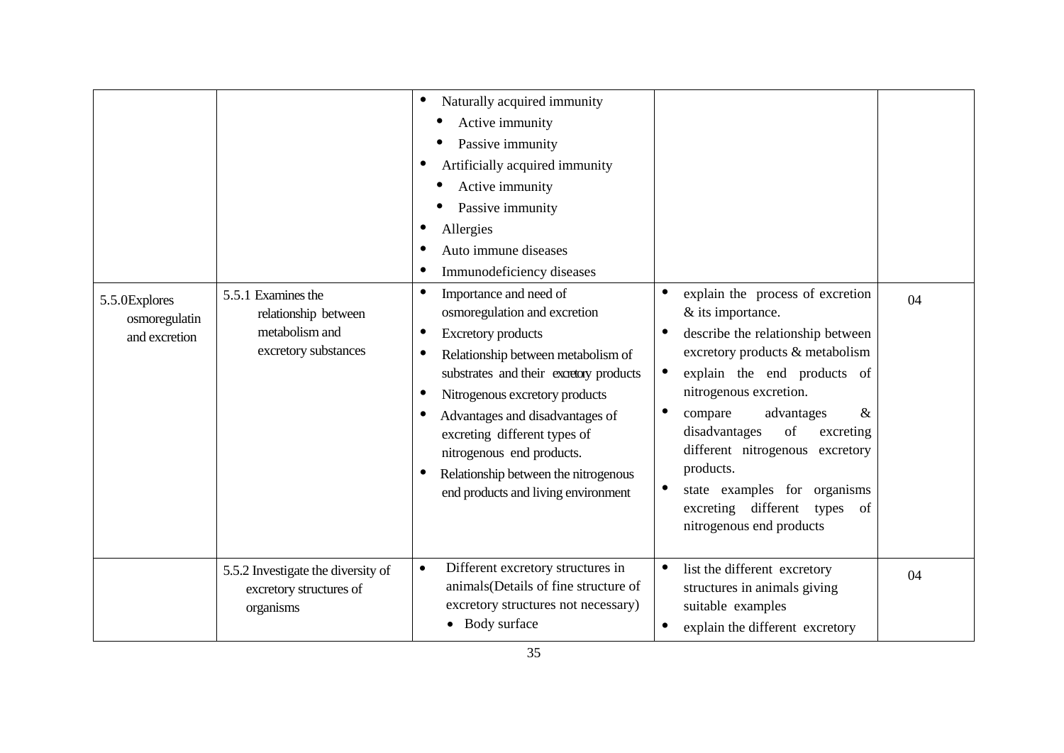| | | | | |
|---|---|---|---|---|
| | | • Naturally acquired immunity<br>  • Active immunity<br>  • Passive immunity<br>• Artificially acquired immunity<br>  • Active immunity<br>  • Passive immunity<br>• Allergies<br>• Auto immune diseases<br>• Immunodeficiency diseases | | |
| 5.5.0Explores osmoregulatin and excretion | 5.5.1 Examines the relationship between metabolism and excretory substances | • Importance and need of osmoregulation and excretion<br>• Excretory products<br>• Relationship between metabolism of substrates and their excretory products<br>• Nitrogenous excretory products<br>• Advantages and disadvantages of excreting different types of nitrogenous end products.<br>• Relationship between the nitrogenous end products and living environment | • explain the process of excretion & its importance.<br>• describe the relationship between excretory products & metabolism<br>• explain the end products of nitrogenous excretion.<br>• compare advantages & disadvantages of excreting different nitrogenous excretory products.<br>• state examples for organisms excreting different types of nitrogenous end products | 04 |
| | 5.5.2 Investigate the diversity of excretory structures of organisms | • Different excretory structures in animals(Details of fine structure of excretory structures not necessary)<br>  • Body surface | • list the different excretory structures in animals giving suitable examples<br>• explain the different excretory | 04 |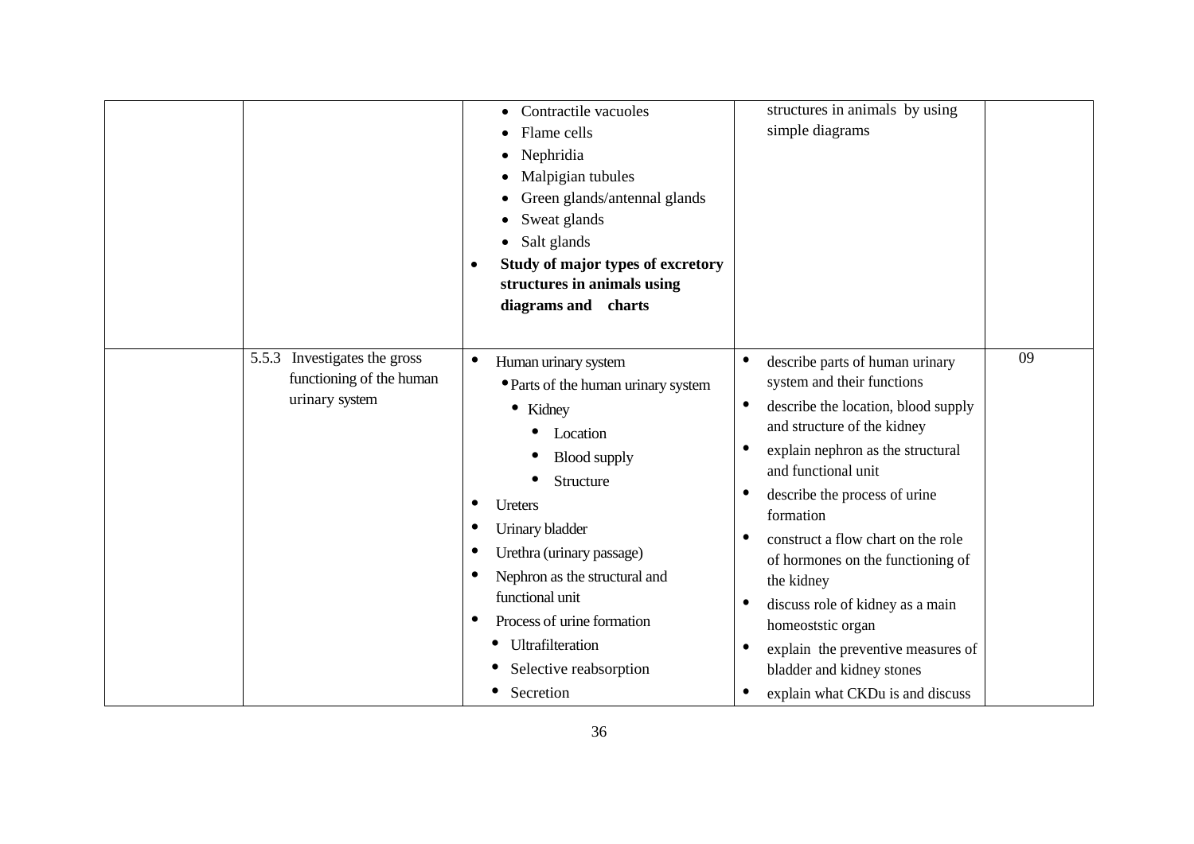| | | | | |
|---|---|---|---|---|
| | | • Contractile vacuoles<br>• Flame cells<br>• Nephridia<br>• Malpigian tubules<br>• Green glands/antennal glands<br>• Sweat glands<br>• Salt glands<br>• **Study of major types of excretory structures in animals using diagrams and charts** | structures in animals by using simple diagrams | |
| | 5.5.3 Investigates the gross functioning of the human urinary system | • Human urinary system<br>• Parts of the human urinary system<br>• Kidney<br>• Location<br>• Blood supply<br>• Structure<br>• Ureters<br>• Urinary bladder<br>• Urethra (urinary passage)<br>• Nephron as the structural and functional unit<br>• Process of urine formation<br>• Ultrafilteration<br>• Selective reabsorption<br>• Secretion | • describe parts of human urinary system and their functions<br>• describe the location, blood supply and structure of the kidney<br>• explain nephron as the structural and functional unit<br>• describe the process of urine formation<br>• construct a flow chart on the role of hormones on the functioning of the kidney<br>• discuss role of kidney as a main homeoststic organ<br>• explain the preventive measures of bladder and kidney stones<br>• explain what CKDu is and discuss | 09 |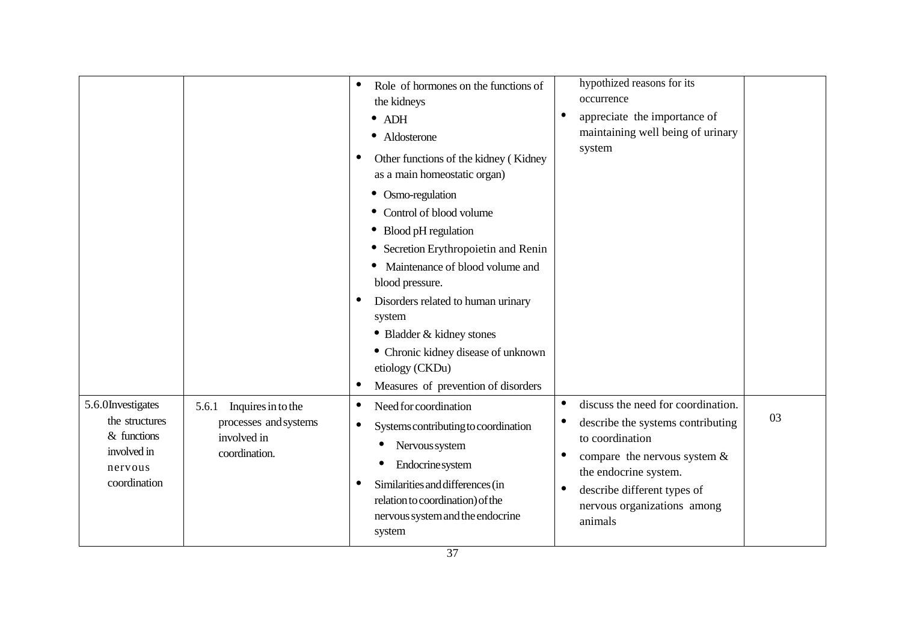| | | | | |
|---|---|---|---|---|
| | | • Role of hormones on the functions of the kidneys<br>• ADH<br>• Aldosterone<br>• Other functions of the kidney ( Kidney as a main homeostatic organ)<br>• Osmo-regulation<br>• Control of blood volume<br>• Blood pH regulation<br>• Secretion Erythropoietin and Renin<br>• Maintenance of blood volume and blood pressure.<br>• Disorders related to human urinary system<br>• Bladder & kidney stones<br>• Chronic kidney disease of unknown etiology (CKDu)<br>• Measures of prevention of disorders | hypothized reasons for its occurrence<br>• appreciate the importance of maintaining well being of urinary system | |
| 5.6.0 Investigates the structures & functions involved in nervous coordination | 5.6.1 Inquires in to the processes and systems involved in coordination. | • Need for coordination<br>• Systems contributing to coordination<br>• Nervous system<br>• Endocrine system<br>• Similarities and differences (in relation to coordination) of the nervous system and the endocrine system | • discuss the need for coordination.<br>• describe the systems contributing to coordination<br>• compare the nervous system & the endocrine system.<br>• describe different types of nervous organizations among animals | 03 |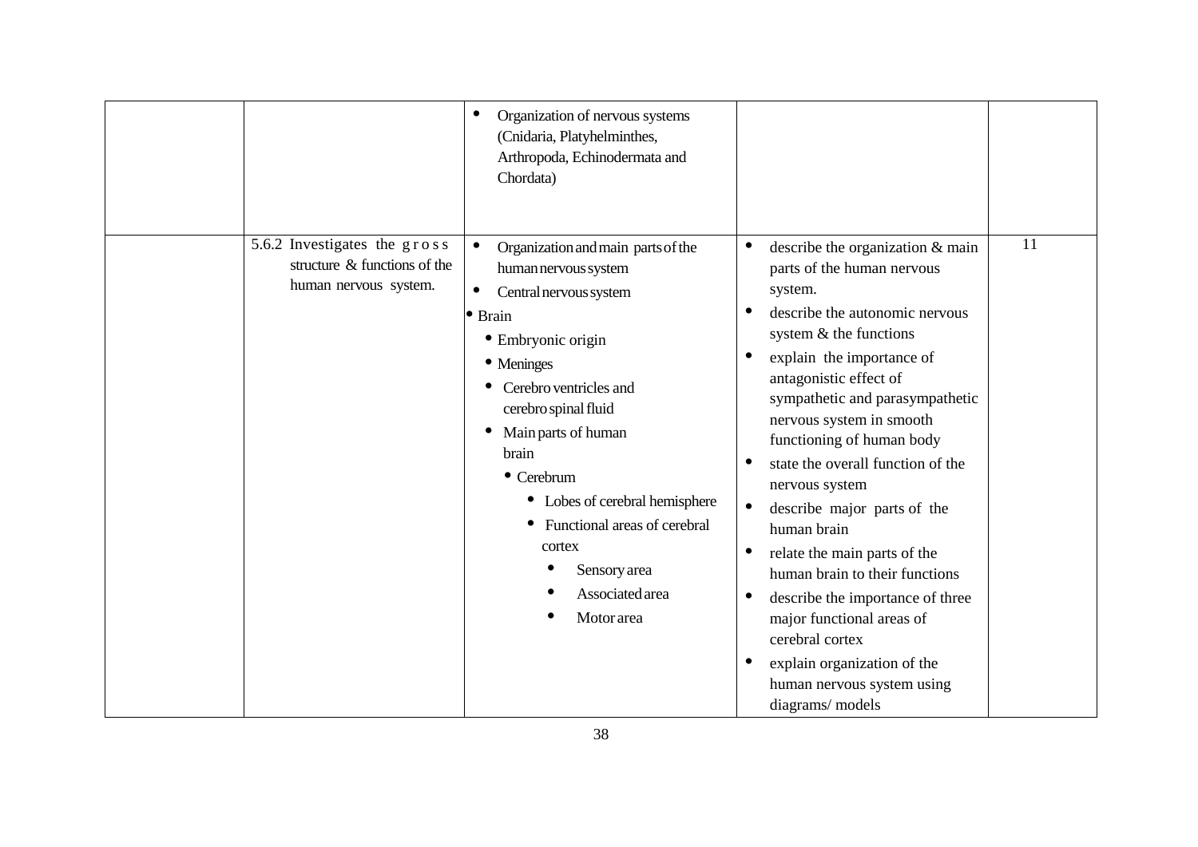| | | | | |
|---|---|---|---|---|
| | | • Organization of nervous systems (Cnidaria, Platyhelminthes, Arthropoda, Echinodermata and Chordata) | | |
| | 5.6.2 Investigates the gross structure & functions of the human nervous system. | • Organization and main parts of the human nervous system<br>• Central nervous system<br>• Brain<br>&nbsp;&nbsp;• Embryonic origin<br>&nbsp;&nbsp;• Meninges<br>&nbsp;&nbsp;• Cerebro ventricles and cerebro spinal fluid<br>&nbsp;&nbsp;• Main parts of human brain<br>&nbsp;&nbsp;&nbsp;&nbsp;• Cerebrum<br>&nbsp;&nbsp;&nbsp;&nbsp;&nbsp;&nbsp;• Lobes of cerebral hemisphere<br>&nbsp;&nbsp;&nbsp;&nbsp;&nbsp;&nbsp;• Functional areas of cerebral cortex<br>&nbsp;&nbsp;&nbsp;&nbsp;&nbsp;&nbsp;&nbsp;&nbsp;• Sensory area<br>&nbsp;&nbsp;&nbsp;&nbsp;&nbsp;&nbsp;&nbsp;&nbsp;• Associated area<br>&nbsp;&nbsp;&nbsp;&nbsp;&nbsp;&nbsp;&nbsp;&nbsp;• Motor area | • describe the organization & main parts of the human nervous system.<br>• describe the autonomic nervous system & the functions<br>• explain the importance of antagonistic effect of sympathetic and parasympathetic nervous system in smooth functioning of human body<br>• state the overall function of the nervous system<br>• describe major parts of the human brain<br>• relate the main parts of the human brain to their functions<br>• describe the importance of three major functional areas of cerebral cortex<br>• explain organization of the human nervous system using diagrams/ models | 11 |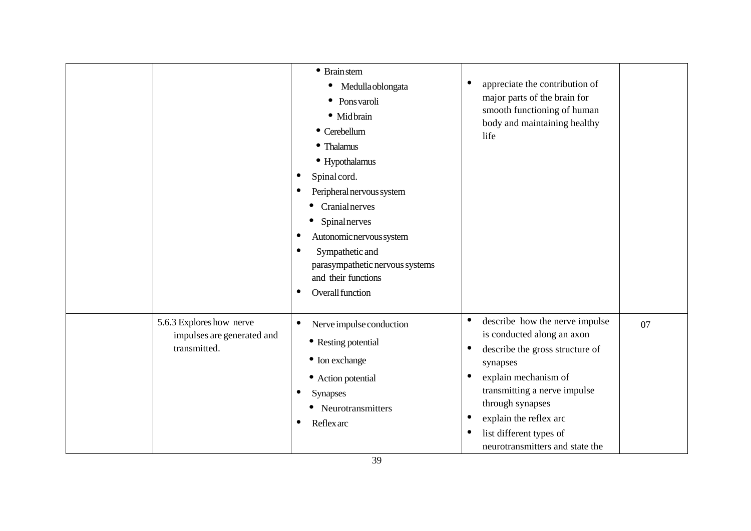| | | | | |
|---|---|---|---|---|
| | | • Brain stem<br>  • Medulla oblongata<br>  • Pons varoli<br>  • Mid brain<br>• Cerebellum<br>• Thalamus<br>• Hypothalamus<br>• Spinal cord.<br>• Peripheral nervous system<br>  • Cranial nerves<br>  • Spinal nerves<br>• Autonomic nervous system<br>• Sympathetic and parasympathetic nervous systems and their functions<br>• Overall function | • appreciate the contribution of major parts of the brain for smooth functioning of human body and maintaining healthy life | |
| | 5.6.3 Explores how nerve impulses are generated and transmitted. | • Nerve impulse conduction<br>  • Resting potential<br>  • Ion exchange<br>  • Action potential<br>• Synapses<br>  • Neurotransmitters<br>• Reflex arc | • describe how the nerve impulse is conducted along an axon<br>• describe the gross structure of synapses<br>• explain mechanism of transmitting a nerve impulse through synapses<br>• explain the reflex arc<br>• list different types of neurotransmitters and state the | 07 |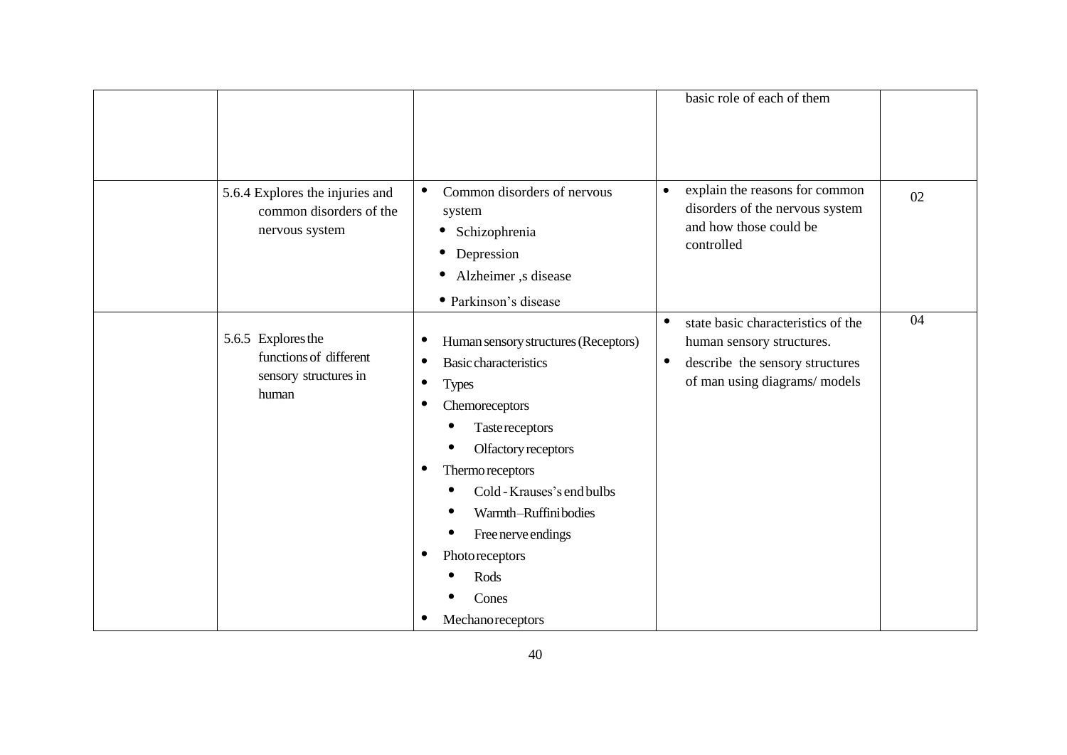| | | | | |
|---|---|---|---|---|
| | | | basic role of each of them | |
| | 5.6.4 Explores the injuries and common disorders of the nervous system | • Common disorders of nervous system<br>• Schizophrenia<br>• Depression<br>• Alzheimer ,s disease<br>• Parkinson's disease | • explain the reasons for common disorders of the nervous system and how those could be controlled | 02 |
| | 5.6.5 Explores the functions of different sensory structures in human | • Human sensory structures (Receptors)<br>• Basic characteristics<br>• Types<br>• Chemoreceptors<br>• Taste receptors<br>• Olfactory receptors<br>• Thermo receptors<br>• Cold - Krauses's end bulbs<br>• Warmth–Ruffini bodies<br>• Free nerve endings<br>• Photo receptors<br>• Rods<br>• Cones<br>• Mechano receptors | • state basic characteristics of the human sensory structures.<br>• describe the sensory structures of man using diagrams/ models | 04 |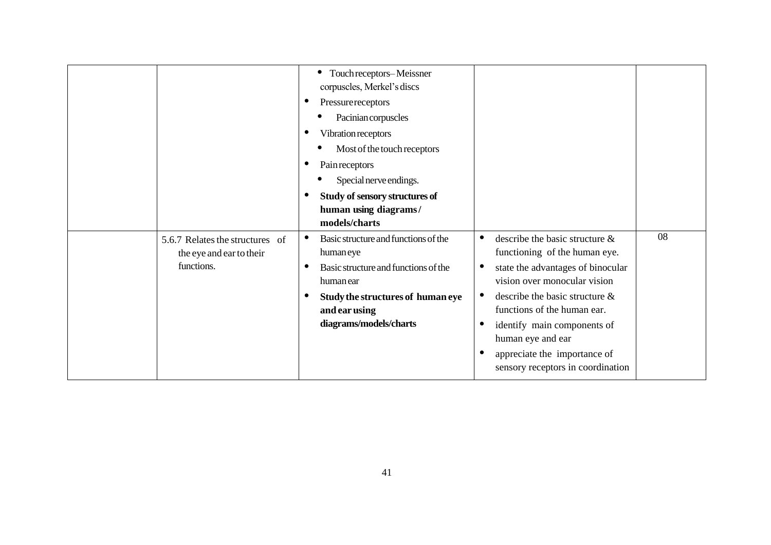| | | | | |
|---|---|---|---|---|
| | | • Touch receptors– Meissner corpuscles, Merkel's discs<br>• Pressure receptors<br>  • Pacinian corpuscles<br>• Vibration receptors<br>  • Most of the touch receptors<br>• Pain receptors<br>  • Special nerve endings.<br>• **Study of sensory structures of human using diagrams / models/charts** | | |
| | 5.6.7 Relates the structures of the eye and ear to their functions. | • Basic structure and functions of the human eye<br>• Basic structure and functions of the human ear<br>• **Study the structures of human eye and ear using diagrams/models/charts** | • describe the basic structure & functioning of the human eye.<br>• state the advantages of binocular vision over monocular vision<br>• describe the basic structure & functions of the human ear.<br>• identify main components of human eye and ear<br>• appreciate the importance of sensory receptors in coordination | 08 |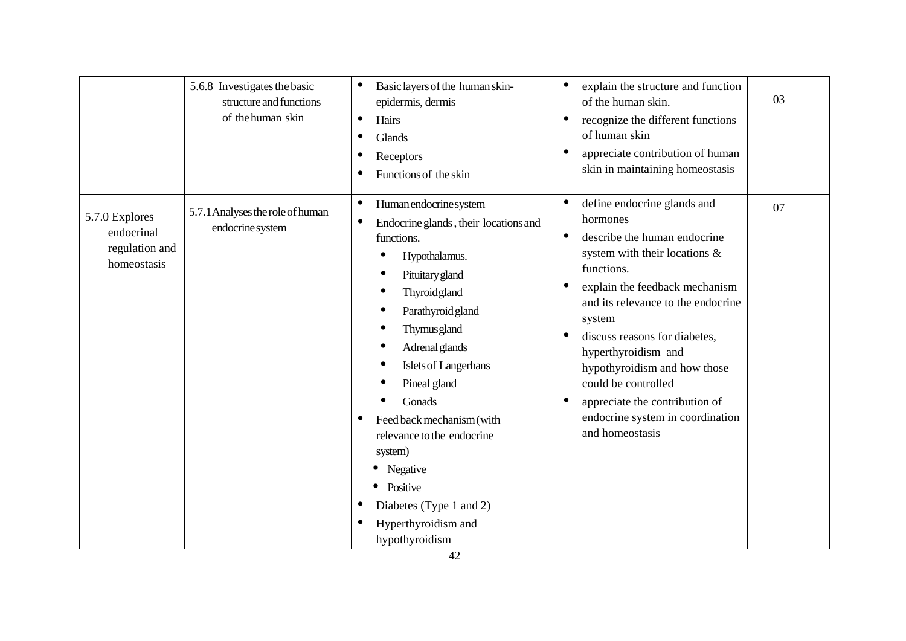| | 5.6.8 Investigates the basic structure and functions of the human skin | • Basic layers of the human skin- epidermis, dermis<br>• Hairs<br>• Glands<br>• Receptors<br>• Functions of the skin | • explain the structure and function of the human skin.<br>• recognize the different functions of human skin<br>• appreciate contribution of human skin in maintaining homeostasis | 03 |
|---|---|---|---|---|
| 5.7.0 Explores endocrinal regulation and homeostasis<br><br>– | 5.7.1 Analyses the role of human endocrine system | • Human endocrine system<br>• Endocrine glands , their locations and functions.<br>&nbsp;&nbsp;• Hypothalamus.<br>&nbsp;&nbsp;• Pituitary gland<br>&nbsp;&nbsp;• Thyroid gland<br>&nbsp;&nbsp;• Parathyroid gland<br>&nbsp;&nbsp;• Thymus gland<br>&nbsp;&nbsp;• Adrenal glands<br>&nbsp;&nbsp;• Islets of Langerhans<br>&nbsp;&nbsp;• Pineal gland<br>&nbsp;&nbsp;• Gonads<br>• Feed back mechanism (with relevance to the endocrine system)<br>&nbsp;&nbsp;• Negative<br>&nbsp;&nbsp;• Positive<br>• Diabetes (Type 1 and 2)<br>• Hyperthyroidism and hypothyroidism | • define endocrine glands and hormones<br>• describe the human endocrine system with their locations & functions.<br>• explain the feedback mechanism and its relevance to the endocrine system<br>• discuss reasons for diabetes, hyperthyroidism and hypothyroidism and how those could be controlled<br>• appreciate the contribution of endocrine system in coordination and homeostasis | 07 |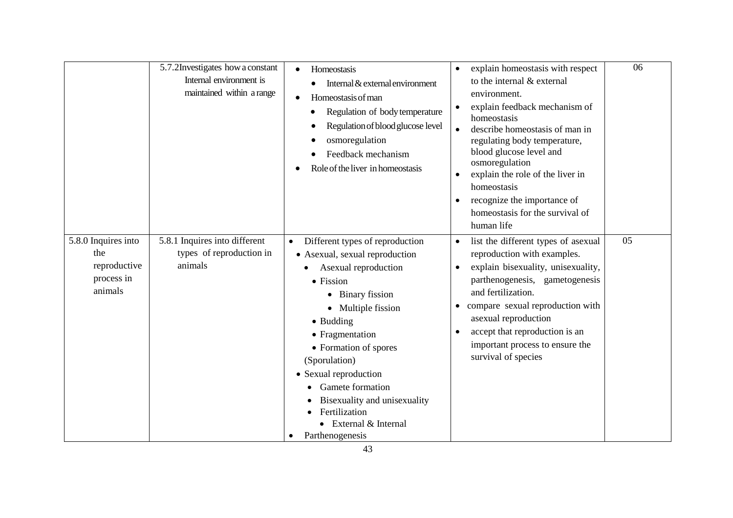| | | | | |
|---|---|---|---|---|
| | 5.7.2 Investigates how a constant Internal environment is maintained within a range | • Homeostasis<br>  • Internal & external environment<br>• Homeostasis of man<br>  • Regulation of body temperature<br>  • Regulation of blood glucose level<br>  • osmoregulation<br>  • Feedback mechanism<br>• Role of the liver in homeostasis | • explain homeostasis with respect to the internal & external environment.<br>• explain feedback mechanism of homeostasis<br>• describe homeostasis of man in regulating body temperature, blood glucose level and osmoregulation<br>• explain the role of the liver in homeostasis<br>• recognize the importance of homeostasis for the survival of human life | 06 |
| 5.8.0 Inquires into the reproductive process in animals | 5.8.1 Inquires into different types of reproduction in animals | • Different types of reproduction<br>• Asexual, sexual reproduction<br>  • Asexual reproduction<br>  • Fission<br>    • Binary fission<br>    • Multiple fission<br>  • Budding<br>  • Fragmentation<br>  • Formation of spores (Sporulation)<br>• Sexual reproduction<br>  • Gamete formation<br>  • Bisexuality and unisexuality<br>  • Fertilization<br>    • External & Internal<br>• Parthenogenesis | • list the different types of asexual reproduction with examples.<br>• explain bisexuality, unisexuality, parthenogenesis, gametogenesis and fertilization.<br>• compare sexual reproduction with asexual reproduction<br>• accept that reproduction is an important process to ensure the survival of species | 05 |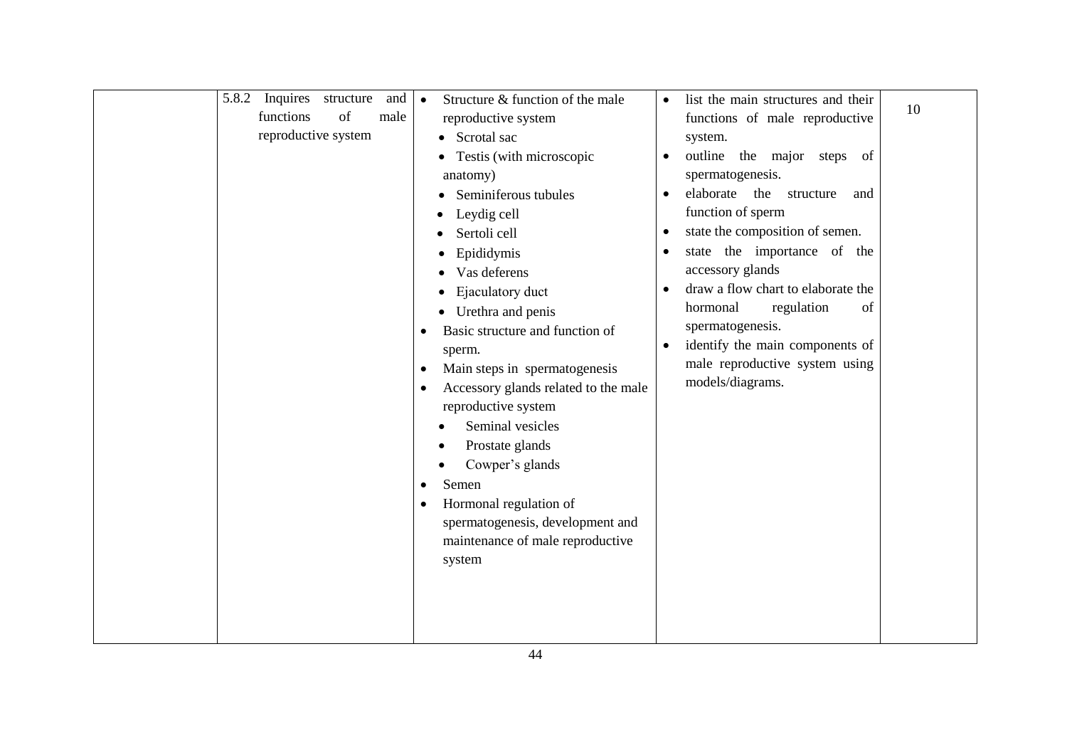| | | | | |
|---|---|---|---|---|
| | 5.8.2 Inquires structure and functions of male reproductive system | • Structure & function of the male reproductive system<br>• Scrotal sac<br>• Testis (with microscopic anatomy)<br>• Seminiferous tubules<br>• Leydig cell<br>• Sertoli cell<br>• Epididymis<br>• Vas deferens<br>• Ejaculatory duct<br>• Urethra and penis<br>• Basic structure and function of sperm.<br>• Main steps in spermatogenesis<br>• Accessory glands related to the male reproductive system<br>• Seminal vesicles<br>• Prostate glands<br>• Cowper's glands<br>• Semen<br>• Hormonal regulation of spermatogenesis, development and maintenance of male reproductive system | • list the main structures and their functions of male reproductive system.<br>• outline the major steps of spermatogenesis.<br>• elaborate the structure and function of sperm<br>• state the composition of semen.<br>• state the importance of the accessory glands<br>• draw a flow chart to elaborate the hormonal regulation of spermatogenesis.<br>• identify the main components of male reproductive system using models/diagrams. | 10 |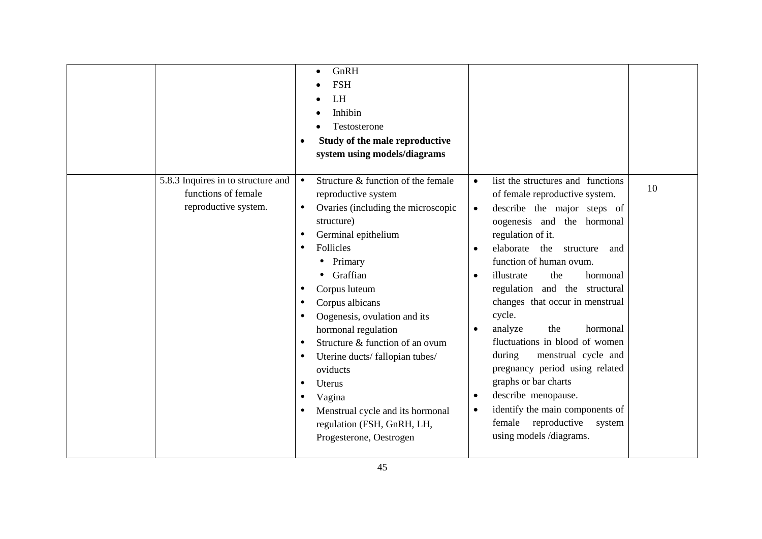| | | | | |
|---|---|---|---|---|
| | | • GnRH<br>• FSH<br>• LH<br>• Inhibin<br>• Testosterone<br>• **Study of the male reproductive system using models/diagrams** | | |
| | 5.8.3 Inquires in to structure and functions of female reproductive system. | • Structure & function of the female reproductive system<br>• Ovaries (including the microscopic structure)<br>• Germinal epithelium<br>• Follicles<br>  • Primary<br>  • Graffian<br>• Corpus luteum<br>• Corpus albicans<br>• Oogenesis, ovulation and its hormonal regulation<br>• Structure & function of an ovum<br>• Uterine ducts/ fallopian tubes/ oviducts<br>• Uterus<br>• Vagina<br>• Menstrual cycle and its hormonal regulation (FSH, GnRH, LH, Progesterone, Oestrogen | • list the structures and functions of female reproductive system.<br>• describe the major steps of oogenesis and the hormonal regulation of it.<br>• elaborate the structure and function of human ovum.<br>• illustrate the hormonal regulation and the structural changes that occur in menstrual cycle.<br>• analyze the hormonal fluctuations in blood of women during menstrual cycle and pregnancy period using related graphs or bar charts<br>• describe menopause.<br>• identify the main components of female reproductive system using models /diagrams. | 10 |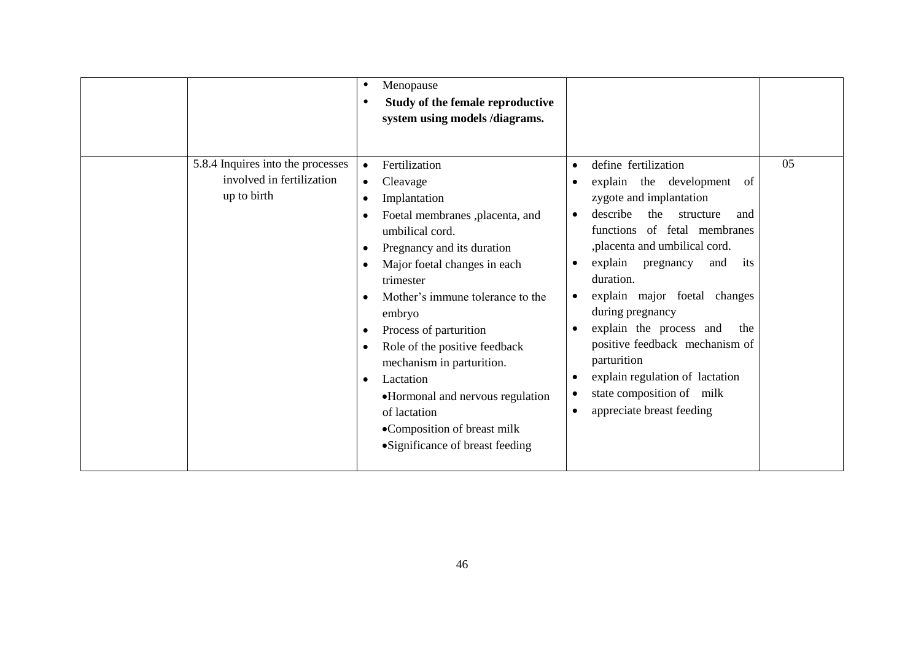| | | | | |
|---|---|---|---|---|
| | | • Menopause<br>• **Study of the female reproductive system using models /diagrams.** | | |
| | 5.8.4 Inquires into the processes involved in fertilization up to birth | • Fertilization<br>• Cleavage<br>• Implantation<br>• Foetal membranes ,placenta, and umbilical cord.<br>• Pregnancy and its duration<br>• Major foetal changes in each trimester<br>• Mother's immune tolerance to the embryo<br>• Process of parturition<br>• Role of the positive feedback mechanism in parturition.<br>• Lactation<br>•Hormonal and nervous regulation of lactation<br>•Composition of breast milk<br>•Significance of breast feeding | • define fertilization<br>• explain the development of zygote and implantation<br>• describe the structure and functions of fetal membranes ,placenta and umbilical cord.<br>• explain pregnancy and its duration.<br>• explain major foetal changes during pregnancy<br>• explain the process and the positive feedback mechanism of parturition<br>• explain regulation of lactation<br>• state composition of milk<br>• appreciate breast feeding | 05 |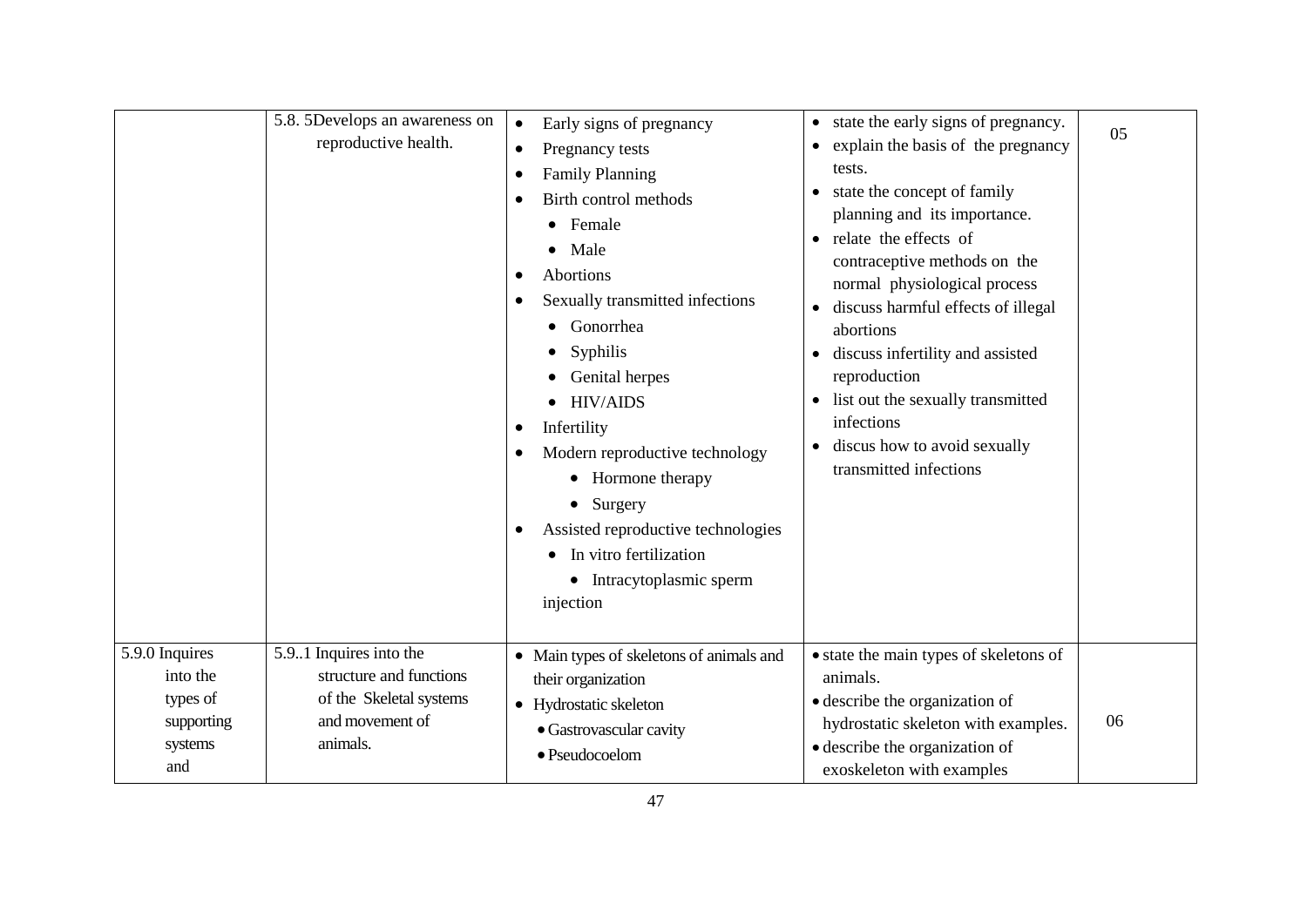| | | | | |
|---|---|---|---|---|
| | 5.8. 5Develops an awareness on reproductive health. | • Early signs of pregnancy<br>• Pregnancy tests<br>• Family Planning<br>• Birth control methods<br>  • Female<br>  • Male<br>• Abortions<br>• Sexually transmitted infections<br>  • Gonorrhea<br>  • Syphilis<br>  • Genital herpes<br>  • HIV/AIDS<br>• Infertility<br>• Modern reproductive technology<br>  • Hormone therapy<br>  • Surgery<br>• Assisted reproductive technologies<br>  • In vitro fertilization<br>  • Intracytoplasmic sperm injection | • state the early signs of pregnancy.<br>• explain the basis of the pregnancy tests.<br>• state the concept of family planning and its importance.<br>• relate the effects of contraceptive methods on the normal physiological process<br>• discuss harmful effects of illegal abortions<br>• discuss infertility and assisted reproduction<br>• list out the sexually transmitted infections<br>• discus how to avoid sexually transmitted infections | 05 |
| 5.9.0 Inquires into the types of supporting systems and | 5.9..1 Inquires into the structure and functions of the Skeletal systems and movement of animals. | • Main types of skeletons of animals and their organization<br>• Hydrostatic skeleton<br>  • Gastrovascular cavity<br>  • Pseudocoelom | • state the main types of skeletons of animals.<br>• describe the organization of hydrostatic skeleton with examples.<br>• describe the organization of exoskeleton with examples | 06 |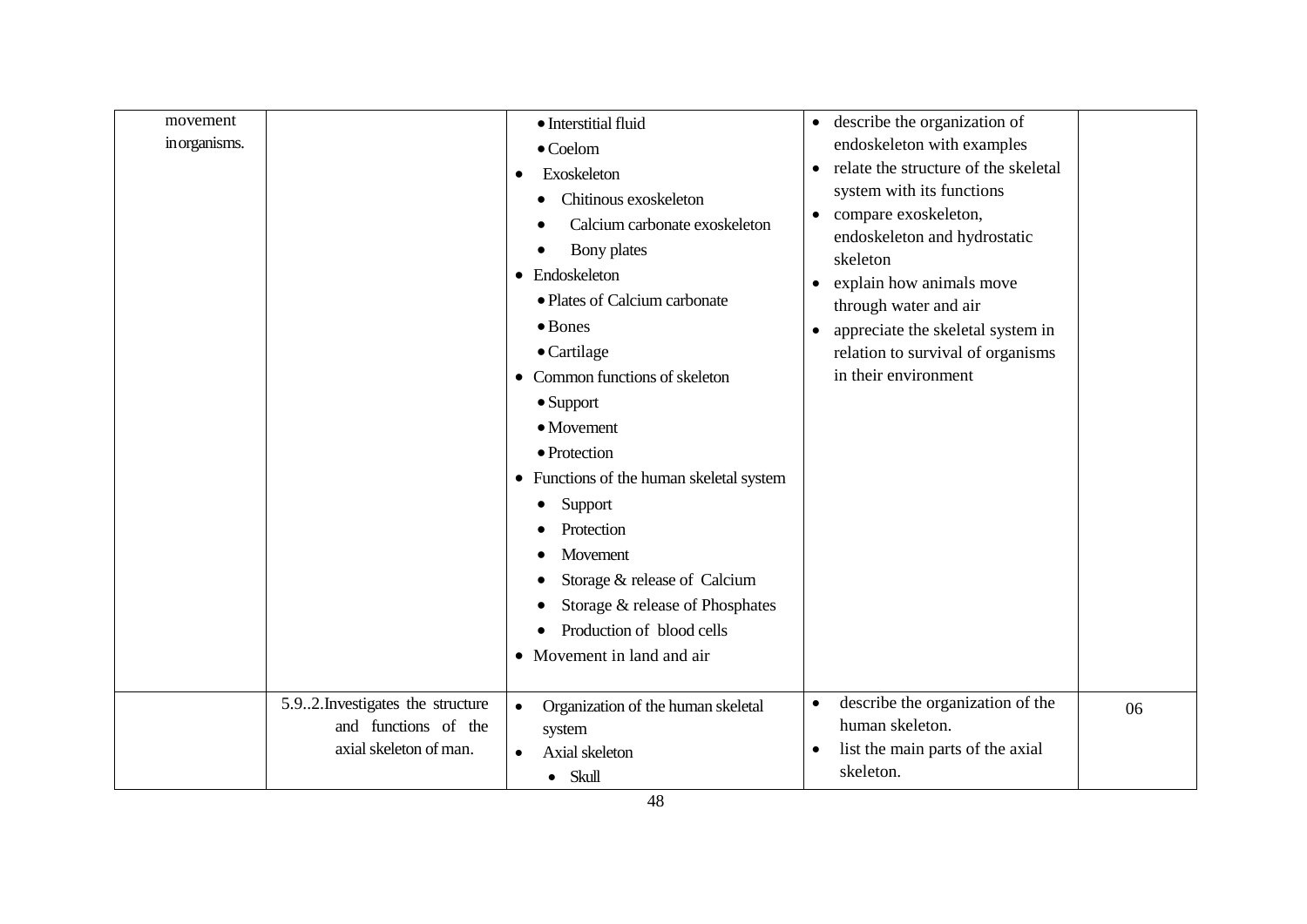| | | | | |
|---|---|---|---|---|
| movement in organisms. | | • Interstitial fluid<br>• Coelom<br>• Exoskeleton<br>  • Chitinous exoskeleton<br>  • Calcium carbonate exoskeleton<br>  • Bony plates<br>• Endoskeleton<br>  • Plates of Calcium carbonate<br>  • Bones<br>  • Cartilage<br>• Common functions of skeleton<br>  • Support<br>  • Movement<br>  • Protection<br>• Functions of the human skeletal system<br>  • Support<br>  • Protection<br>  • Movement<br>  • Storage & release of Calcium<br>  • Storage & release of Phosphates<br>  • Production of blood cells<br>• Movement in land and air | • describe the organization of endoskeleton with examples<br>• relate the structure of the skeletal system with its functions<br>• compare exoskeleton, endoskeleton and hydrostatic skeleton<br>• explain how animals move through water and air<br>• appreciate the skeletal system in relation to survival of organisms in their environment | |
| | 5.9..2.Investigates the structure and functions of the axial skeleton of man. | • Organization of the human skeletal system<br>• Axial skeleton<br>  • Skull | • describe the organization of the human skeleton.<br>• list the main parts of the axial skeleton. | 06 |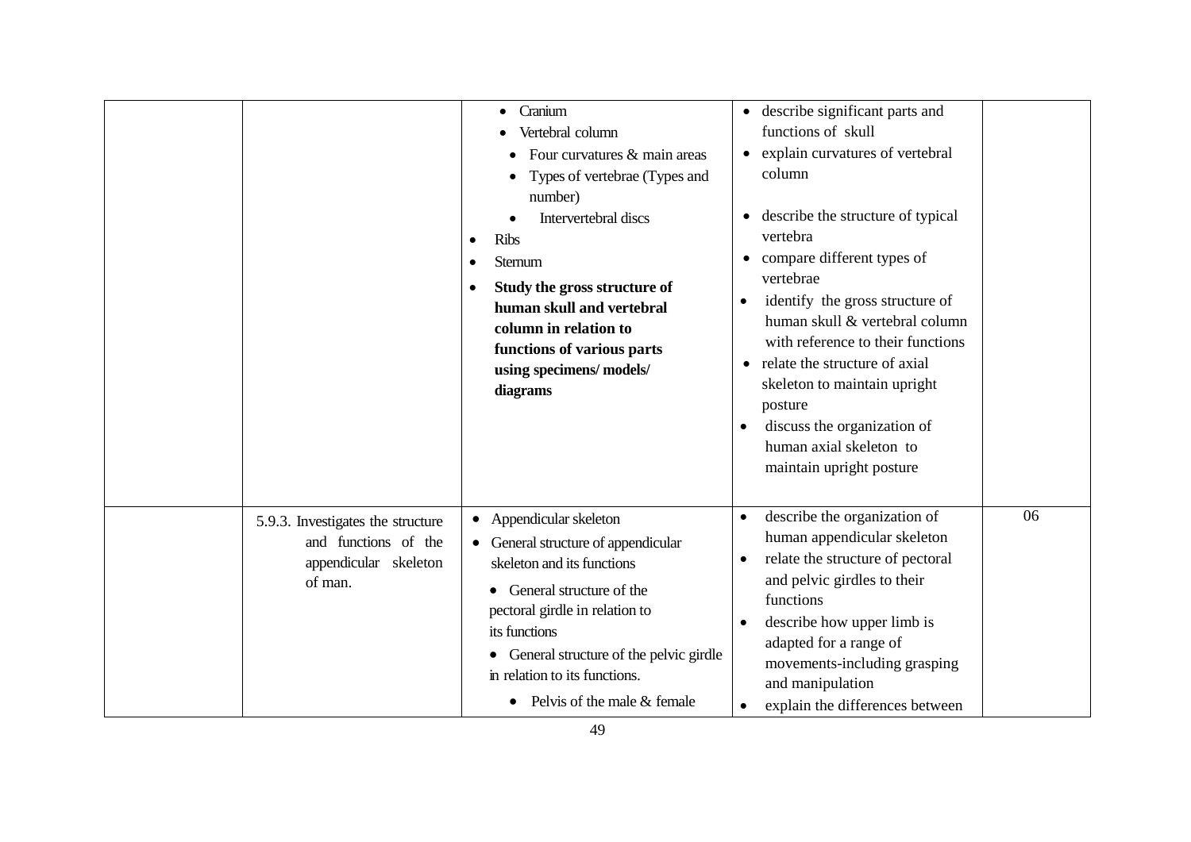| | | | | |
|---|---|---|---|---|
| | | • Cranium<br>• Vertebral column<br>• Four curvatures & main areas<br>• Types of vertebrae (Types and number)<br>• Intervertebral discs<br>• Ribs<br>• Sternum<br>• **Study the gross structure of human skull and vertebral column in relation to functions of various parts using specimens/ models/ diagrams** | • describe significant parts and functions of skull<br>• explain curvatures of vertebral column<br>• describe the structure of typical vertebra<br>• compare different types of vertebrae<br>• identify the gross structure of human skull & vertebral column with reference to their functions<br>• relate the structure of axial skeleton to maintain upright posture<br>• discuss the organization of human axial skeleton to maintain upright posture | |
| | 5.9.3. Investigates the structure and functions of the appendicular skeleton of man. | • Appendicular skeleton<br>• General structure of appendicular skeleton and its functions<br>• General structure of the pectoral girdle in relation to its functions<br>• General structure of the pelvic girdle in relation to its functions.<br>• Pelvis of the male & female | • describe the organization of human appendicular skeleton<br>• relate the structure of pectoral and pelvic girdles to their functions<br>• describe how upper limb is adapted for a range of movements-including grasping and manipulation<br>• explain the differences between | 06 |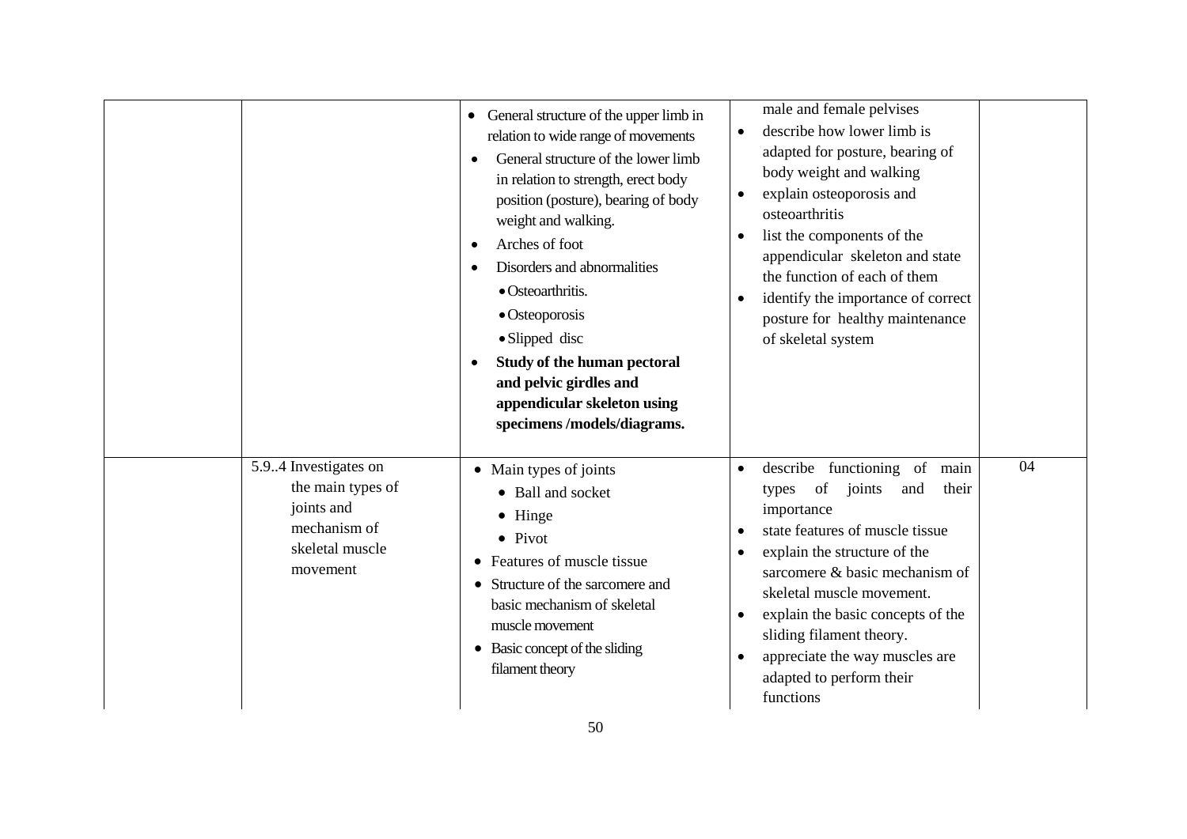| | | | | |
|---|---|---|---|---|
| | | • General structure of the upper limb in relation to wide range of movements<br>• General structure of the lower limb in relation to strength, erect body position (posture), bearing of body weight and walking.<br>• Arches of foot<br>• Disorders and abnormalities<br>  • Osteoarthritis.<br>  • Osteoporosis<br>  • Slipped disc<br>• **Study of the human pectoral and pelvic girdles and appendicular skeleton using specimens /models/diagrams.** | male and female pelvises<br>• describe how lower limb is adapted for posture, bearing of body weight and walking<br>• explain osteoporosis and osteoarthritis<br>• list the components of the appendicular skeleton and state the function of each of them<br>• identify the importance of correct posture for healthy maintenance of skeletal system | |
| | 5.9..4 Investigates on the main types of joints and mechanism of skeletal muscle movement | • Main types of joints<br>  • Ball and socket<br>  • Hinge<br>  • Pivot<br>• Features of muscle tissue<br>• Structure of the sarcomere and basic mechanism of skeletal muscle movement<br>• Basic concept of the sliding filament theory | • describe functioning of main types of joints and their importance<br>• state features of muscle tissue<br>• explain the structure of the sarcomere & basic mechanism of skeletal muscle movement.<br>• explain the basic concepts of the sliding filament theory.<br>• appreciate the way muscles are adapted to perform their functions | 04 |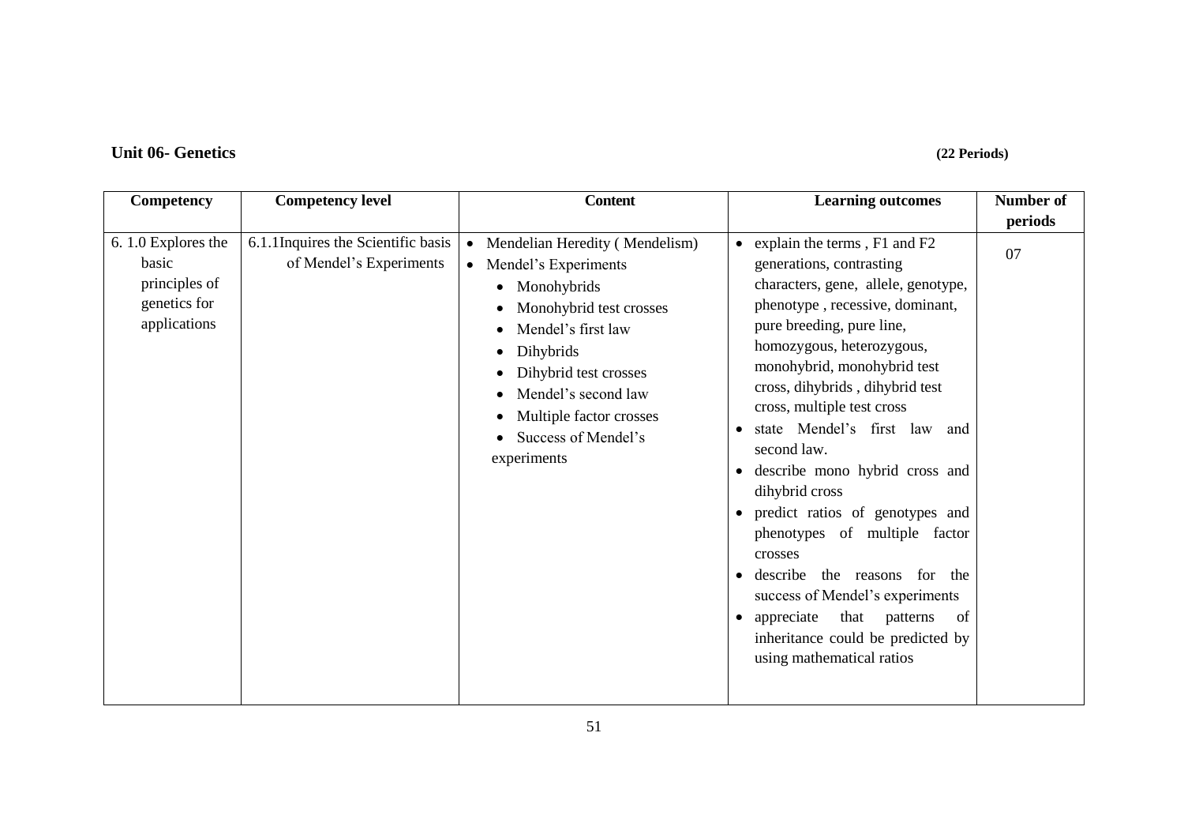## Unit 06- Genetics **(22 Periods)**

| Competency | Competency level | Content | Learning outcomes | Number of periods |
|---|---|---|---|---|
| 6. 1.0 Explores the basic principles of genetics for applications | 6.1.1Inquires the Scientific basis of Mendel's Experiments | • Mendelian Heredity ( Mendelism)<br>• Mendel's Experiments<br>  • Monohybrids<br>  • Monohybrid test crosses<br>  • Mendel's first law<br>  • Dihybrids<br>  • Dihybrid test crosses<br>  • Mendel's second law<br>  • Multiple factor crosses<br>  • Success of Mendel's experiments | • explain the terms , F1 and F2 generations, contrasting characters, gene, allele, genotype, phenotype , recessive, dominant, pure breeding, pure line, homozygous, heterozygous, monohybrid, monohybrid test cross, dihybrids , dihybrid test cross, multiple test cross<br>• state Mendel's first law and second law.<br>• describe mono hybrid cross and dihybrid cross<br>• predict ratios of genotypes and phenotypes of multiple factor crosses<br>• describe the reasons for the success of Mendel's experiments<br>• appreciate that patterns of inheritance could be predicted by using mathematical ratios | 07 |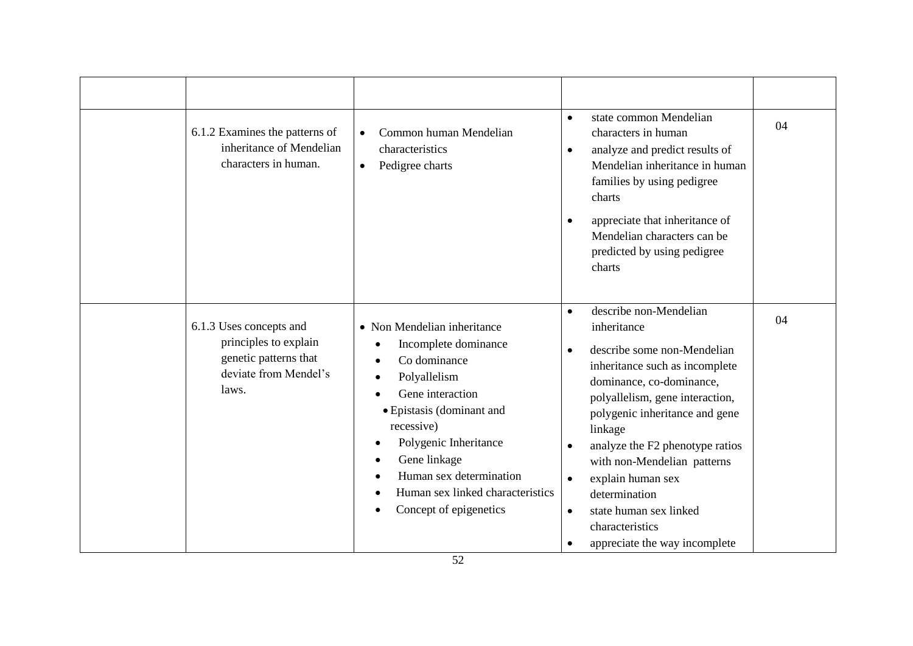| | | | | |
|---|---|---|---|---|
| | 6.1.2 Examines the patterns of inheritance of Mendelian characters in human. | • Common human Mendelian characteristics<br>• Pedigree charts | • state common Mendelian characters in human<br>• analyze and predict results of Mendelian inheritance in human families by using pedigree charts<br>• appreciate that inheritance of Mendelian characters can be predicted by using pedigree charts | 04 |
| | 6.1.3 Uses concepts and principles to explain genetic patterns that deviate from Mendel's laws. | • Non Mendelian inheritance<br>• Incomplete dominance<br>• Co dominance<br>• Polyallelism<br>• Gene interaction<br>• Epistasis (dominant and recessive)<br>• Polygenic Inheritance<br>• Gene linkage<br>• Human sex determination<br>• Human sex linked characteristics<br>• Concept of epigenetics | • describe non-Mendelian inheritance<br>• describe some non-Mendelian inheritance such as incomplete dominance, co-dominance, polyallelism, gene interaction, polygenic inheritance and gene linkage<br>• analyze the F2 phenotype ratios with non-Mendelian patterns<br>• explain human sex determination<br>• state human sex linked characteristics<br>• appreciate the way incomplete | 04 |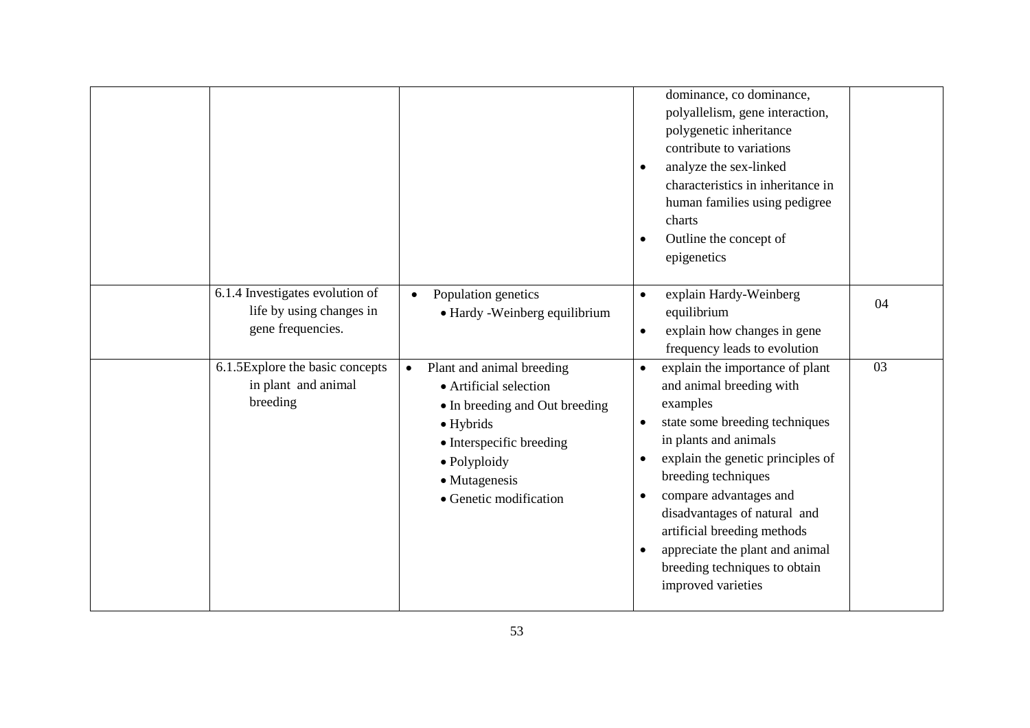| | | | | |
|---|---|---|---|---|
| | | | dominance, co dominance, polyallelism, gene interaction, polygenetic inheritance contribute to variations<br>• analyze the sex-linked characteristics in inheritance in human families using pedigree charts<br>• Outline the concept of epigenetics | |
| | 6.1.4 Investigates evolution of life by using changes in gene frequencies. | • Population genetics<br>  • Hardy -Weinberg equilibrium | • explain Hardy-Weinberg equilibrium<br>• explain how changes in gene frequency leads to evolution | 04 |
| | 6.1.5Explore the basic concepts in plant and animal breeding | • Plant and animal breeding<br>  • Artificial selection<br>  • In breeding and Out breeding<br>  • Hybrids<br>  • Interspecific breeding<br>  • Polyploidy<br>  • Mutagenesis<br>  • Genetic modification | • explain the importance of plant and animal breeding with examples<br>• state some breeding techniques in plants and animals<br>• explain the genetic principles of breeding techniques<br>• compare advantages and disadvantages of natural and artificial breeding methods<br>• appreciate the plant and animal breeding techniques to obtain improved varieties | 03 |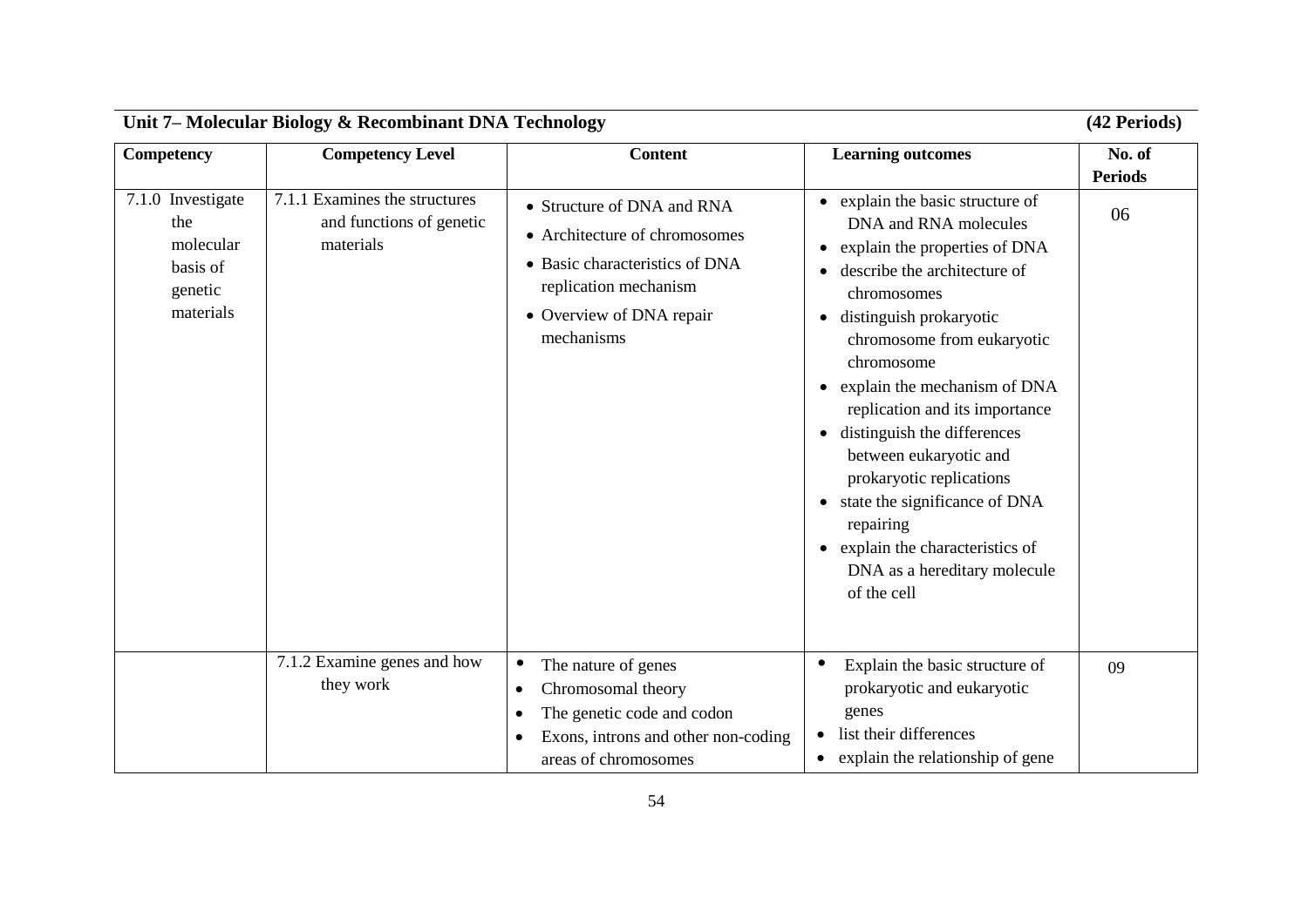**Unit 7– Molecular Biology & Recombinant DNA Technology** **(42 Periods)**

| Competency | Competency Level | Content | Learning outcomes | No. of Periods |
|---|---|---|---|---|
| 7.1.0 Investigate the molecular basis of genetic materials | 7.1.1 Examines the structures and functions of genetic materials | • Structure of DNA and RNA<br>• Architecture of chromosomes<br>• Basic characteristics of DNA replication mechanism<br>• Overview of DNA repair mechanisms | • explain the basic structure of DNA and RNA molecules<br>• explain the properties of DNA<br>• describe the architecture of chromosomes<br>• distinguish prokaryotic chromosome from eukaryotic chromosome<br>• explain the mechanism of DNA replication and its importance<br>• distinguish the differences between eukaryotic and prokaryotic replications<br>• state the significance of DNA repairing<br>• explain the characteristics of DNA as a hereditary molecule of the cell | 06 |
| | 7.1.2 Examine genes and how they work | • The nature of genes<br>• Chromosomal theory<br>• The genetic code and codon<br>• Exons, introns and other non-coding areas of chromosomes | • Explain the basic structure of prokaryotic and eukaryotic genes<br>• list their differences<br>• explain the relationship of gene | 09 |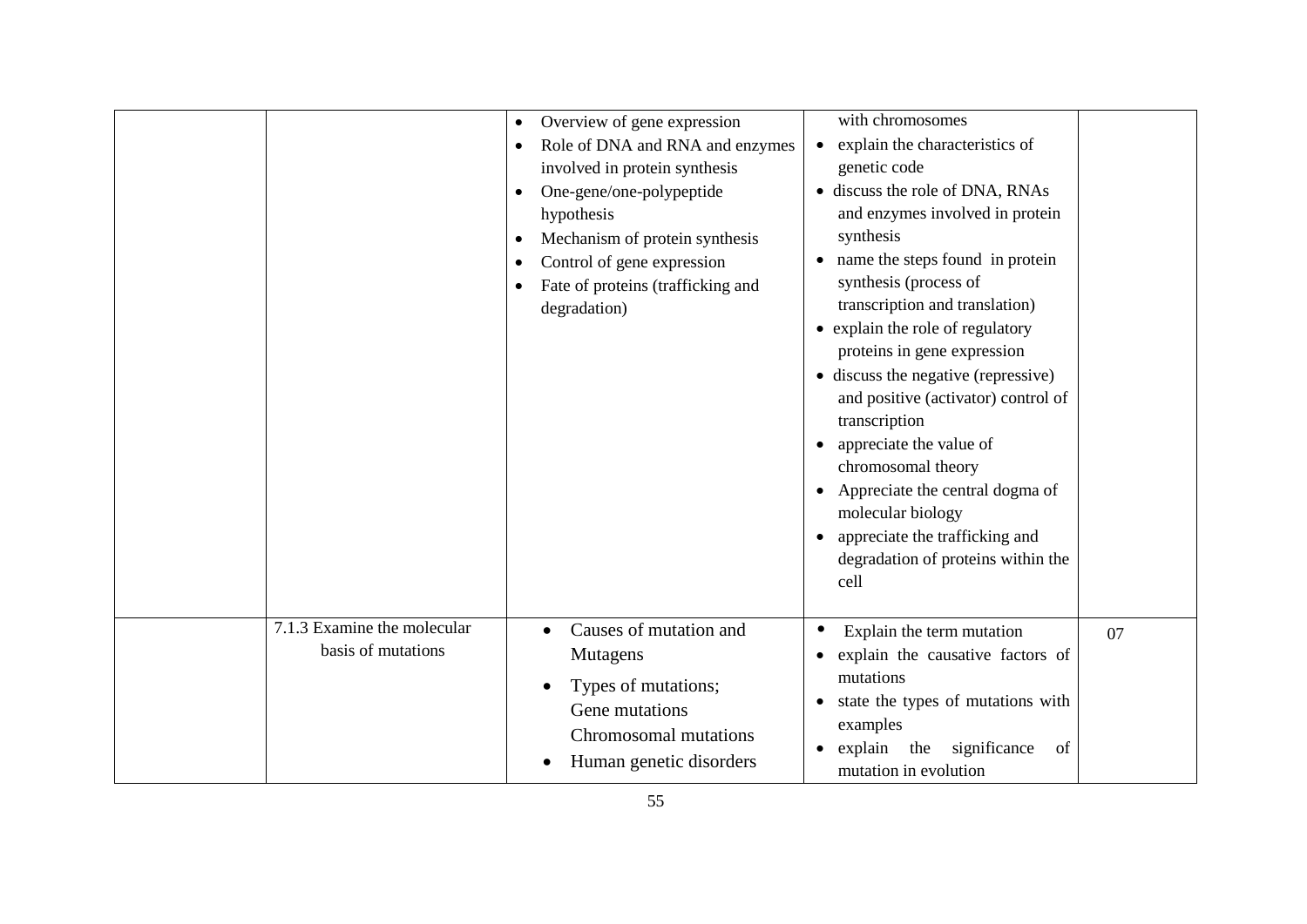| | | | | |
|---|---|---|---|---|
| | | • Overview of gene expression<br>• Role of DNA and RNA and enzymes involved in protein synthesis<br>• One-gene/one-polypeptide hypothesis<br>• Mechanism of protein synthesis<br>• Control of gene expression<br>• Fate of proteins (trafficking and degradation) | with chromosomes<br>• explain the characteristics of genetic code<br>• discuss the role of DNA, RNAs and enzymes involved in protein synthesis<br>• name the steps found in protein synthesis (process of transcription and translation)<br>• explain the role of regulatory proteins in gene expression<br>• discuss the negative (repressive) and positive (activator) control of transcription<br>• appreciate the value of chromosomal theory<br>• Appreciate the central dogma of molecular biology<br>• appreciate the trafficking and degradation of proteins within the cell | |
| | 7.1.3 Examine the molecular basis of mutations | • Causes of mutation and Mutagens<br>• Types of mutations;<br>Gene mutations<br>Chromosomal mutations<br>• Human genetic disorders | • Explain the term mutation<br>• explain the causative factors of mutations<br>• state the types of mutations with examples<br>• explain the significance of mutation in evolution | 07 |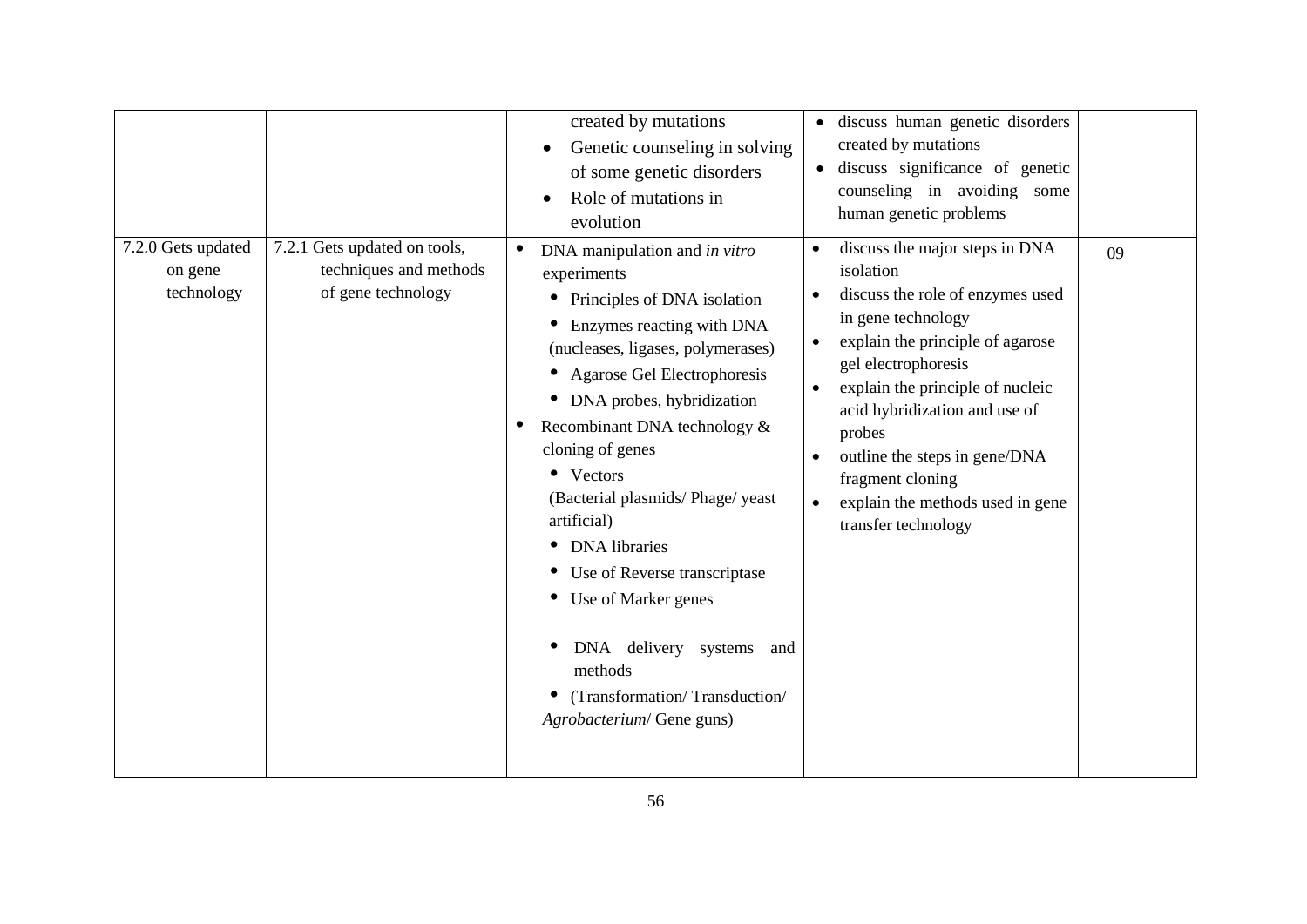| | | | | |
|---|---|---|---|---|
| | | created by mutations<br>• Genetic counseling in solving of some genetic disorders<br>• Role of mutations in evolution | • discuss human genetic disorders created by mutations<br>• discuss significance of genetic counseling in avoiding some human genetic problems | |
| 7.2.0 Gets updated on gene technology | 7.2.1 Gets updated on tools, techniques and methods of gene technology | • DNA manipulation and *in vitro* experiments<br>• Principles of DNA isolation<br>• Enzymes reacting with DNA (nucleases, ligases, polymerases)<br>• Agarose Gel Electrophoresis<br>• DNA probes, hybridization<br>• Recombinant DNA technology & cloning of genes<br>• Vectors (Bacterial plasmids/ Phage/ yeast artificial)<br>• DNA libraries<br>• Use of Reverse transcriptase<br>• Use of Marker genes<br>• DNA delivery systems and methods<br>• (Transformation/ Transduction/ *Agrobacterium*/ Gene guns) | • discuss the major steps in DNA isolation<br>• discuss the role of enzymes used in gene technology<br>• explain the principle of agarose gel electrophoresis<br>• explain the principle of nucleic acid hybridization and use of probes<br>• outline the steps in gene/DNA fragment cloning<br>• explain the methods used in gene transfer technology | 09 |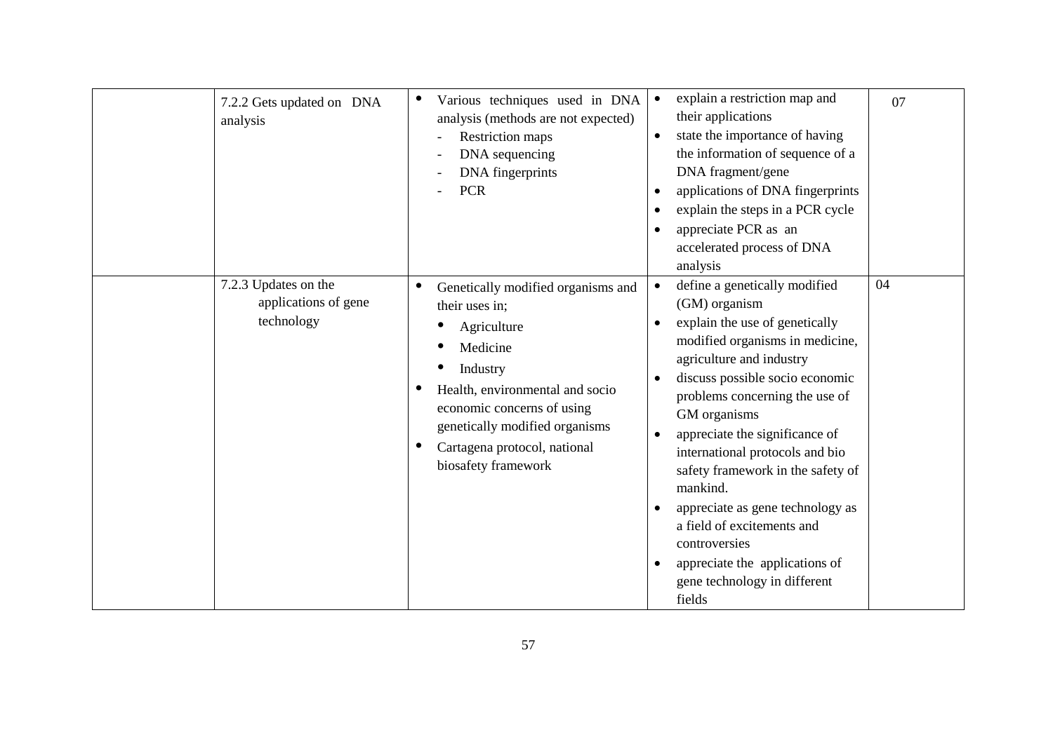| | | | | |
|---|---|---|---|---|
| | 7.2.2 Gets updated on DNA analysis | • Various techniques used in DNA analysis (methods are not expected)<br>- Restriction maps<br>- DNA sequencing<br>- DNA fingerprints<br>- PCR | • explain a restriction map and their applications<br>• state the importance of having the information of sequence of a DNA fragment/gene<br>• applications of DNA fingerprints<br>• explain the steps in a PCR cycle<br>• appreciate PCR as an accelerated process of DNA analysis | 07 |
| | 7.2.3 Updates on the applications of gene technology | • Genetically modified organisms and their uses in;<br>• Agriculture<br>• Medicine<br>• Industry<br>• Health, environmental and socio economic concerns of using genetically modified organisms<br>• Cartagena protocol, national biosafety framework | • define a genetically modified (GM) organism<br>• explain the use of genetically modified organisms in medicine, agriculture and industry<br>• discuss possible socio economic problems concerning the use of GM organisms<br>• appreciate the significance of international protocols and bio safety framework in the safety of mankind.<br>• appreciate as gene technology as a field of excitements and controversies<br>• appreciate the applications of gene technology in different fields | 04 |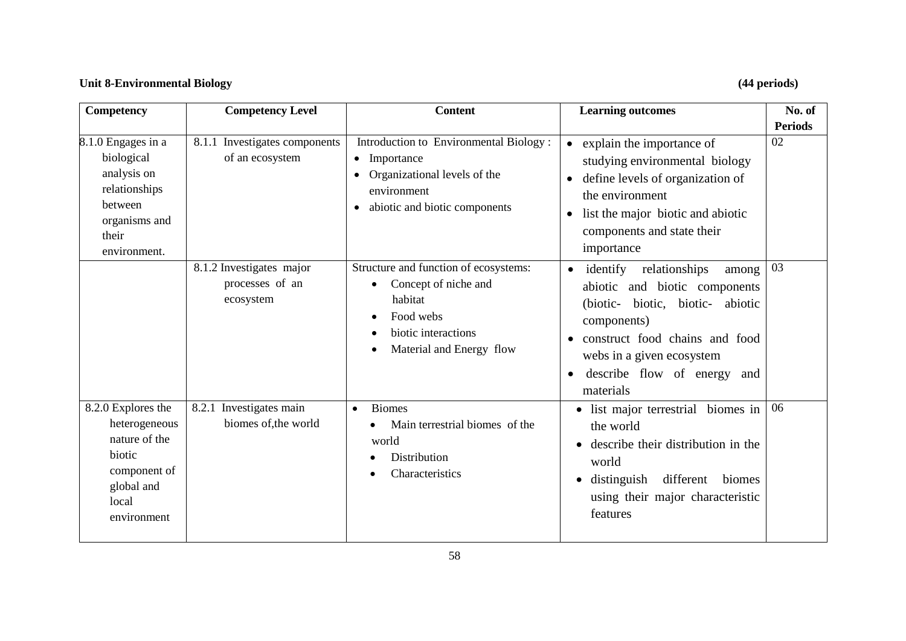**Unit 8-Environmental Biology** **(44 periods)**

| Competency | Competency Level | Content | Learning outcomes | No. of Periods |
|---|---|---|---|---|
| 8.1.0 Engages in a biological analysis on relationships between organisms and their environment. | 8.1.1 Investigates components of an ecosystem | Introduction to Environmental Biology : <br>• Importance <br>• Organizational levels of the environment <br>• abiotic and biotic components | • explain the importance of studying environmental biology <br>• define levels of organization of the environment <br>• list the major biotic and abiotic components and state their importance | 02 |
| | 8.1.2 Investigates major processes of an ecosystem | Structure and function of ecosystems: <br>• Concept of niche and habitat <br>• Food webs <br>• biotic interactions <br>• Material and Energy flow | • identify relationships among abiotic and biotic components (biotic- biotic, biotic- abiotic components) <br>• construct food chains and food webs in a given ecosystem <br>• describe flow of energy and materials | 03 |
| 8.2.0 Explores the heterogeneous nature of the biotic component of global and local environment | 8.2.1 Investigates main biomes of,the world | • Biomes <br>• Main terrestrial biomes of the world <br>• Distribution <br>• Characteristics | • list major terrestrial biomes in the world <br>• describe their distribution in the world <br>• distinguish different biomes using their major characteristic features | 06 |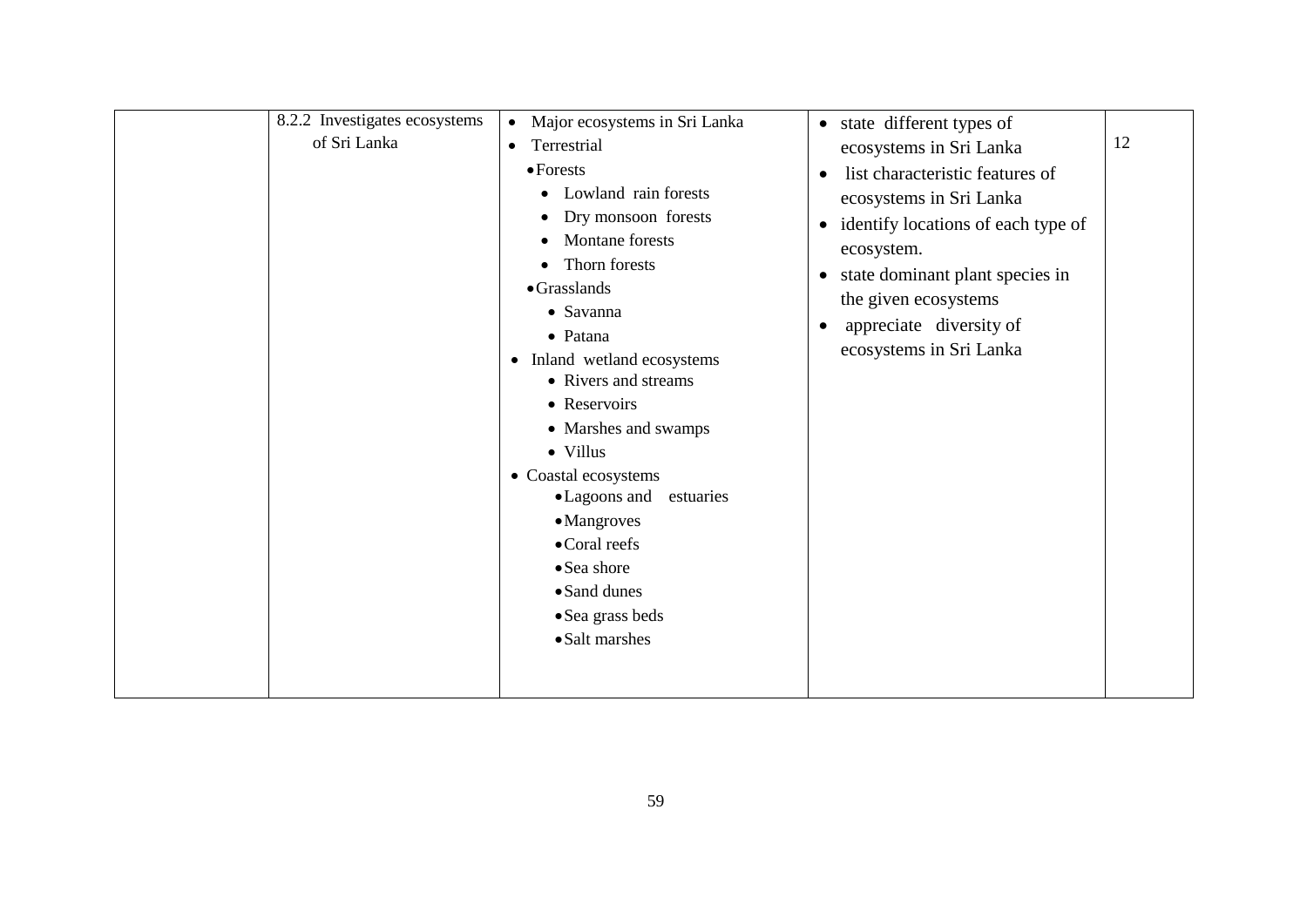| | | | | |
|---|---|---|---|---|
| | 8.2.2 Investigates ecosystems of Sri Lanka | • Major ecosystems in Sri Lanka<br>• Terrestrial<br>• Forests<br>• Lowland rain forests<br>• Dry monsoon forests<br>• Montane forests<br>• Thorn forests<br>• Grasslands<br>• Savanna<br>• Patana<br>• Inland wetland ecosystems<br>• Rivers and streams<br>• Reservoirs<br>• Marshes and swamps<br>• Villus<br>• Coastal ecosystems<br>• Lagoons and estuaries<br>• Mangroves<br>• Coral reefs<br>• Sea shore<br>• Sand dunes<br>• Sea grass beds<br>• Salt marshes | • state different types of ecosystems in Sri Lanka<br>• list characteristic features of ecosystems in Sri Lanka<br>• identify locations of each type of ecosystem.<br>• state dominant plant species in the given ecosystems<br>• appreciate diversity of ecosystems in Sri Lanka | 12 |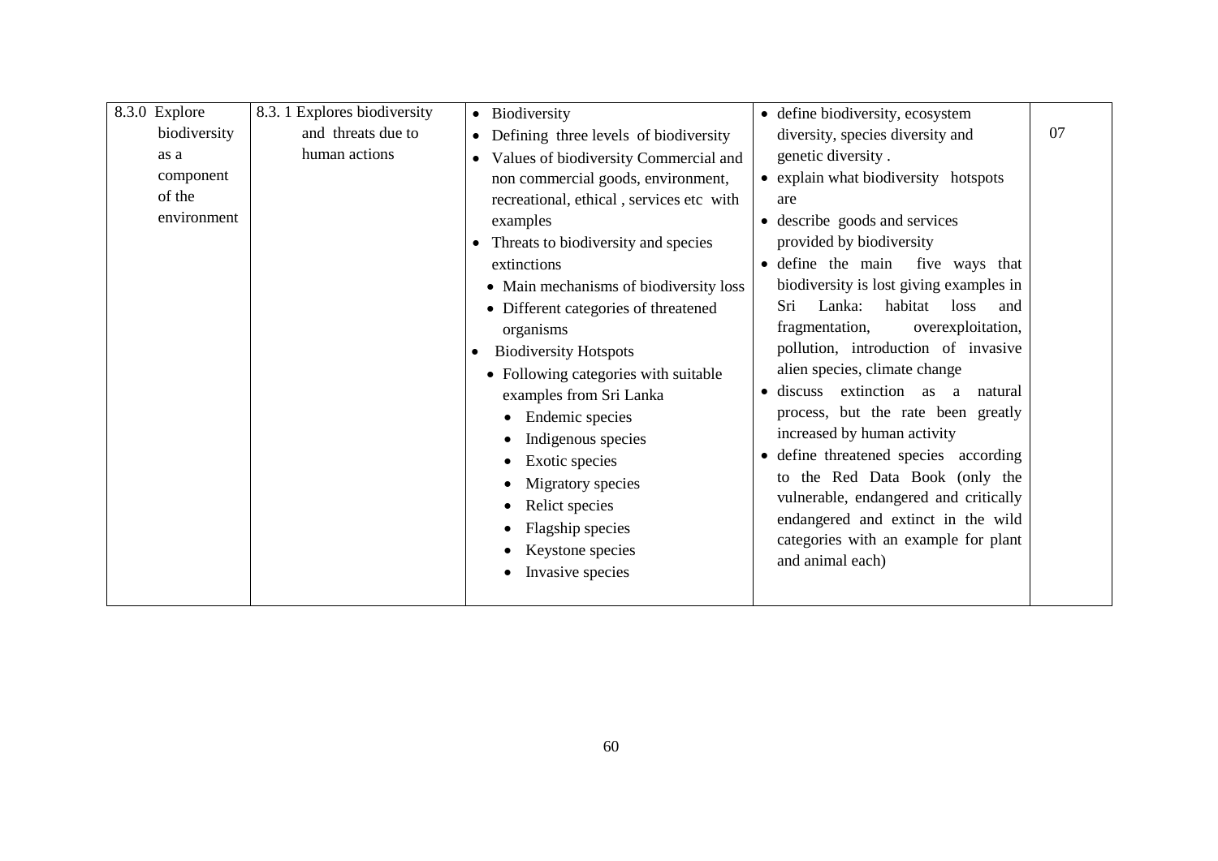| 8.3.0 Explore biodiversity as a component of the environment | 8.3. 1 Explores biodiversity and threats due to human actions | • Biodiversity<br>• Defining three levels of biodiversity<br>• Values of biodiversity Commercial and non commercial goods, environment, recreational, ethical , services etc with examples<br>• Threats to biodiversity and species extinctions<br>&nbsp;&nbsp;• Main mechanisms of biodiversity loss<br>&nbsp;&nbsp;• Different categories of threatened organisms<br>• Biodiversity Hotspots<br>&nbsp;&nbsp;• Following categories with suitable examples from Sri Lanka<br>&nbsp;&nbsp;&nbsp;&nbsp;• Endemic species<br>&nbsp;&nbsp;&nbsp;&nbsp;• Indigenous species<br>&nbsp;&nbsp;&nbsp;&nbsp;• Exotic species<br>&nbsp;&nbsp;&nbsp;&nbsp;• Migratory species<br>&nbsp;&nbsp;&nbsp;&nbsp;• Relict species<br>&nbsp;&nbsp;&nbsp;&nbsp;• Flagship species<br>&nbsp;&nbsp;&nbsp;&nbsp;• Keystone species<br>&nbsp;&nbsp;&nbsp;&nbsp;• Invasive species | • define biodiversity, ecosystem diversity, species diversity and genetic diversity .<br>• explain what biodiversity hotspots are<br>• describe goods and services provided by biodiversity<br>• define the main five ways that biodiversity is lost giving examples in Sri Lanka: habitat loss and fragmentation, overexploitation, pollution, introduction of invasive alien species, climate change<br>• discuss extinction as a natural process, but the rate been greatly increased by human activity<br>• define threatened species according to the Red Data Book (only the vulnerable, endangered and critically endangered and extinct in the wild categories with an example for plant and animal each) | 07 |
|---|---|---|---|---|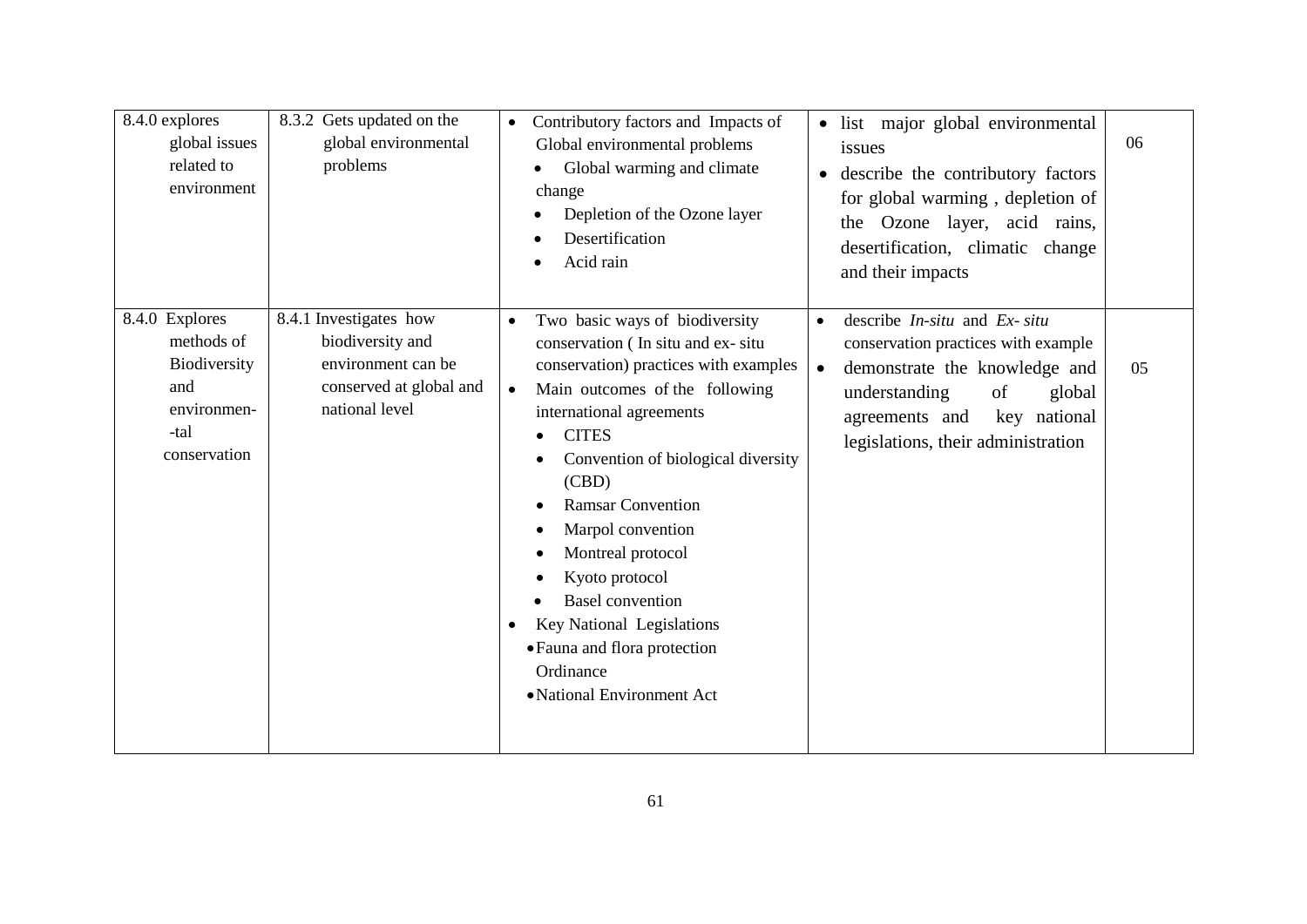| | | | | |
|---|---|---|---|---|
| 8.4.0 explores global issues related to environment | 8.3.2 Gets updated on the global environmental problems | • Contributory factors and Impacts of Global environmental problems<br>• Global warming and climate change<br>• Depletion of the Ozone layer<br>• Desertification<br>• Acid rain | • list major global environmental issues<br>• describe the contributory factors for global warming , depletion of the Ozone layer, acid rains, desertification, climatic change and their impacts | 06 |
| 8.4.0 Explores methods of Biodiversity and environmen--tal conservation | 8.4.1 Investigates how biodiversity and environment can be conserved at global and national level | • Two basic ways of biodiversity conservation ( In situ and ex- situ conservation) practices with examples<br>• Main outcomes of the following international agreements<br>• CITES<br>• Convention of biological diversity (CBD)<br>• Ramsar Convention<br>• Marpol convention<br>• Montreal protocol<br>• Kyoto protocol<br>• Basel convention<br>• Key National Legislations<br>• Fauna and flora protection Ordinance<br>• National Environment Act | • describe *In-situ* and *Ex- situ* conservation practices with example<br>• demonstrate the knowledge and understanding of global agreements and key national legislations, their administration | 05 |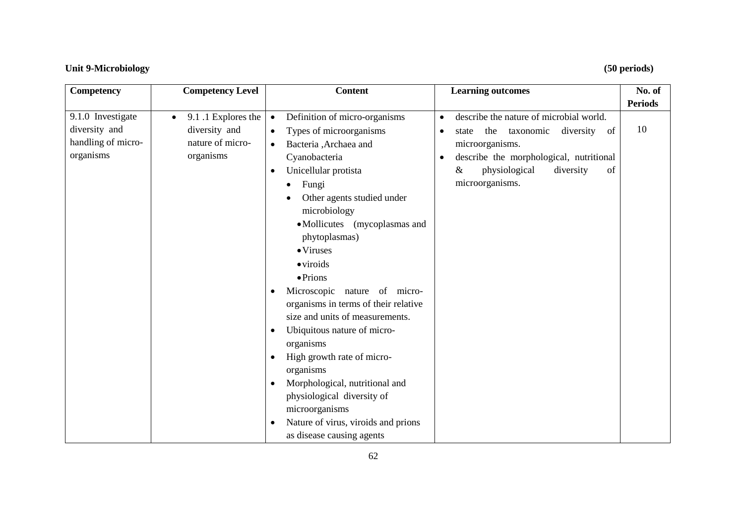**Unit 9-Microbiology** **(50 periods)**

| Competency | Competency Level | Content | Learning outcomes | No. of Periods |
|---|---|---|---|---|
| 9.1.0 Investigate diversity and handling of micro-organisms | • 9.1 .1 Explores the diversity and nature of micro-organisms | • Definition of micro-organisms<br>• Types of microorganisms<br>• Bacteria ,Archaea and Cyanobacteria<br>• Unicellular protista<br>  • Fungi<br>  • Other agents studied under microbiology<br>    • Mollicutes (mycoplasmas and phytoplasmas)<br>    • Viruses<br>    • viroids<br>    • Prions<br>• Microscopic nature of micro-organisms in terms of their relative size and units of measurements.<br>• Ubiquitous nature of micro-organisms<br>• High growth rate of micro-organisms<br>• Morphological, nutritional and physiological diversity of microorganisms<br>• Nature of virus, viroids and prions as disease causing agents | • describe the nature of microbial world.<br>• state the taxonomic diversity of microorganisms.<br>• describe the morphological, nutritional & physiological diversity of microorganisms. | 10 |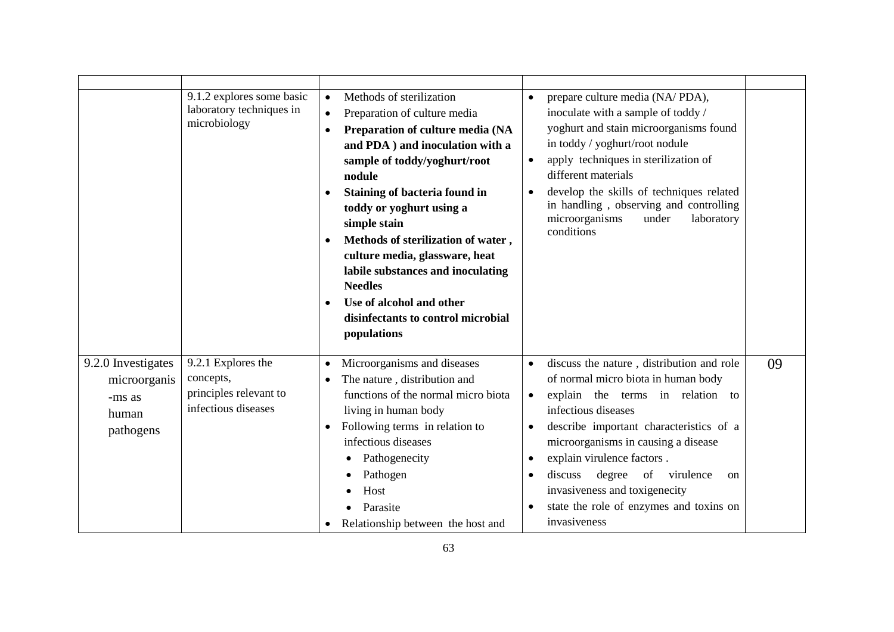| | | | | |
|---|---|---|---|---|
| | 9.1.2 explores some basic laboratory techniques in microbiology | • Methods of sterilization<br>• Preparation of culture media<br>• **Preparation of culture media (NA and PDA ) and inoculation with a sample of toddy/yoghurt/root nodule**<br>• **Staining of bacteria found in toddy or yoghurt using a simple stain**<br>• **Methods of sterilization of water , culture media, glassware, heat labile substances and inoculating Needles**<br>• **Use of alcohol and other disinfectants to control microbial populations** | • prepare culture media (NA/ PDA), inoculate with a sample of toddy / yoghurt and stain microorganisms found in toddy / yoghurt/root nodule<br>• apply techniques in sterilization of different materials<br>• develop the skills of techniques related in handling , observing and controlling microorganisms under laboratory conditions | |
| 9.2.0 Investigates microorganis -ms as human pathogens | 9.2.1 Explores the concepts, principles relevant to infectious diseases | • Microorganisms and diseases<br>• The nature , distribution and functions of the normal micro biota living in human body<br>• Following terms in relation to infectious diseases<br>  • Pathogenecity<br>  • Pathogen<br>  • Host<br>  • Parasite<br>• Relationship between the host and | • discuss the nature , distribution and role of normal micro biota in human body<br>• explain the terms in relation to infectious diseases<br>• describe important characteristics of a microorganisms in causing a disease<br>• explain virulence factors .<br>• discuss degree of virulence on invasiveness and toxigenecity<br>• state the role of enzymes and toxins on invasiveness | 09 |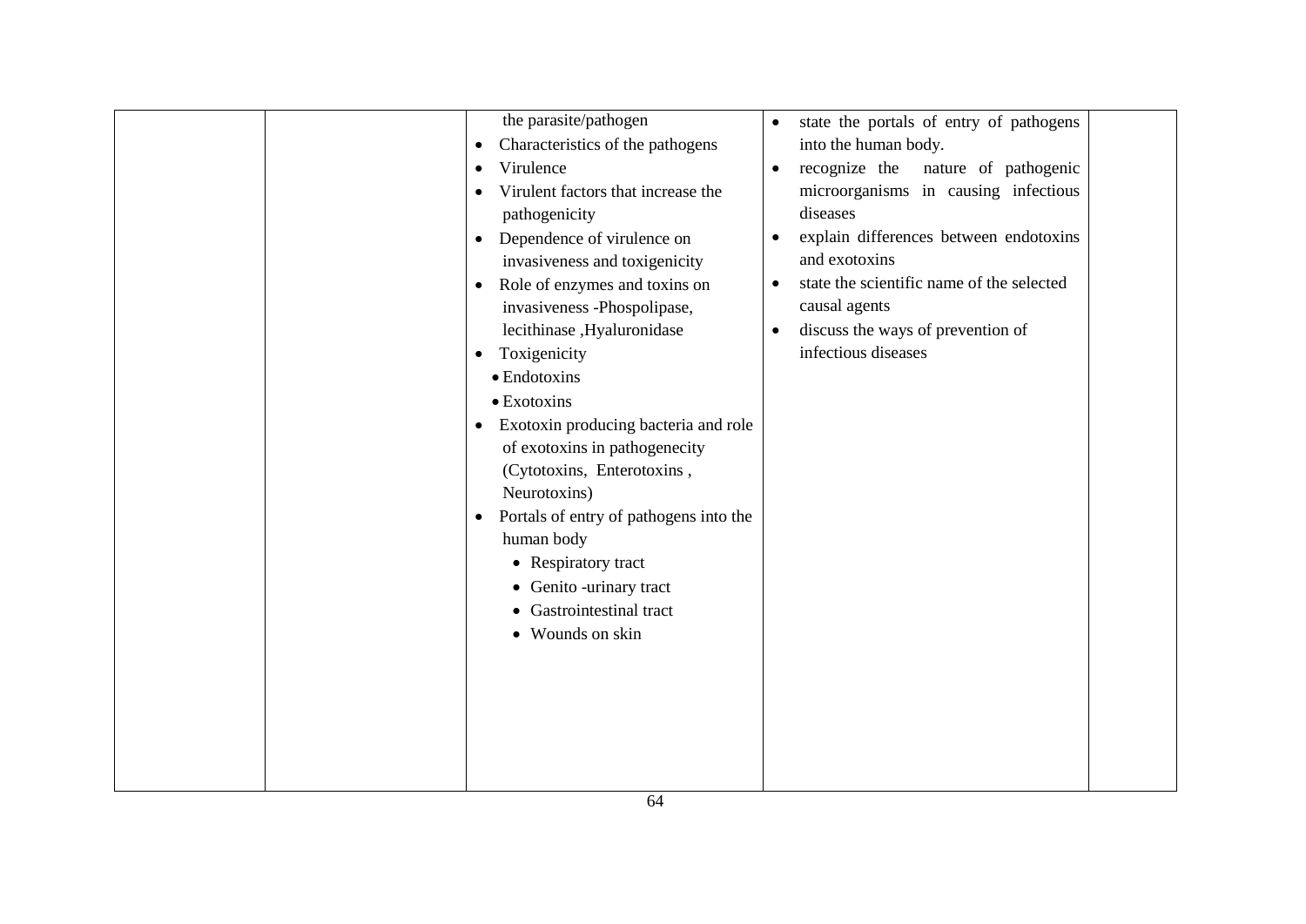| | | | | |
|---|---|---|---|---|
| | | the parasite/pathogen<br>• Characteristics of the pathogens<br>• Virulence<br>• Virulent factors that increase the pathogenicity<br>• Dependence of virulence on invasiveness and toxigenicity<br>• Role of enzymes and toxins on invasiveness -Phospolipase, lecithinase ,Hyaluronidase<br>• Toxigenicity<br>  • Endotoxins<br>  • Exotoxins<br>• Exotoxin producing bacteria and role of exotoxins in pathogenecity (Cytotoxins, Enterotoxins , Neurotoxins)<br>• Portals of entry of pathogens into the human body<br>  • Respiratory tract<br>  • Genito -urinary tract<br>  • Gastrointestinal tract<br>  • Wounds on skin | • state the portals of entry of pathogens into the human body.<br>• recognize the nature of pathogenic microorganisms in causing infectious diseases<br>• explain differences between endotoxins and exotoxins<br>• state the scientific name of the selected causal agents<br>• discuss the ways of prevention of infectious diseases | |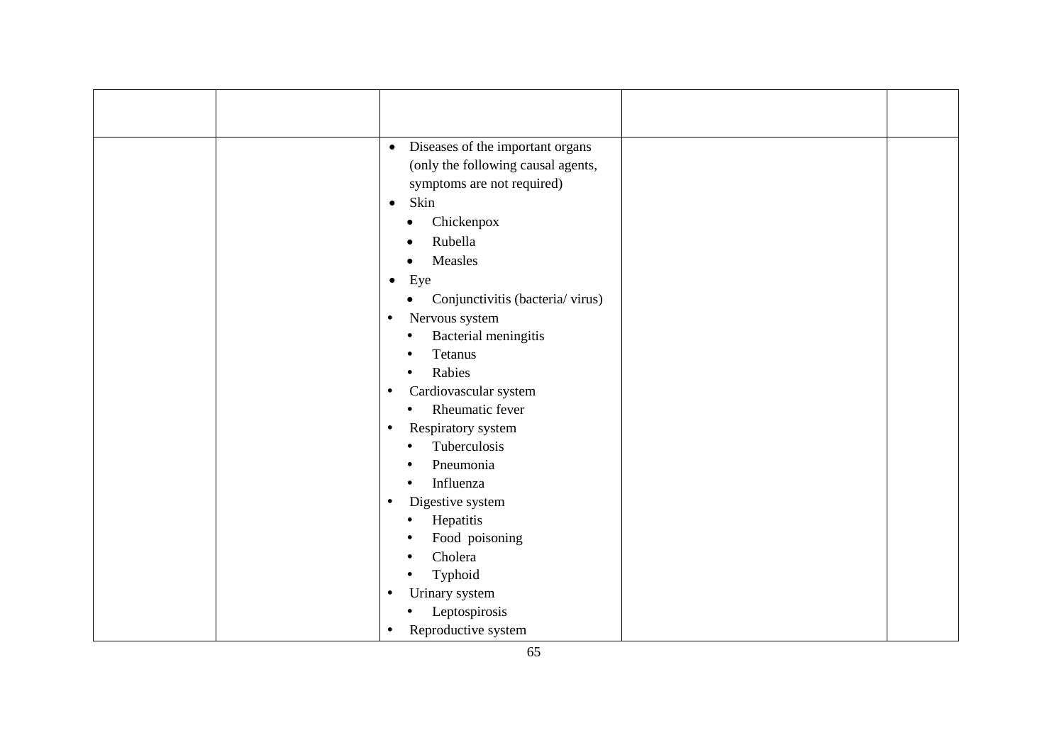| | | | | |
|---|---|---|---|---|
| | | • Diseases of the important organs (only the following causal agents, symptoms are not required)<br>• Skin<br>  • Chickenpox<br>  • Rubella<br>  • Measles<br>• Eye<br>  • Conjunctivitis (bacteria/ virus)<br>• Nervous system<br>  • Bacterial meningitis<br>  • Tetanus<br>  • Rabies<br>• Cardiovascular system<br>  • Rheumatic fever<br>• Respiratory system<br>  • Tuberculosis<br>  • Pneumonia<br>  • Influenza<br>• Digestive system<br>  • Hepatitis<br>  • Food poisoning<br>  • Cholera<br>  • Typhoid<br>• Urinary system<br>  • Leptospirosis<br>• Reproductive system | | |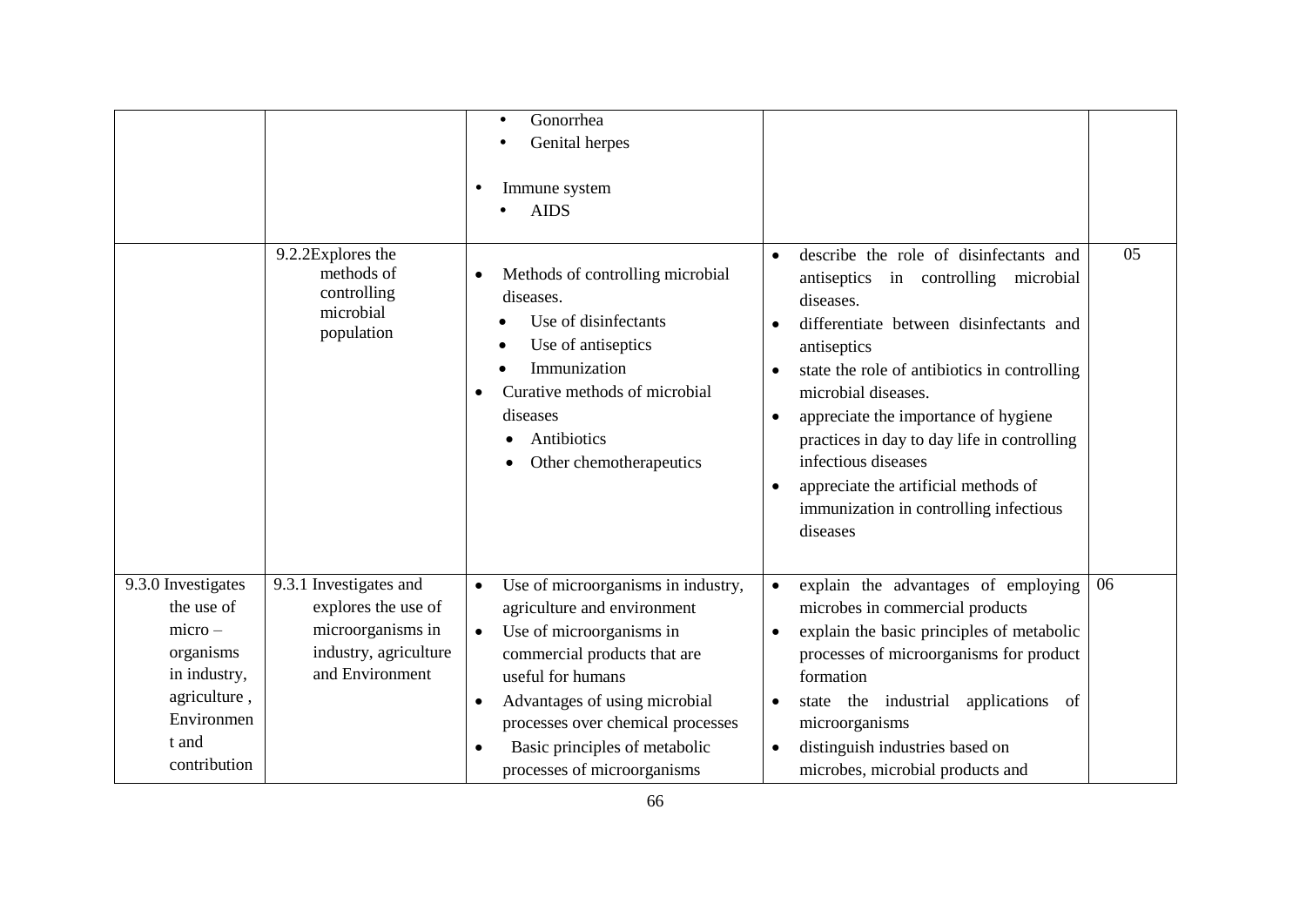| | | | | |
|---|---|---|---|---|
| | | • Gonorrhea<br>• Genital herpes<br><br>• Immune system<br>• AIDS | | |
| | 9.2.2Explores the methods of controlling microbial population | • Methods of controlling microbial diseases.<br>• Use of disinfectants<br>• Use of antiseptics<br>• Immunization<br>• Curative methods of microbial diseases<br>• Antibiotics<br>• Other chemotherapeutics | • describe the role of disinfectants and antiseptics in controlling microbial diseases.<br>• differentiate between disinfectants and antiseptics<br>• state the role of antibiotics in controlling microbial diseases.<br>• appreciate the importance of hygiene practices in day to day life in controlling infectious diseases<br>• appreciate the artificial methods of immunization in controlling infectious diseases | 05 |
| 9.3.0 Investigates the use of micro – organisms in industry, agriculture , Environmen t and contribution | 9.3.1 Investigates and explores the use of microorganisms in industry, agriculture and Environment | • Use of microorganisms in industry, agriculture and environment<br>• Use of microorganisms in commercial products that are useful for humans<br>• Advantages of using microbial processes over chemical processes<br>• Basic principles of metabolic processes of microorganisms | • explain the advantages of employing microbes in commercial products<br>• explain the basic principles of metabolic processes of microorganisms for product formation<br>• state the industrial applications of microorganisms<br>• distinguish industries based on microbes, microbial products and | 06 |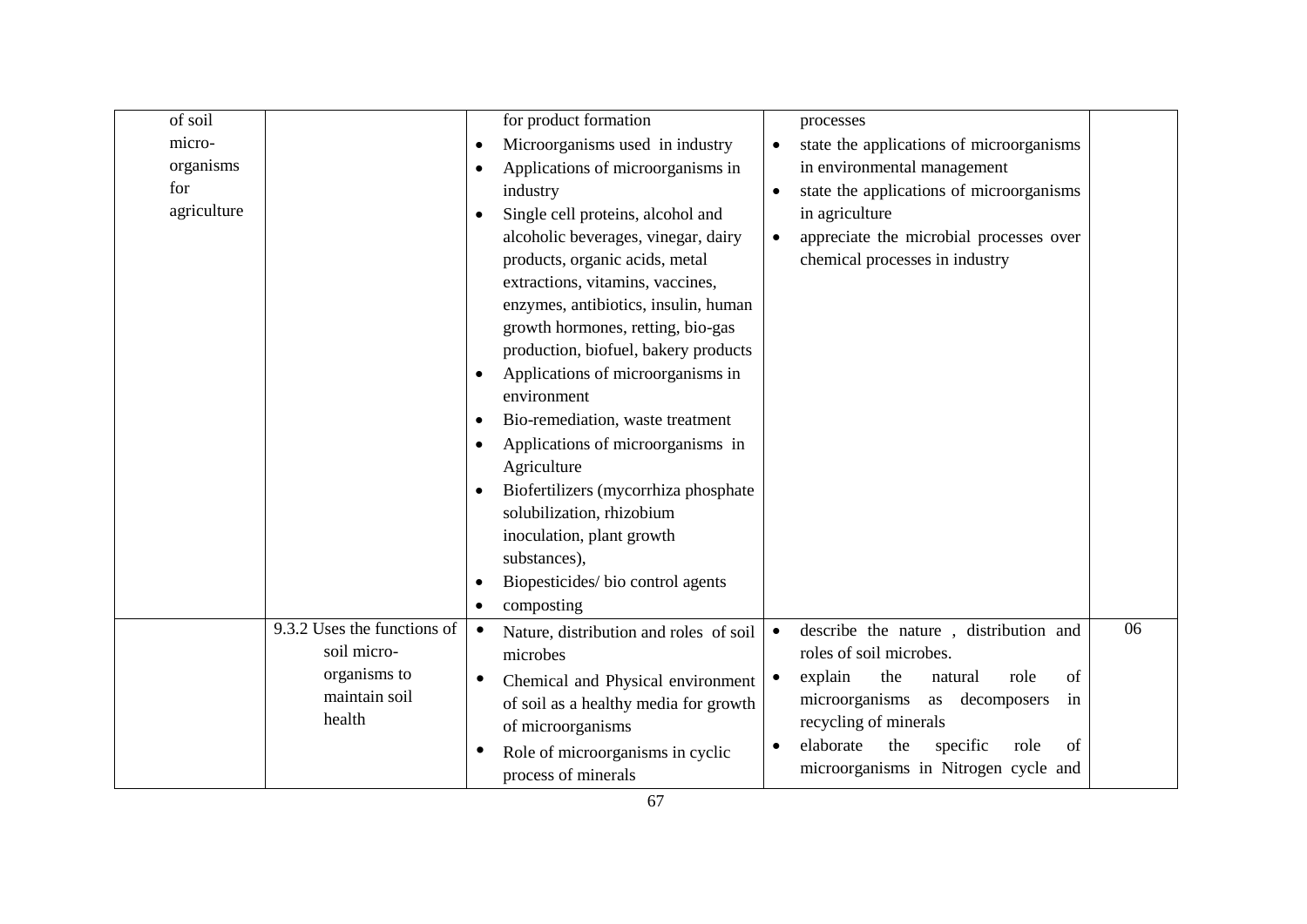| | | | | |
|---|---|---|---|---|
| of soil micro-organisms for agriculture | | for product formation<br>• Microorganisms used in industry<br>• Applications of microorganisms in industry<br>• Single cell proteins, alcohol and alcoholic beverages, vinegar, dairy products, organic acids, metal extractions, vitamins, vaccines, enzymes, antibiotics, insulin, human growth hormones, retting, bio-gas production, biofuel, bakery products<br>• Applications of microorganisms in environment<br>• Bio-remediation, waste treatment<br>• Applications of microorganisms in Agriculture<br>• Biofertilizers (mycorrhiza phosphate solubilization, rhizobium inoculation, plant growth substances),<br>• Biopesticides/ bio control agents<br>• composting | processes<br>• state the applications of microorganisms in environmental management<br>• state the applications of microorganisms in agriculture<br>• appreciate the microbial processes over chemical processes in industry | |
| | 9.3.2 Uses the functions of soil micro-organisms to maintain soil health | • Nature, distribution and roles of soil microbes<br>• Chemical and Physical environment of soil as a healthy media for growth of microorganisms<br>• Role of microorganisms in cyclic process of minerals | • describe the nature , distribution and roles of soil microbes.<br>• explain the natural role of microorganisms as decomposers in recycling of minerals<br>• elaborate the specific role of microorganisms in Nitrogen cycle and | 06 |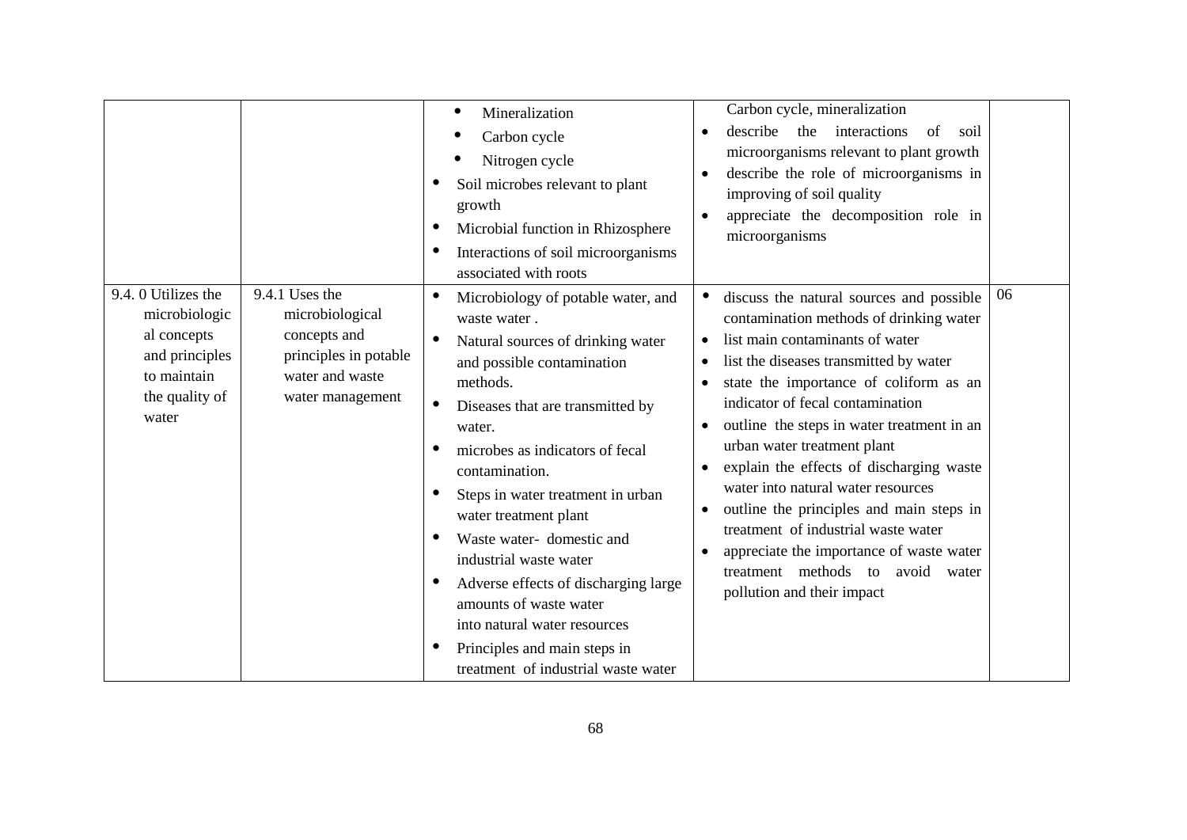| | | | | |
|---|---|---|---|---|
| | | • Mineralization<br>• Carbon cycle<br>• Nitrogen cycle<br>• Soil microbes relevant to plant growth<br>• Microbial function in Rhizosphere<br>• Interactions of soil microorganisms associated with roots | Carbon cycle, mineralization<br>• describe the interactions of soil microorganisms relevant to plant growth<br>• describe the role of microorganisms in improving of soil quality<br>• appreciate the decomposition role in microorganisms | |
| 9.4. 0 Utilizes the microbiological concepts and principles to maintain the quality of water | 9.4.1 Uses the microbiological concepts and principles in potable water and waste water management | • Microbiology of potable water, and waste water .<br>• Natural sources of drinking water and possible contamination methods.<br>• Diseases that are transmitted by water.<br>• microbes as indicators of fecal contamination.<br>• Steps in water treatment in urban water treatment plant<br>• Waste water- domestic and industrial waste water<br>• Adverse effects of discharging large amounts of waste water into natural water resources<br>• Principles and main steps in treatment of industrial waste water | • discuss the natural sources and possible contamination methods of drinking water<br>• list main contaminants of water<br>• list the diseases transmitted by water<br>• state the importance of coliform as an indicator of fecal contamination<br>• outline the steps in water treatment in an urban water treatment plant<br>• explain the effects of discharging waste water into natural water resources<br>• outline the principles and main steps in treatment of industrial waste water<br>• appreciate the importance of waste water treatment methods to avoid water pollution and their impact | 06 |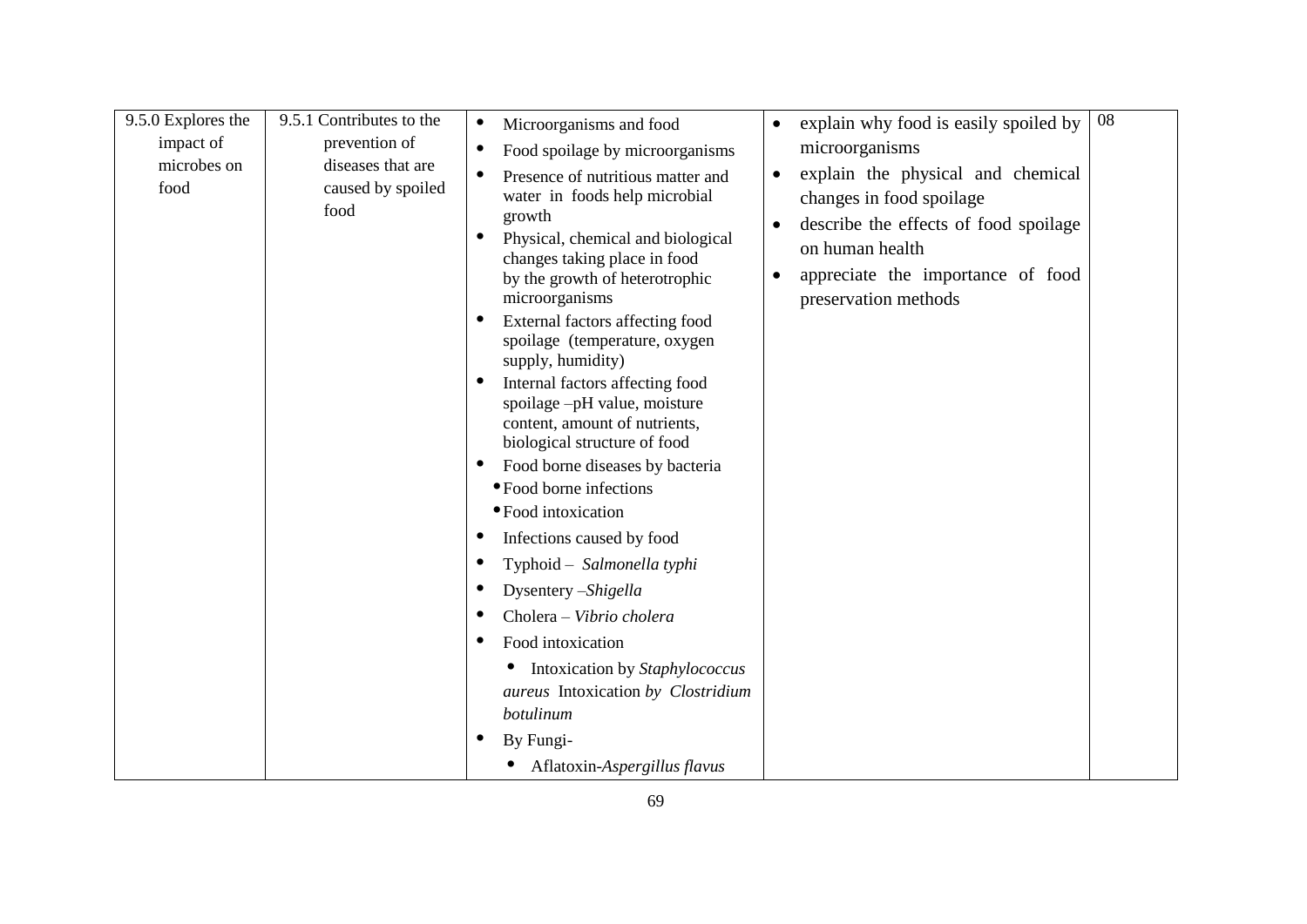| | | | | |
|---|---|---|---|---|
| 9.5.0 Explores the impact of microbes on food | 9.5.1 Contributes to the prevention of diseases that are caused by spoiled food | • Microorganisms and food<br>• Food spoilage by microorganisms<br>• Presence of nutritious matter and water in foods help microbial growth<br>• Physical, chemical and biological changes taking place in food by the growth of heterotrophic microorganisms<br>• External factors affecting food spoilage (temperature, oxygen supply, humidity)<br>• Internal factors affecting food spoilage –pH value, moisture content, amount of nutrients, biological structure of food<br>• Food borne diseases by bacteria<br>• Food borne infections<br>• Food intoxication<br>• Infections caused by food<br>• Typhoid – *Salmonella typhi*<br>• Dysentery –*Shigella*<br>• Cholera – *Vibrio cholera*<br>• Food intoxication<br>• Intoxication by *Staphylococcus aureus* Intoxication *by Clostridium botulinum*<br>• By Fungi-<br>• Aflatoxin-*Aspergillus flavus* | • explain why food is easily spoiled by microorganisms<br>• explain the physical and chemical changes in food spoilage<br>• describe the effects of food spoilage on human health<br>• appreciate the importance of food preservation methods | 08 |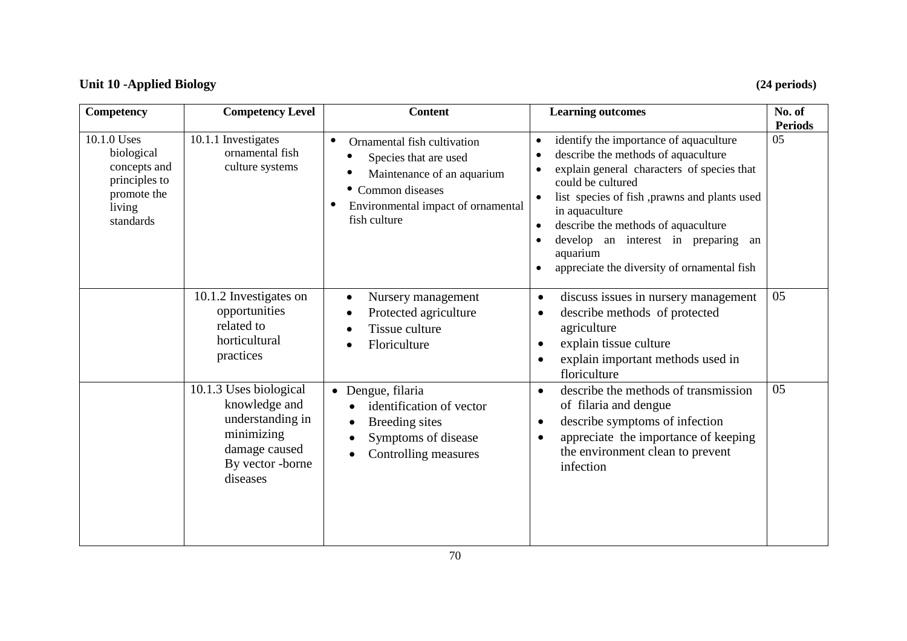**Unit 10 -Applied Biology** **(24 periods)**

| Competency | Competency Level | Content | Learning outcomes | No. of Periods |
|---|---|---|---|---|
| 10.1.0 Uses biological concepts and principles to promote the living standards | 10.1.1 Investigates ornamental fish culture systems | • Ornamental fish cultivation<br>• Species that are used<br>• Maintenance of an aquarium<br>• Common diseases<br>• Environmental impact of ornamental fish culture | • identify the importance of aquaculture<br>• describe the methods of aquaculture<br>• explain general characters of species that could be cultured<br>• list species of fish ,prawns and plants used in aquaculture<br>• describe the methods of aquaculture<br>• develop an interest in preparing an aquarium<br>• appreciate the diversity of ornamental fish | 05 |
| | 10.1.2 Investigates on opportunities related to horticultural practices | • Nursery management<br>• Protected agriculture<br>• Tissue culture<br>• Floriculture | • discuss issues in nursery management<br>• describe methods of protected agriculture<br>• explain tissue culture<br>• explain important methods used in floriculture | 05 |
| | 10.1.3 Uses biological knowledge and understanding in minimizing damage caused By vector -borne diseases | • Dengue, filaria<br>• identification of vector<br>• Breeding sites<br>• Symptoms of disease<br>• Controlling measures | • describe the methods of transmission of filaria and dengue<br>• describe symptoms of infection<br>• appreciate the importance of keeping the environment clean to prevent infection | 05 |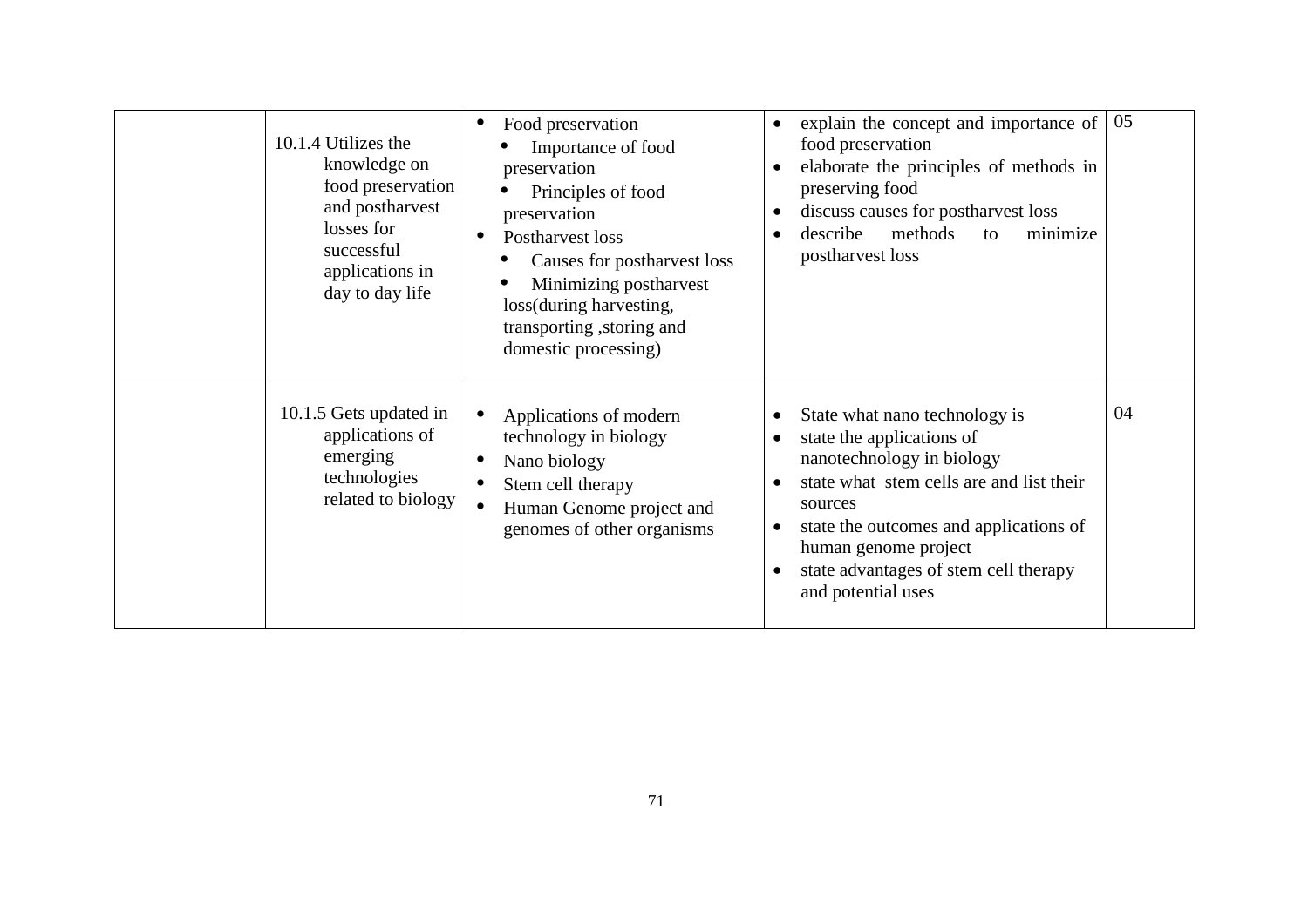|  |  |  |  |  |
|---|---|---|---|---|
|  | 10.1.4 Utilizes the knowledge on food preservation and postharvest losses for successful applications in day to day life | • Food preservation<br>• Importance of food preservation<br>• Principles of food preservation<br>• Postharvest loss<br>• Causes for postharvest loss<br>• Minimizing postharvest loss(during harvesting, transporting ,storing and domestic processing) | • explain the concept and importance of food preservation<br>• elaborate the principles of methods in preserving food<br>• discuss causes for postharvest loss<br>• describe methods to minimize postharvest loss | 05 |
|  | 10.1.5 Gets updated in applications of emerging technologies related to biology | • Applications of modern technology in biology<br>• Nano biology<br>• Stem cell therapy<br>• Human Genome project and genomes of other organisms | • State what nano technology is<br>• state the applications of nanotechnology in biology<br>• state what stem cells are and list their sources<br>• state the outcomes and applications of human genome project<br>• state advantages of stem cell therapy and potential uses | 04 |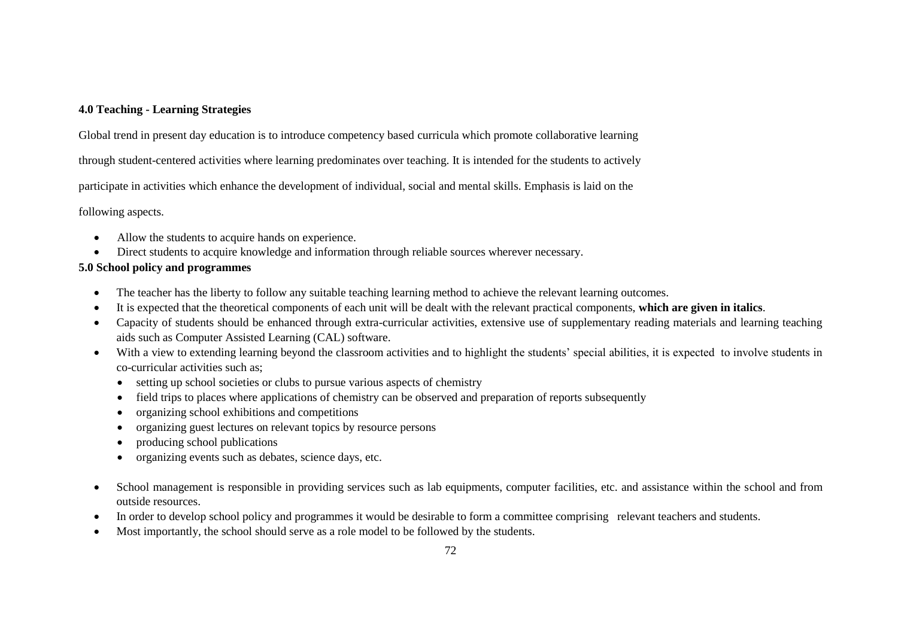## 4.0 Teaching - Learning Strategies

Global trend in present day education is to introduce competency based curricula which promote collaborative learning through student-centered activities where learning predominates over teaching. It is intended for the students to actively participate in activities which enhance the development of individual, social and mental skills. Emphasis is laid on the following aspects.

- Allow the students to acquire hands on experience.
- Direct students to acquire knowledge and information through reliable sources wherever necessary.

## 5.0 School policy and programmes

- The teacher has the liberty to follow any suitable teaching learning method to achieve the relevant learning outcomes.
- It is expected that the theoretical components of each unit will be dealt with the relevant practical components, **which are given in italics**.
- Capacity of students should be enhanced through extra-curricular activities, extensive use of supplementary reading materials and learning teaching aids such as Computer Assisted Learning (CAL) software.
- With a view to extending learning beyond the classroom activities and to highlight the students' special abilities, it is expected to involve students in co-curricular activities such as;
    - setting up school societies or clubs to pursue various aspects of chemistry
    - field trips to places where applications of chemistry can be observed and preparation of reports subsequently
    - organizing school exhibitions and competitions
    - organizing guest lectures on relevant topics by resource persons
    - producing school publications
    - organizing events such as debates, science days, etc.
- School management is responsible in providing services such as lab equipments, computer facilities, etc. and assistance within the school and from outside resources.
- In order to develop school policy and programmes it would be desirable to form a committee comprising relevant teachers and students.
- Most importantly, the school should serve as a role model to be followed by the students.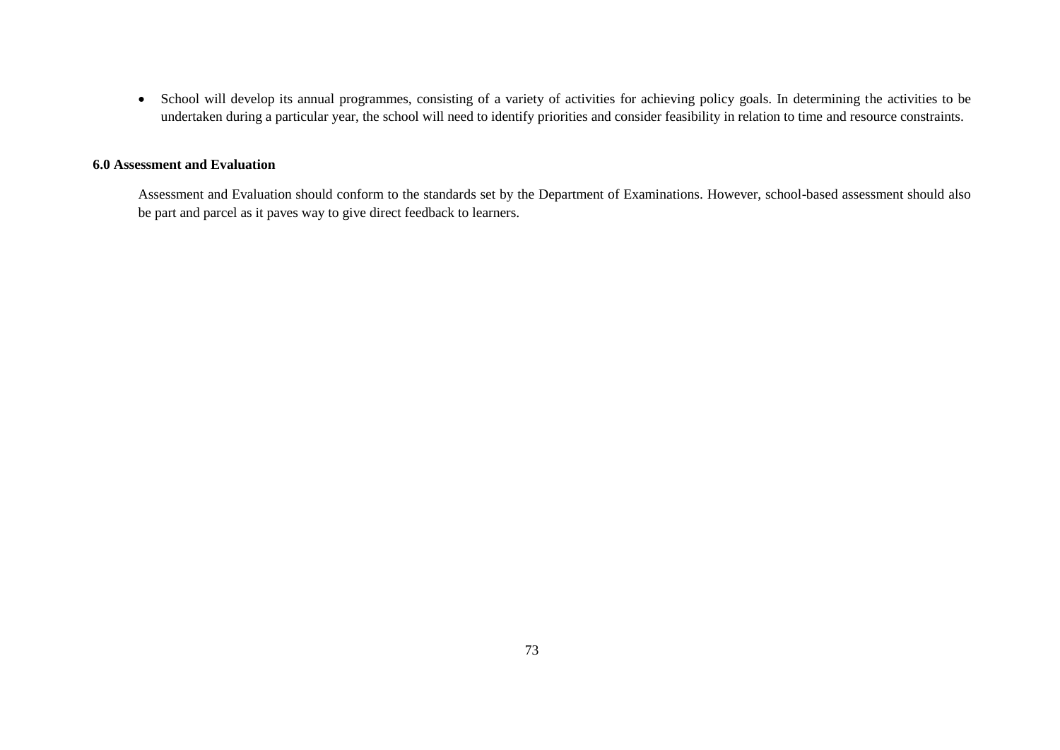- School will develop its annual programmes, consisting of a variety of activities for achieving policy goals. In determining the activities to be undertaken during a particular year, the school will need to identify priorities and consider feasibility in relation to time and resource constraints.

## 6.0 Assessment and Evaluation

Assessment and Evaluation should conform to the standards set by the Department of Examinations. However, school-based assessment should also be part and parcel as it paves way to give direct feedback to learners.